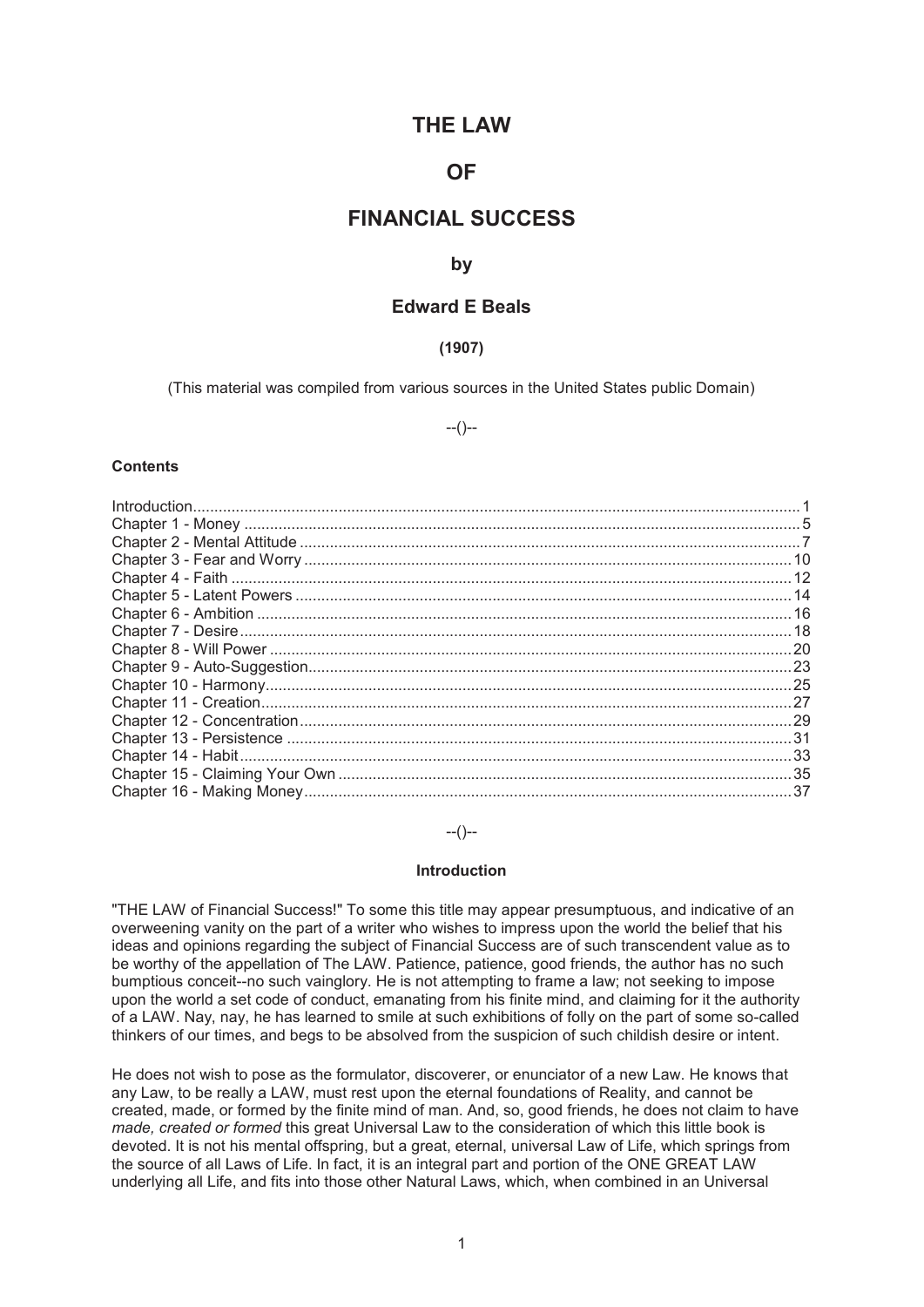# THE LAW

# OF

# FINANCIAL SUCCESS

### by

### Edward E Beals

**(1907)**

(This material was compiled from various sources in the United States public Domain)

--()--

**Contents**

| | |
|---|---|
| Introduction | 1 |
| Chapter 1 - Money | 5 |
| Chapter 2 - Mental Attitude | 7 |
| Chapter 3 - Fear and Worry | 10 |
| Chapter 4 - Faith | 12 |
| Chapter 5 - Latent Powers | 14 |
| Chapter 6 - Ambition | 16 |
| Chapter 7 - Desire | 18 |
| Chapter 8 - Will Power | 20 |
| Chapter 9 - Auto-Suggestion | 23 |
| Chapter 10 - Harmony | 25 |
| Chapter 11 - Creation | 27 |
| Chapter 12 - Concentration | 29 |
| Chapter 13 - Persistence | 31 |
| Chapter 14 - Habit | 33 |
| Chapter 15 - Claiming Your Own | 35 |
| Chapter 16 - Making Money | 37 |

--()--

## Introduction

"THE LAW of Financial Success!" To some this title may appear presumptuous, and indicative of an overweening vanity on the part of a writer who wishes to impress upon the world the belief that his ideas and opinions regarding the subject of Financial Success are of such transcendent value as to be worthy of the appellation of The LAW. Patience, patience, good friends, the author has no such bumptious conceit--no such vainglory. He is not attempting to frame a law; not seeking to impose upon the world a set code of conduct, emanating from his finite mind, and claiming for it the authority of a LAW. Nay, nay, he has learned to smile at such exhibitions of folly on the part of some so-called thinkers of our times, and begs to be absolved from the suspicion of such childish desire or intent.

He does not wish to pose as the formulator, discoverer, or enunciator of a new Law. He knows that any Law, to be really a LAW, must rest upon the eternal foundations of Reality, and cannot be created, made, or formed by the finite mind of man. And, so, good friends, he does not claim to have *made, created or formed* this great Universal Law to the consideration of which this little book is devoted. It is not his mental offspring, but a great, eternal, universal Law of Life, which springs from the source of all Laws of Life. In fact, it is an integral part and portion of the ONE GREAT LAW underlying all Life, and fits into those other Natural Laws, which, when combined in an Universal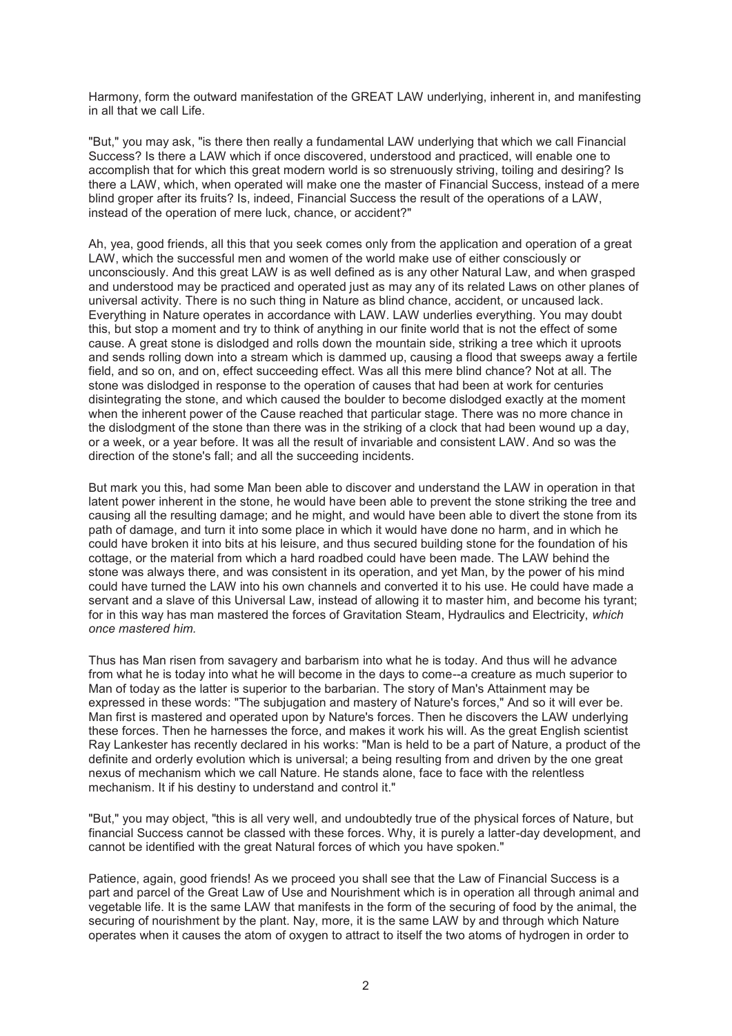Harmony, form the outward manifestation of the GREAT LAW underlying, inherent in, and manifesting in all that we call Life.

"But," you may ask, "is there then really a fundamental LAW underlying that which we call Financial Success? Is there a LAW which if once discovered, understood and practiced, will enable one to accomplish that for which this great modern world is so strenuously striving, toiling and desiring? Is there a LAW, which, when operated will make one the master of Financial Success, instead of a mere blind groper after its fruits? Is, indeed, Financial Success the result of the operations of a LAW, instead of the operation of mere luck, chance, or accident?"

Ah, yea, good friends, all this that you seek comes only from the application and operation of a great LAW, which the successful men and women of the world make use of either consciously or unconsciously. And this great LAW is as well defined as is any other Natural Law, and when grasped and understood may be practiced and operated just as may any of its related Laws on other planes of universal activity. There is no such thing in Nature as blind chance, accident, or uncaused lack. Everything in Nature operates in accordance with LAW. LAW underlies everything. You may doubt this, but stop a moment and try to think of anything in our finite world that is not the effect of some cause. A great stone is dislodged and rolls down the mountain side, striking a tree which it uproots and sends rolling down into a stream which is dammed up, causing a flood that sweeps away a fertile field, and so on, and on, effect succeeding effect. Was all this mere blind chance? Not at all. The stone was dislodged in response to the operation of causes that had been at work for centuries disintegrating the stone, and which caused the boulder to become dislodged exactly at the moment when the inherent power of the Cause reached that particular stage. There was no more chance in the dislodgment of the stone than there was in the striking of a clock that had been wound up a day, or a week, or a year before. It was all the result of invariable and consistent LAW. And so was the direction of the stone's fall; and all the succeeding incidents.

But mark you this, had some Man been able to discover and understand the LAW in operation in that latent power inherent in the stone, he would have been able to prevent the stone striking the tree and causing all the resulting damage; and he might, and would have been able to divert the stone from its path of damage, and turn it into some place in which it would have done no harm, and in which he could have broken it into bits at his leisure, and thus secured building stone for the foundation of his cottage, or the material from which a hard roadbed could have been made. The LAW behind the stone was always there, and was consistent in its operation, and yet Man, by the power of his mind could have turned the LAW into his own channels and converted it to his use. He could have made a servant and a slave of this Universal Law, instead of allowing it to master him, and become his tyrant; for in this way has man mastered the forces of Gravitation Steam, Hydraulics and Electricity, *which once mastered him.*

Thus has Man risen from savagery and barbarism into what he is today. And thus will he advance from what he is today into what he will become in the days to come--a creature as much superior to Man of today as the latter is superior to the barbarian. The story of Man's Attainment may be expressed in these words: "The subjugation and mastery of Nature's forces," And so it will ever be. Man first is mastered and operated upon by Nature's forces. Then he discovers the LAW underlying these forces. Then he harnesses the force, and makes it work his will. As the great English scientist Ray Lankester has recently declared in his works: "Man is held to be a part of Nature, a product of the definite and orderly evolution which is universal; a being resulting from and driven by the one great nexus of mechanism which we call Nature. He stands alone, face to face with the relentless mechanism. It if his destiny to understand and control it."

"But," you may object, "this is all very well, and undoubtedly true of the physical forces of Nature, but financial Success cannot be classed with these forces. Why, it is purely a latter-day development, and cannot be identified with the great Natural forces of which you have spoken."

Patience, again, good friends! As we proceed you shall see that the Law of Financial Success is a part and parcel of the Great Law of Use and Nourishment which is in operation all through animal and vegetable life. It is the same LAW that manifests in the form of the securing of food by the animal, the securing of nourishment by the plant. Nay, more, it is the same LAW by and through which Nature operates when it causes the atom of oxygen to attract to itself the two atoms of hydrogen in order to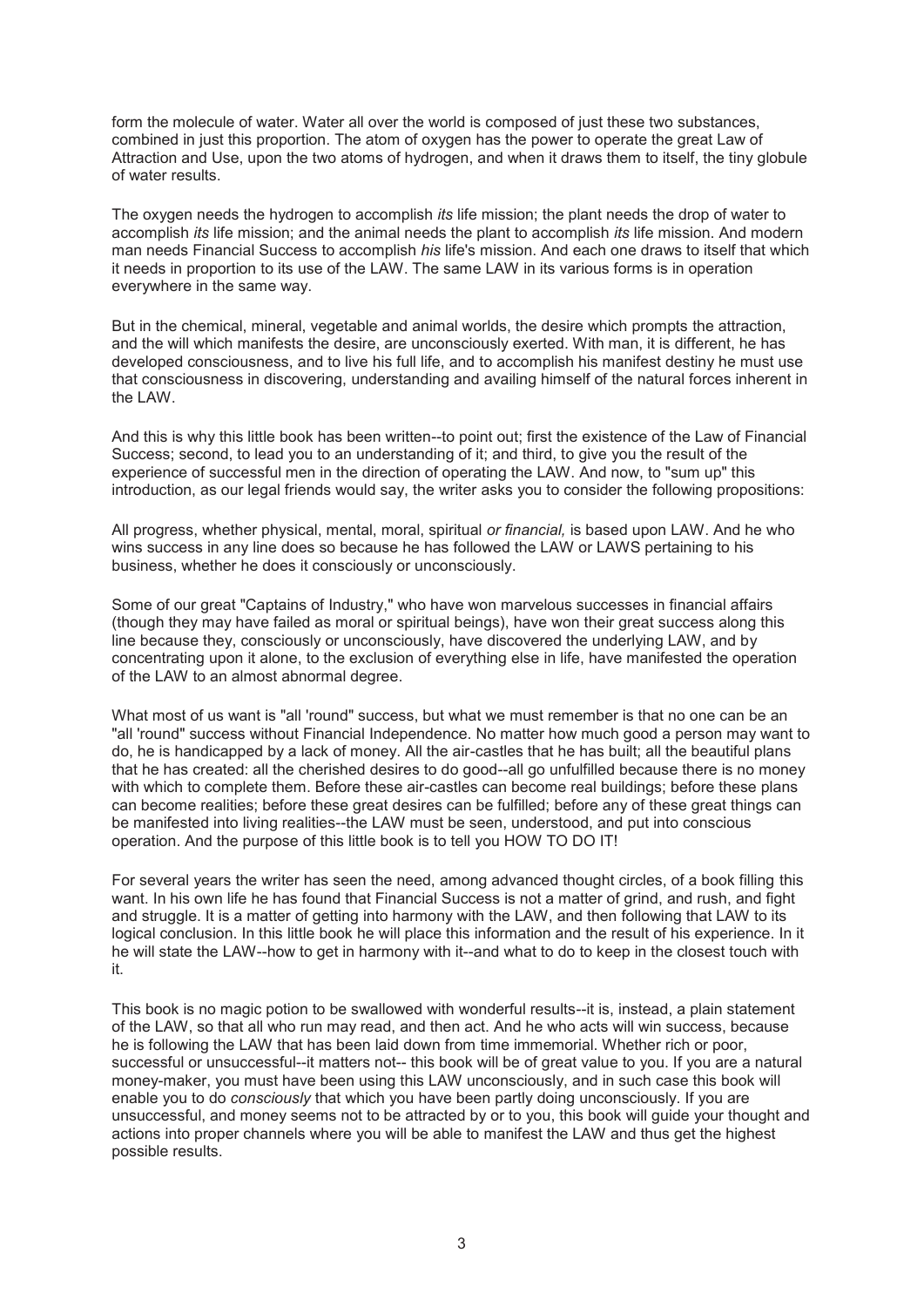form the molecule of water. Water all over the world is composed of just these two substances, combined in just this proportion. The atom of oxygen has the power to operate the great Law of Attraction and Use, upon the two atoms of hydrogen, and when it draws them to itself, the tiny globule of water results.

The oxygen needs the hydrogen to accomplish *its* life mission; the plant needs the drop of water to accomplish *its* life mission; and the animal needs the plant to accomplish *its* life mission. And modern man needs Financial Success to accomplish *his* life's mission. And each one draws to itself that which it needs in proportion to its use of the LAW. The same LAW in its various forms is in operation everywhere in the same way.

But in the chemical, mineral, vegetable and animal worlds, the desire which prompts the attraction, and the will which manifests the desire, are unconsciously exerted. With man, it is different, he has developed consciousness, and to live his full life, and to accomplish his manifest destiny he must use that consciousness in discovering, understanding and availing himself of the natural forces inherent in the LAW.

And this is why this little book has been written--to point out; first the existence of the Law of Financial Success; second, to lead you to an understanding of it; and third, to give you the result of the experience of successful men in the direction of operating the LAW. And now, to "sum up" this introduction, as our legal friends would say, the writer asks you to consider the following propositions:

All progress, whether physical, mental, moral, spiritual *or financial,* is based upon LAW. And he who wins success in any line does so because he has followed the LAW or LAWS pertaining to his business, whether he does it consciously or unconsciously.

Some of our great "Captains of Industry," who have won marvelous successes in financial affairs (though they may have failed as moral or spiritual beings), have won their great success along this line because they, consciously or unconsciously, have discovered the underlying LAW, and by concentrating upon it alone, to the exclusion of everything else in life, have manifested the operation of the LAW to an almost abnormal degree.

What most of us want is "all 'round" success, but what we must remember is that no one can be an "all 'round" success without Financial Independence. No matter how much good a person may want to do, he is handicapped by a lack of money. All the air-castles that he has built; all the beautiful plans that he has created: all the cherished desires to do good--all go unfulfilled because there is no money with which to complete them. Before these air-castles can become real buildings; before these plans can become realities; before these great desires can be fulfilled; before any of these great things can be manifested into living realities--the LAW must be seen, understood, and put into conscious operation. And the purpose of this little book is to tell you HOW TO DO IT!

For several years the writer has seen the need, among advanced thought circles, of a book filling this want. In his own life he has found that Financial Success is not a matter of grind, and rush, and fight and struggle. It is a matter of getting into harmony with the LAW, and then following that LAW to its logical conclusion. In this little book he will place this information and the result of his experience. In it he will state the LAW--how to get in harmony with it--and what to do to keep in the closest touch with it.

This book is no magic potion to be swallowed with wonderful results--it is, instead, a plain statement of the LAW, so that all who run may read, and then act. And he who acts will win success, because he is following the LAW that has been laid down from time immemorial. Whether rich or poor, successful or unsuccessful--it matters not-- this book will be of great value to you. If you are a natural money-maker, you must have been using this LAW unconsciously, and in such case this book will enable you to do *consciously* that which you have been partly doing unconsciously. If you are unsuccessful, and money seems not to be attracted by or to you, this book will guide your thought and actions into proper channels where you will be able to manifest the LAW and thus get the highest possible results.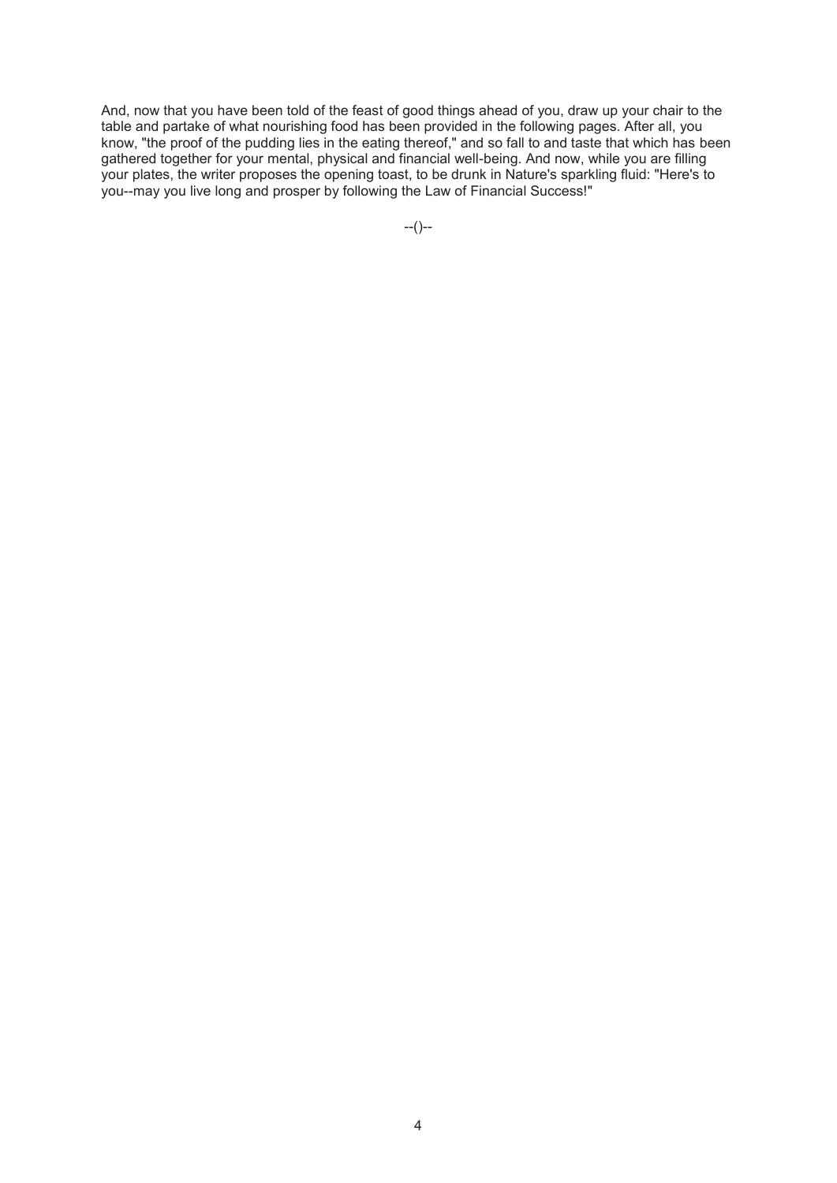And, now that you have been told of the feast of good things ahead of you, draw up your chair to the table and partake of what nourishing food has been provided in the following pages. After all, you know, "the proof of the pudding lies in the eating thereof," and so fall to and taste that which has been gathered together for your mental, physical and financial well-being. And now, while you are filling your plates, the writer proposes the opening toast, to be drunk in Nature's sparkling fluid: "Here's to you--may you live long and prosper by following the Law of Financial Success!"

--()--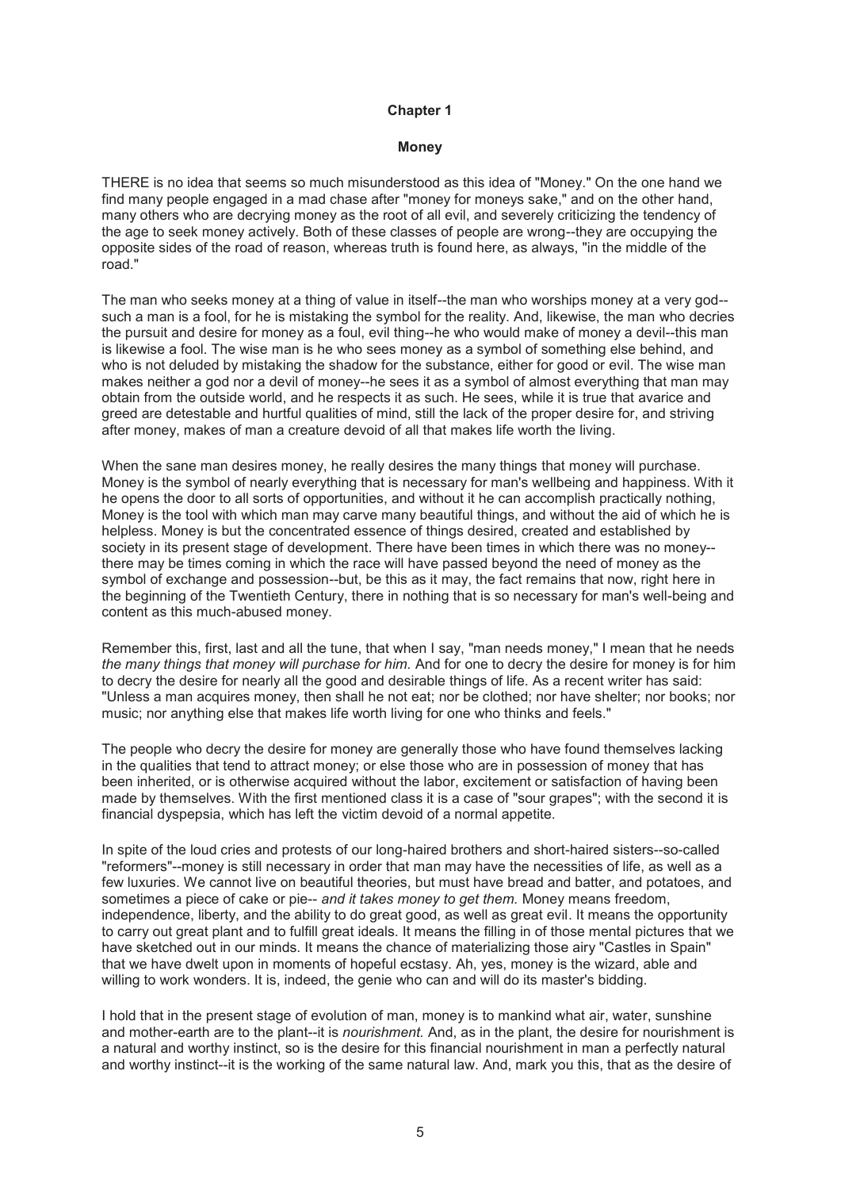**Chapter 1**

**Money**

THERE is no idea that seems so much misunderstood as this idea of "Money." On the one hand we find many people engaged in a mad chase after "money for moneys sake," and on the other hand, many others who are decrying money as the root of all evil, and severely criticizing the tendency of the age to seek money actively. Both of these classes of people are wrong--they are occupying the opposite sides of the road of reason, whereas truth is found here, as always, "in the middle of the road."

The man who seeks money at a thing of value in itself--the man who worships money at a very god--such a man is a fool, for he is mistaking the symbol for the reality. And, likewise, the man who decries the pursuit and desire for money as a foul, evil thing--he who would make of money a devil--this man is likewise a fool. The wise man is he who sees money as a symbol of something else behind, and who is not deluded by mistaking the shadow for the substance, either for good or evil. The wise man makes neither a god nor a devil of money--he sees it as a symbol of almost everything that man may obtain from the outside world, and he respects it as such. He sees, while it is true that avarice and greed are detestable and hurtful qualities of mind, still the lack of the proper desire for, and striving after money, makes of man a creature devoid of all that makes life worth the living.

When the sane man desires money, he really desires the many things that money will purchase. Money is the symbol of nearly everything that is necessary for man's wellbeing and happiness. With it he opens the door to all sorts of opportunities, and without it he can accomplish practically nothing, Money is the tool with which man may carve many beautiful things, and without the aid of which he is helpless. Money is but the concentrated essence of things desired, created and established by society in its present stage of development. There have been times in which there was no money--there may be times coming in which the race will have passed beyond the need of money as the symbol of exchange and possession--but, be this as it may, the fact remains that now, right here in the beginning of the Twentieth Century, there in nothing that is so necessary for man's well-being and content as this much-abused money.

Remember this, first, last and all the tune, that when I say, "man needs money," I mean that he needs *the many things that money will purchase for him.* And for one to decry the desire for money is for him to decry the desire for nearly all the good and desirable things of life. As a recent writer has said: "Unless a man acquires money, then shall he not eat; nor be clothed; nor have shelter; nor books; nor music; nor anything else that makes life worth living for one who thinks and feels."

The people who decry the desire for money are generally those who have found themselves lacking in the qualities that tend to attract money; or else those who are in possession of money that has been inherited, or is otherwise acquired without the labor, excitement or satisfaction of having been made by themselves. With the first mentioned class it is a case of "sour grapes"; with the second it is financial dyspepsia, which has left the victim devoid of a normal appetite.

In spite of the loud cries and protests of our long-haired brothers and short-haired sisters--so-called "reformers"--money is still necessary in order that man may have the necessities of life, as well as a few luxuries. We cannot live on beautiful theories, but must have bread and batter, and potatoes, and sometimes a piece of cake or pie-- *and it takes money to get them.* Money means freedom, independence, liberty, and the ability to do great good, as well as great evil. It means the opportunity to carry out great plant and to fulfill great ideals. It means the filling in of those mental pictures that we have sketched out in our minds. It means the chance of materializing those airy "Castles in Spain" that we have dwelt upon in moments of hopeful ecstasy. Ah, yes, money is the wizard, able and willing to work wonders. It is, indeed, the genie who can and will do its master's bidding.

I hold that in the present stage of evolution of man, money is to mankind what air, water, sunshine and mother-earth are to the plant--it is *nourishment.* And, as in the plant, the desire for nourishment is a natural and worthy instinct, so is the desire for this financial nourishment in man a perfectly natural and worthy instinct--it is the working of the same natural law. And, mark you this, that as the desire of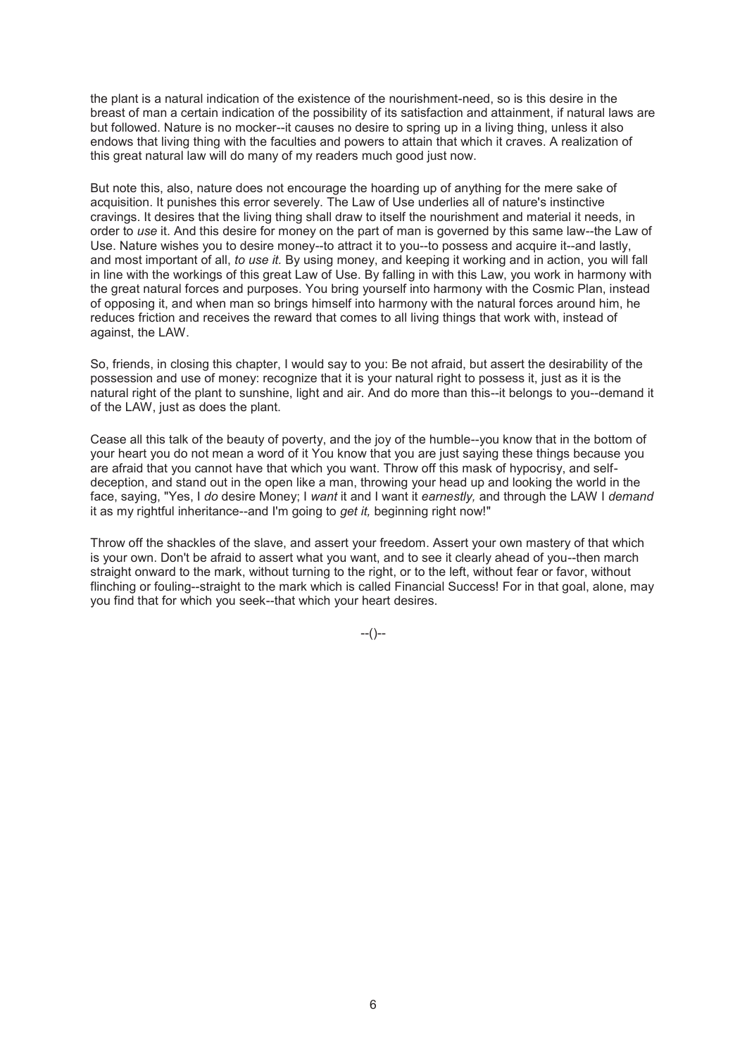the plant is a natural indication of the existence of the nourishment-need, so is this desire in the breast of man a certain indication of the possibility of its satisfaction and attainment, if natural laws are but followed. Nature is no mocker--it causes no desire to spring up in a living thing, unless it also endows that living thing with the faculties and powers to attain that which it craves. A realization of this great natural law will do many of my readers much good just now.

But note this, also, nature does not encourage the hoarding up of anything for the mere sake of acquisition. It punishes this error severely. The Law of Use underlies all of nature's instinctive cravings. It desires that the living thing shall draw to itself the nourishment and material it needs, in order to *use* it. And this desire for money on the part of man is governed by this same law--the Law of Use. Nature wishes you to desire money--to attract it to you--to possess and acquire it--and lastly, and most important of all, *to use it.* By using money, and keeping it working and in action, you will fall in line with the workings of this great Law of Use. By falling in with this Law, you work in harmony with the great natural forces and purposes. You bring yourself into harmony with the Cosmic Plan, instead of opposing it, and when man so brings himself into harmony with the natural forces around him, he reduces friction and receives the reward that comes to all living things that work with, instead of against, the LAW.

So, friends, in closing this chapter, I would say to you: Be not afraid, but assert the desirability of the possession and use of money: recognize that it is your natural right to possess it, just as it is the natural right of the plant to sunshine, light and air. And do more than this--it belongs to you--demand it of the LAW, just as does the plant.

Cease all this talk of the beauty of poverty, and the joy of the humble--you know that in the bottom of your heart you do not mean a word of it You know that you are just saying these things because you are afraid that you cannot have that which you want. Throw off this mask of hypocrisy, and self-deception, and stand out in the open like a man, throwing your head up and looking the world in the face, saying, "Yes, I *do* desire Money; I *want* it and I want it *earnestly,* and through the LAW I *demand* it as my rightful inheritance--and I'm going to *get it,* beginning right now!"

Throw off the shackles of the slave, and assert your freedom. Assert your own mastery of that which is your own. Don't be afraid to assert what you want, and to see it clearly ahead of you--then march straight onward to the mark, without turning to the right, or to the left, without fear or favor, without flinching or fouling--straight to the mark which is called Financial Success! For in that goal, alone, may you find that for which you seek--that which your heart desires.

--()--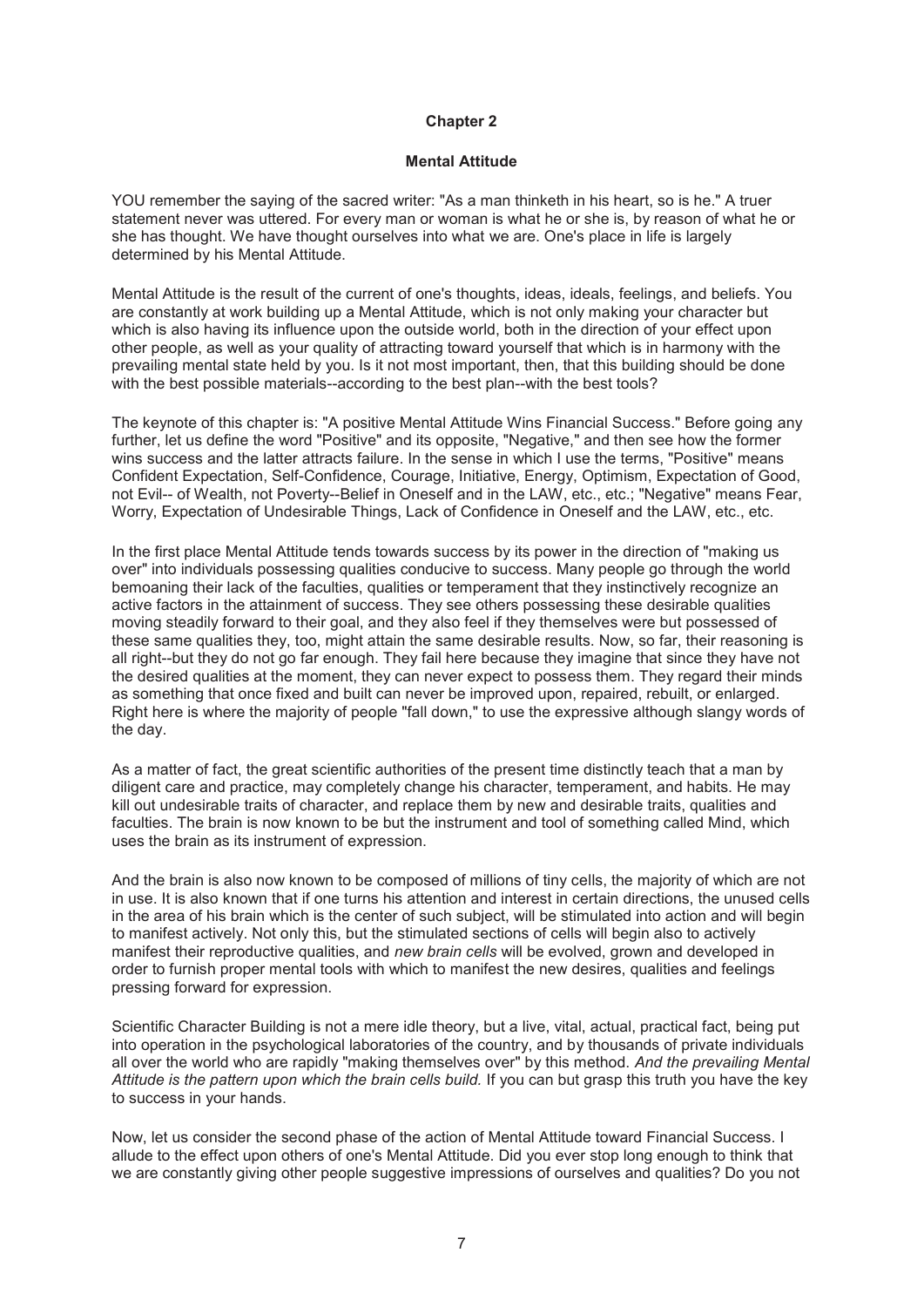## Chapter 2

### Mental Attitude

YOU remember the saying of the sacred writer: "As a man thinketh in his heart, so is he." A truer statement never was uttered. For every man or woman is what he or she is, by reason of what he or she has thought. We have thought ourselves into what we are. One's place in life is largely determined by his Mental Attitude.

Mental Attitude is the result of the current of one's thoughts, ideas, ideals, feelings, and beliefs. You are constantly at work building up a Mental Attitude, which is not only making your character but which is also having its influence upon the outside world, both in the direction of your effect upon other people, as well as your quality of attracting toward yourself that which is in harmony with the prevailing mental state held by you. Is it not most important, then, that this building should be done with the best possible materials--according to the best plan--with the best tools?

The keynote of this chapter is: "A positive Mental Attitude Wins Financial Success." Before going any further, let us define the word "Positive" and its opposite, "Negative," and then see how the former wins success and the latter attracts failure. In the sense in which I use the terms, "Positive" means Confident Expectation, Self-Confidence, Courage, Initiative, Energy, Optimism, Expectation of Good, not Evil-- of Wealth, not Poverty--Belief in Oneself and in the LAW, etc., etc.; "Negative" means Fear, Worry, Expectation of Undesirable Things, Lack of Confidence in Oneself and the LAW, etc., etc.

In the first place Mental Attitude tends towards success by its power in the direction of "making us over" into individuals possessing qualities conducive to success. Many people go through the world bemoaning their lack of the faculties, qualities or temperament that they instinctively recognize an active factors in the attainment of success. They see others possessing these desirable qualities moving steadily forward to their goal, and they also feel if they themselves were but possessed of these same qualities they, too, might attain the same desirable results. Now, so far, their reasoning is all right--but they do not go far enough. They fail here because they imagine that since they have not the desired qualities at the moment, they can never expect to possess them. They regard their minds as something that once fixed and built can never be improved upon, repaired, rebuilt, or enlarged. Right here is where the majority of people "fall down," to use the expressive although slangy words of the day.

As a matter of fact, the great scientific authorities of the present time distinctly teach that a man by diligent care and practice, may completely change his character, temperament, and habits. He may kill out undesirable traits of character, and replace them by new and desirable traits, qualities and faculties. The brain is now known to be but the instrument and tool of something called Mind, which uses the brain as its instrument of expression.

And the brain is also now known to be composed of millions of tiny cells, the majority of which are not in use. It is also known that if one turns his attention and interest in certain directions, the unused cells in the area of his brain which is the center of such subject, will be stimulated into action and will begin to manifest actively. Not only this, but the stimulated sections of cells will begin also to actively manifest their reproductive qualities, and *new brain cells* will be evolved, grown and developed in order to furnish proper mental tools with which to manifest the new desires, qualities and feelings pressing forward for expression.

Scientific Character Building is not a mere idle theory, but a live, vital, actual, practical fact, being put into operation in the psychological laboratories of the country, and by thousands of private individuals all over the world who are rapidly "making themselves over" by this method. *And the prevailing Mental Attitude is the pattern upon which the brain cells build.* If you can but grasp this truth you have the key to success in your hands.

Now, let us consider the second phase of the action of Mental Attitude toward Financial Success. I allude to the effect upon others of one's Mental Attitude. Did you ever stop long enough to think that we are constantly giving other people suggestive impressions of ourselves and qualities? Do you not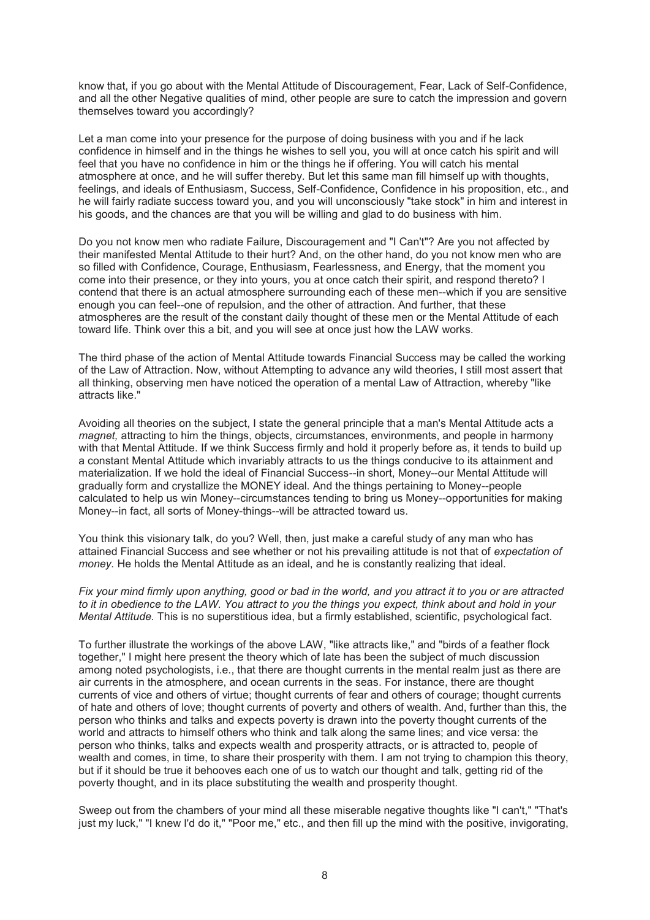know that, if you go about with the Mental Attitude of Discouragement, Fear, Lack of Self-Confidence, and all the other Negative qualities of mind, other people are sure to catch the impression and govern themselves toward you accordingly?

Let a man come into your presence for the purpose of doing business with you and if he lack confidence in himself and in the things he wishes to sell you, you will at once catch his spirit and will feel that you have no confidence in him or the things he if offering. You will catch his mental atmosphere at once, and he will suffer thereby. But let this same man fill himself up with thoughts, feelings, and ideals of Enthusiasm, Success, Self-Confidence, Confidence in his proposition, etc., and he will fairly radiate success toward you, and you will unconsciously "take stock" in him and interest in his goods, and the chances are that you will be willing and glad to do business with him.

Do you not know men who radiate Failure, Discouragement and "I Can't"? Are you not affected by their manifested Mental Attitude to their hurt? And, on the other hand, do you not know men who are so filled with Confidence, Courage, Enthusiasm, Fearlessness, and Energy, that the moment you come into their presence, or they into yours, you at once catch their spirit, and respond thereto? I contend that there is an actual atmosphere surrounding each of these men--which if you are sensitive enough you can feel--one of repulsion, and the other of attraction. And further, that these atmospheres are the result of the constant daily thought of these men or the Mental Attitude of each toward life. Think over this a bit, and you will see at once just how the LAW works.

The third phase of the action of Mental Attitude towards Financial Success may be called the working of the Law of Attraction. Now, without Attempting to advance any wild theories, I still most assert that all thinking, observing men have noticed the operation of a mental Law of Attraction, whereby "like attracts like."

Avoiding all theories on the subject, I state the general principle that a man's Mental Attitude acts a *magnet,* attracting to him the things, objects, circumstances, environments, and people in harmony with that Mental Attitude. If we think Success firmly and hold it properly before as, it tends to build up a constant Mental Attitude which invariably attracts to us the things conducive to its attainment and materialization. If we hold the ideal of Financial Success--in short, Money--our Mental Attitude will gradually form and crystallize the MONEY ideal. And the things pertaining to Money--people calculated to help us win Money--circumstances tending to bring us Money--opportunities for making Money--in fact, all sorts of Money-things--will be attracted toward us.

You think this visionary talk, do you? Well, then, just make a careful study of any man who has attained Financial Success and see whether or not his prevailing attitude is not that of *expectation of money.* He holds the Mental Attitude as an ideal, and he is constantly realizing that ideal.

*Fix your mind firmly upon anything, good or bad in the world, and you attract it to you or are attracted to it in obedience to the LAW. You attract to you the things you expect, think about and hold in your Mental Attitude.* This is no superstitious idea, but a firmly established, scientific, psychological fact.

To further illustrate the workings of the above LAW, "like attracts like," and "birds of a feather flock together," I might here present the theory which of late has been the subject of much discussion among noted psychologists, i.e., that there are thought currents in the mental realm just as there are air currents in the atmosphere, and ocean currents in the seas. For instance, there are thought currents of vice and others of virtue; thought currents of fear and others of courage; thought currents of hate and others of love; thought currents of poverty and others of wealth. And, further than this, the person who thinks and talks and expects poverty is drawn into the poverty thought currents of the world and attracts to himself others who think and talk along the same lines; and vice versa: the person who thinks, talks and expects wealth and prosperity attracts, or is attracted to, people of wealth and comes, in time, to share their prosperity with them. I am not trying to champion this theory, but if it should be true it behooves each one of us to watch our thought and talk, getting rid of the poverty thought, and in its place substituting the wealth and prosperity thought.

Sweep out from the chambers of your mind all these miserable negative thoughts like "I can't," "That's just my luck," "I knew I'd do it," "Poor me," etc., and then fill up the mind with the positive, invigorating,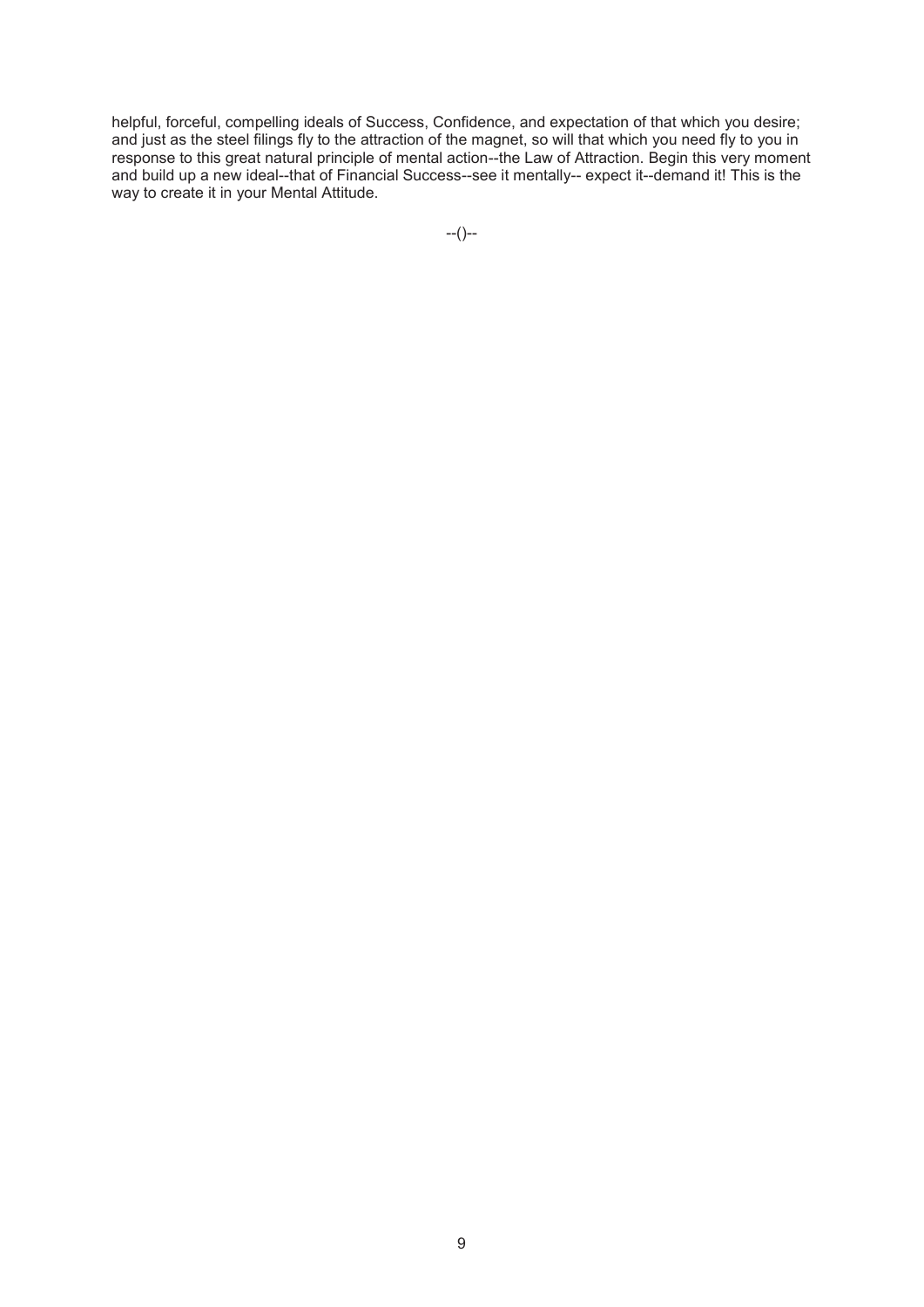helpful, forceful, compelling ideals of Success, Confidence, and expectation of that which you desire; and just as the steel filings fly to the attraction of the magnet, so will that which you need fly to you in response to this great natural principle of mental action--the Law of Attraction. Begin this very moment and build up a new ideal--that of Financial Success--see it mentally-- expect it--demand it! This is the way to create it in your Mental Attitude.

--()--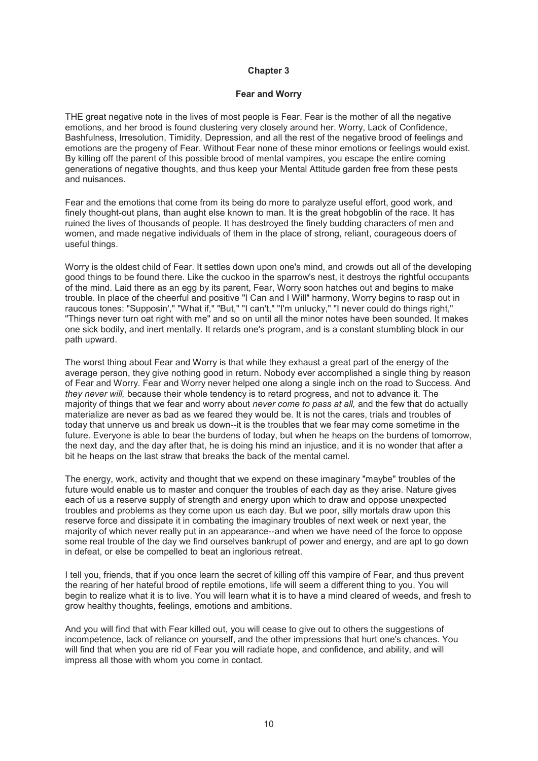# Chapter 3

## Fear and Worry

THE great negative note in the lives of most people is Fear. Fear is the mother of all the negative emotions, and her brood is found clustering very closely around her. Worry, Lack of Confidence, Bashfulness, Irresolution, Timidity, Depression, and all the rest of the negative brood of feelings and emotions are the progeny of Fear. Without Fear none of these minor emotions or feelings would exist. By killing off the parent of this possible brood of mental vampires, you escape the entire coming generations of negative thoughts, and thus keep your Mental Attitude garden free from these pests and nuisances.

Fear and the emotions that come from its being do more to paralyze useful effort, good work, and finely thought-out plans, than aught else known to man. It is the great hobgoblin of the race. It has ruined the lives of thousands of people. It has destroyed the finely budding characters of men and women, and made negative individuals of them in the place of strong, reliant, courageous doers of useful things.

Worry is the oldest child of Fear. It settles down upon one's mind, and crowds out all of the developing good things to be found there. Like the cuckoo in the sparrow's nest, it destroys the rightful occupants of the mind. Laid there as an egg by its parent, Fear, Worry soon hatches out and begins to make trouble. In place of the cheerful and positive "I Can and I Will" harmony, Worry begins to rasp out in raucous tones: "Supposin'," "What if," "But," "I can't," "I'm unlucky," "I never could do things right," "Things never turn oat right with me" and so on until all the minor notes have been sounded. It makes one sick bodily, and inert mentally. It retards one's program, and is a constant stumbling block in our path upward.

The worst thing about Fear and Worry is that while they exhaust a great part of the energy of the average person, they give nothing good in return. Nobody ever accomplished a single thing by reason of Fear and Worry. Fear and Worry never helped one along a single inch on the road to Success. And *they never will,* because their whole tendency is to retard progress, and not to advance it. The majority of things that we fear and worry about *never come to pass at all,* and the few that do actually materialize are never as bad as we feared they would be. It is not the cares, trials and troubles of today that unnerve us and break us down--it is the troubles that we fear may come sometime in the future. Everyone is able to bear the burdens of today, but when he heaps on the burdens of tomorrow, the next day, and the day after that, he is doing his mind an injustice, and it is no wonder that after a bit he heaps on the last straw that breaks the back of the mental camel.

The energy, work, activity and thought that we expend on these imaginary "maybe" troubles of the future would enable us to master and conquer the troubles of each day as they arise. Nature gives each of us a reserve supply of strength and energy upon which to draw and oppose unexpected troubles and problems as they come upon us each day. But we poor, silly mortals draw upon this reserve force and dissipate it in combating the imaginary troubles of next week or next year, the majority of which never really put in an appearance--and when we have need of the force to oppose some real trouble of the day we find ourselves bankrupt of power and energy, and are apt to go down in defeat, or else be compelled to beat an inglorious retreat.

I tell you, friends, that if you once learn the secret of killing off this vampire of Fear, and thus prevent the rearing of her hateful brood of reptile emotions, life will seem a different thing to you. You will begin to realize what it is to live. You will learn what it is to have a mind cleared of weeds, and fresh to grow healthy thoughts, feelings, emotions and ambitions.

And you will find that with Fear killed out, you will cease to give out to others the suggestions of incompetence, lack of reliance on yourself, and the other impressions that hurt one's chances. You will find that when you are rid of Fear you will radiate hope, and confidence, and ability, and will impress all those with whom you come in contact.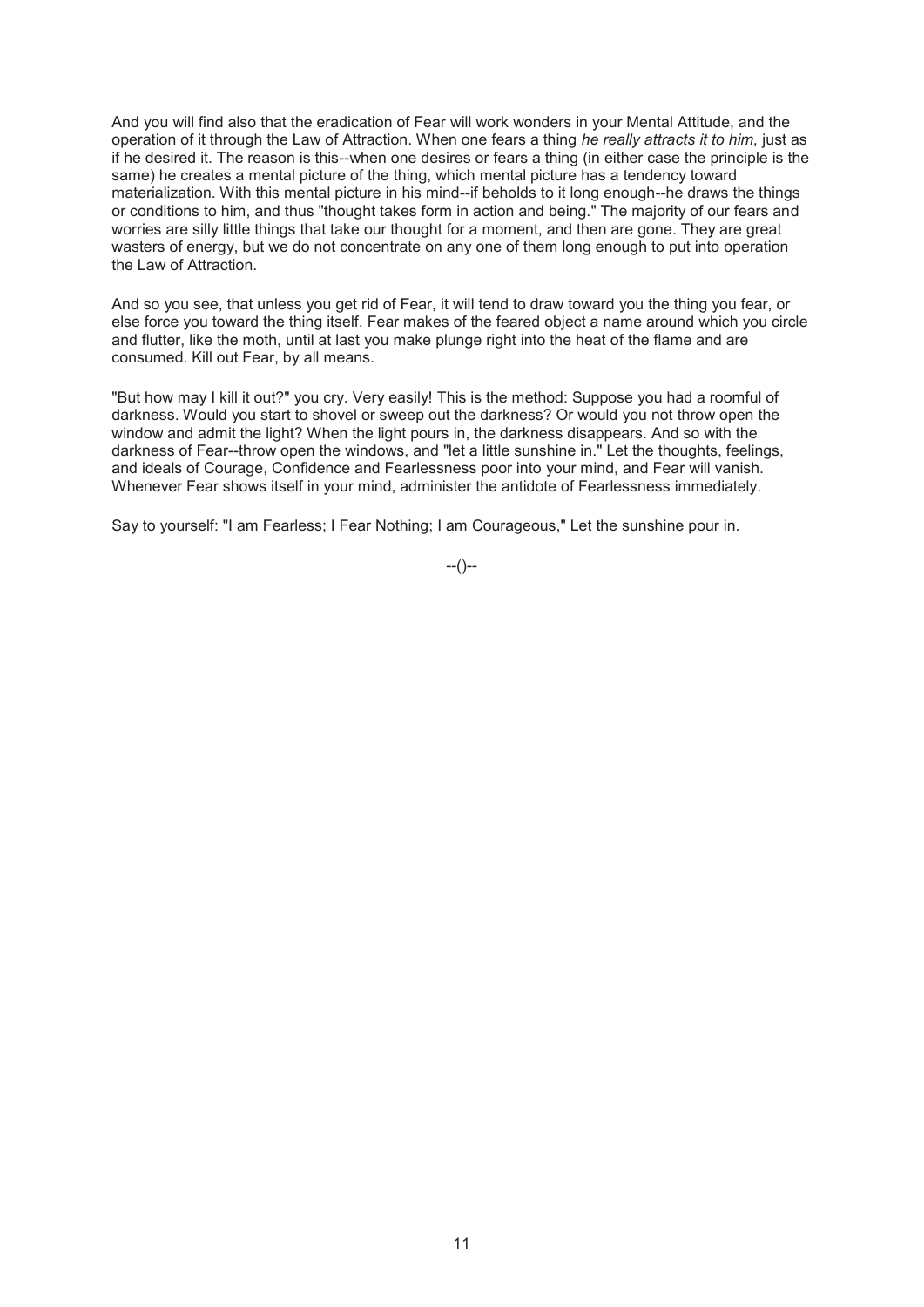And you will find also that the eradication of Fear will work wonders in your Mental Attitude, and the operation of it through the Law of Attraction. When one fears a thing *he really attracts it to him,* just as if he desired it. The reason is this--when one desires or fears a thing (in either case the principle is the same) he creates a mental picture of the thing, which mental picture has a tendency toward materialization. With this mental picture in his mind--if beholds to it long enough--he draws the things or conditions to him, and thus "thought takes form in action and being." The majority of our fears and worries are silly little things that take our thought for a moment, and then are gone. They are great wasters of energy, but we do not concentrate on any one of them long enough to put into operation the Law of Attraction.

And so you see, that unless you get rid of Fear, it will tend to draw toward you the thing you fear, or else force you toward the thing itself. Fear makes of the feared object a name around which you circle and flutter, like the moth, until at last you make plunge right into the heat of the flame and are consumed. Kill out Fear, by all means.

"But how may I kill it out?" you cry. Very easily! This is the method: Suppose you had a roomful of darkness. Would you start to shovel or sweep out the darkness? Or would you not throw open the window and admit the light? When the light pours in, the darkness disappears. And so with the darkness of Fear--throw open the windows, and "let a little sunshine in." Let the thoughts, feelings, and ideals of Courage, Confidence and Fearlessness poor into your mind, and Fear will vanish. Whenever Fear shows itself in your mind, administer the antidote of Fearlessness immediately.

Say to yourself: "I am Fearless; I Fear Nothing; I am Courageous," Let the sunshine pour in.

--()--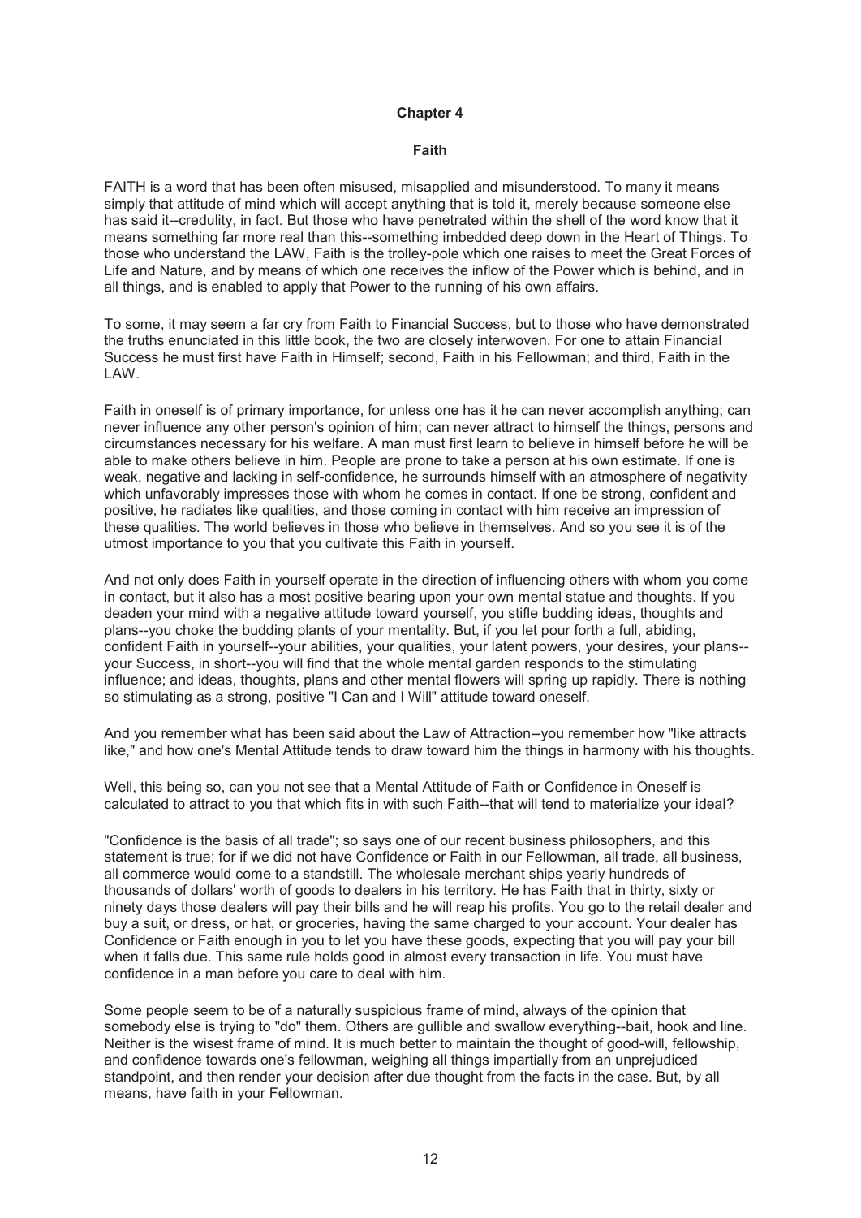## Chapter 4

### Faith

FAITH is a word that has been often misused, misapplied and misunderstood. To many it means simply that attitude of mind which will accept anything that is told it, merely because someone else has said it--credulity, in fact. But those who have penetrated within the shell of the word know that it means something far more real than this--something imbedded deep down in the Heart of Things. To those who understand the LAW, Faith is the trolley-pole which one raises to meet the Great Forces of Life and Nature, and by means of which one receives the inflow of the Power which is behind, and in all things, and is enabled to apply that Power to the running of his own affairs.

To some, it may seem a far cry from Faith to Financial Success, but to those who have demonstrated the truths enunciated in this little book, the two are closely interwoven. For one to attain Financial Success he must first have Faith in Himself; second, Faith in his Fellowman; and third, Faith in the LAW.

Faith in oneself is of primary importance, for unless one has it he can never accomplish anything; can never influence any other person's opinion of him; can never attract to himself the things, persons and circumstances necessary for his welfare. A man must first learn to believe in himself before he will be able to make others believe in him. People are prone to take a person at his own estimate. If one is weak, negative and lacking in self-confidence, he surrounds himself with an atmosphere of negativity which unfavorably impresses those with whom he comes in contact. If one be strong, confident and positive, he radiates like qualities, and those coming in contact with him receive an impression of these qualities. The world believes in those who believe in themselves. And so you see it is of the utmost importance to you that you cultivate this Faith in yourself.

And not only does Faith in yourself operate in the direction of influencing others with whom you come in contact, but it also has a most positive bearing upon your own mental statue and thoughts. If you deaden your mind with a negative attitude toward yourself, you stifle budding ideas, thoughts and plans--you choke the budding plants of your mentality. But, if you let pour forth a full, abiding, confident Faith in yourself--your abilities, your qualities, your latent powers, your desires, your plans--your Success, in short--you will find that the whole mental garden responds to the stimulating influence; and ideas, thoughts, plans and other mental flowers will spring up rapidly. There is nothing so stimulating as a strong, positive "I Can and I Will" attitude toward oneself.

And you remember what has been said about the Law of Attraction--you remember how "like attracts like," and how one's Mental Attitude tends to draw toward him the things in harmony with his thoughts.

Well, this being so, can you not see that a Mental Attitude of Faith or Confidence in Oneself is calculated to attract to you that which fits in with such Faith--that will tend to materialize your ideal?

"Confidence is the basis of all trade"; so says one of our recent business philosophers, and this statement is true; for if we did not have Confidence or Faith in our Fellowman, all trade, all business, all commerce would come to a standstill. The wholesale merchant ships yearly hundreds of thousands of dollars' worth of goods to dealers in his territory. He has Faith that in thirty, sixty or ninety days those dealers will pay their bills and he will reap his profits. You go to the retail dealer and buy a suit, or dress, or hat, or groceries, having the same charged to your account. Your dealer has Confidence or Faith enough in you to let you have these goods, expecting that you will pay your bill when it falls due. This same rule holds good in almost every transaction in life. You must have confidence in a man before you care to deal with him.

Some people seem to be of a naturally suspicious frame of mind, always of the opinion that somebody else is trying to "do" them. Others are gullible and swallow everything--bait, hook and line. Neither is the wisest frame of mind. It is much better to maintain the thought of good-will, fellowship, and confidence towards one's fellowman, weighing all things impartially from an unprejudiced standpoint, and then render your decision after due thought from the facts in the case. But, by all means, have faith in your Fellowman.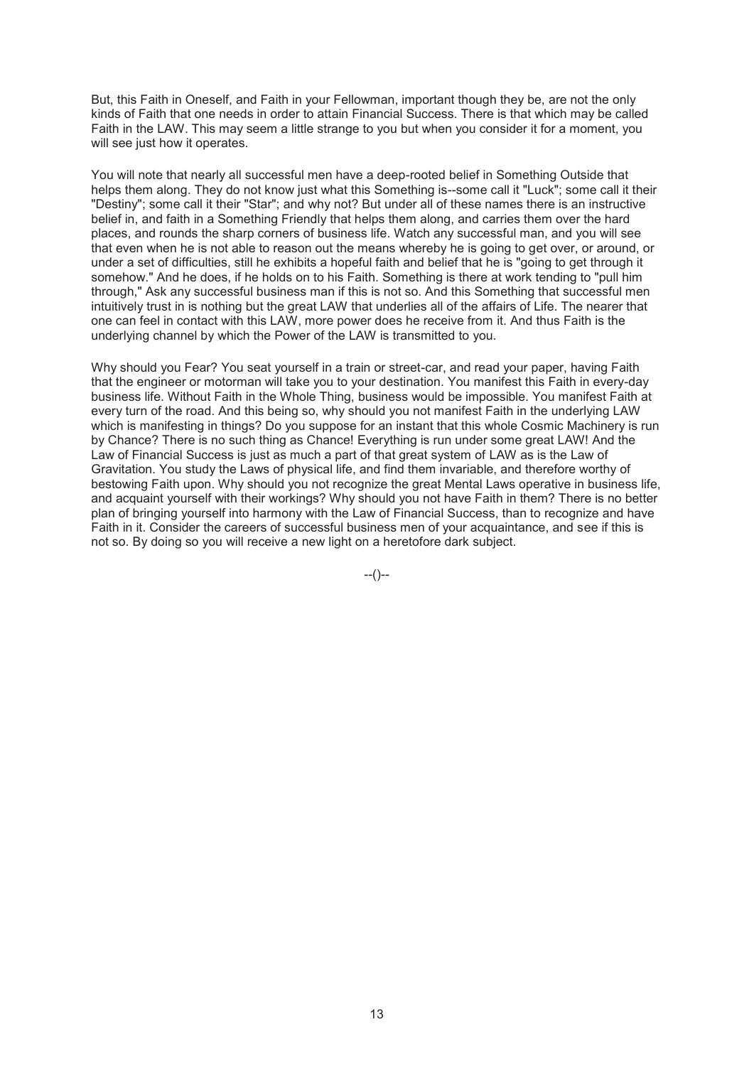But, this Faith in Oneself, and Faith in your Fellowman, important though they be, are not the only kinds of Faith that one needs in order to attain Financial Success. There is that which may be called Faith in the LAW. This may seem a little strange to you but when you consider it for a moment, you will see just how it operates.

You will note that nearly all successful men have a deep-rooted belief in Something Outside that helps them along. They do not know just what this Something is--some call it "Luck"; some call it their "Destiny"; some call it their "Star"; and why not? But under all of these names there is an instructive belief in, and faith in a Something Friendly that helps them along, and carries them over the hard places, and rounds the sharp corners of business life. Watch any successful man, and you will see that even when he is not able to reason out the means whereby he is going to get over, or around, or under a set of difficulties, still he exhibits a hopeful faith and belief that he is "going to get through it somehow." And he does, if he holds on to his Faith. Something is there at work tending to "pull him through," Ask any successful business man if this is not so. And this Something that successful men intuitively trust in is nothing but the great LAW that underlies all of the affairs of Life. The nearer that one can feel in contact with this LAW, more power does he receive from it. And thus Faith is the underlying channel by which the Power of the LAW is transmitted to you.

Why should you Fear? You seat yourself in a train or street-car, and read your paper, having Faith that the engineer or motorman will take you to your destination. You manifest this Faith in every-day business life. Without Faith in the Whole Thing, business would be impossible. You manifest Faith at every turn of the road. And this being so, why should you not manifest Faith in the underlying LAW which is manifesting in things? Do you suppose for an instant that this whole Cosmic Machinery is run by Chance? There is no such thing as Chance! Everything is run under some great LAW! And the Law of Financial Success is just as much a part of that great system of LAW as is the Law of Gravitation. You study the Laws of physical life, and find them invariable, and therefore worthy of bestowing Faith upon. Why should you not recognize the great Mental Laws operative in business life, and acquaint yourself with their workings? Why should you not have Faith in them? There is no better plan of bringing yourself into harmony with the Law of Financial Success, than to recognize and have Faith in it. Consider the careers of successful business men of your acquaintance, and see if this is not so. By doing so you will receive a new light on a heretofore dark subject.

--()--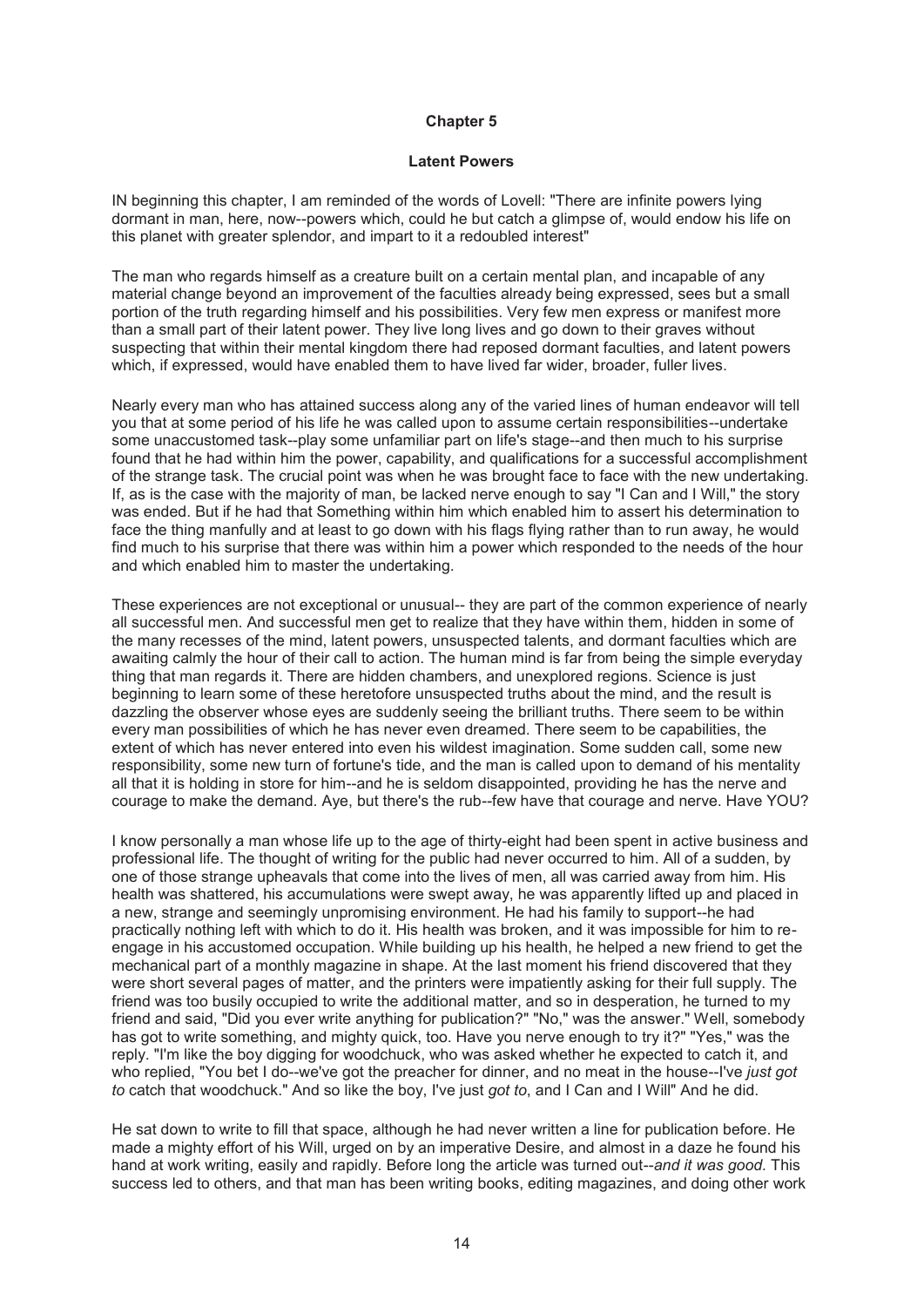# Chapter 5

## Latent Powers

IN beginning this chapter, I am reminded of the words of Lovell: "There are infinite powers lying dormant in man, here, now--powers which, could he but catch a glimpse of, would endow his life on this planet with greater splendor, and impart to it a redoubled interest"

The man who regards himself as a creature built on a certain mental plan, and incapable of any material change beyond an improvement of the faculties already being expressed, sees but a small portion of the truth regarding himself and his possibilities. Very few men express or manifest more than a small part of their latent power. They live long lives and go down to their graves without suspecting that within their mental kingdom there had reposed dormant faculties, and latent powers which, if expressed, would have enabled them to have lived far wider, broader, fuller lives.

Nearly every man who has attained success along any of the varied lines of human endeavor will tell you that at some period of his life he was called upon to assume certain responsibilities--undertake some unaccustomed task--play some unfamiliar part on life's stage--and then much to his surprise found that he had within him the power, capability, and qualifications for a successful accomplishment of the strange task. The crucial point was when he was brought face to face with the new undertaking. If, as is the case with the majority of man, be lacked nerve enough to say "I Can and I Will," the story was ended. But if he had that Something within him which enabled him to assert his determination to face the thing manfully and at least to go down with his flags flying rather than to run away, he would find much to his surprise that there was within him a power which responded to the needs of the hour and which enabled him to master the undertaking.

These experiences are not exceptional or unusual-- they are part of the common experience of nearly all successful men. And successful men get to realize that they have within them, hidden in some of the many recesses of the mind, latent powers, unsuspected talents, and dormant faculties which are awaiting calmly the hour of their call to action. The human mind is far from being the simple everyday thing that man regards it. There are hidden chambers, and unexplored regions. Science is just beginning to learn some of these heretofore unsuspected truths about the mind, and the result is dazzling the observer whose eyes are suddenly seeing the brilliant truths. There seem to be within every man possibilities of which he has never even dreamed. There seem to be capabilities, the extent of which has never entered into even his wildest imagination. Some sudden call, some new responsibility, some new turn of fortune's tide, and the man is called upon to demand of his mentality all that it is holding in store for him--and he is seldom disappointed, providing he has the nerve and courage to make the demand. Aye, but there's the rub--few have that courage and nerve. Have YOU?

I know personally a man whose life up to the age of thirty-eight had been spent in active business and professional life. The thought of writing for the public had never occurred to him. All of a sudden, by one of those strange upheavals that come into the lives of men, all was carried away from him. His health was shattered, his accumulations were swept away, he was apparently lifted up and placed in a new, strange and seemingly unpromising environment. He had his family to support--he had practically nothing left with which to do it. His health was broken, and it was impossible for him to re-engage in his accustomed occupation. While building up his health, he helped a new friend to get the mechanical part of a monthly magazine in shape. At the last moment his friend discovered that they were short several pages of matter, and the printers were impatiently asking for their full supply. The friend was too busily occupied to write the additional matter, and so in desperation, he turned to my friend and said, "Did you ever write anything for publication?" "No," was the answer." Well, somebody has got to write something, and mighty quick, too. Have you nerve enough to try it?" "Yes," was the reply. "I'm like the boy digging for woodchuck, who was asked whether he expected to catch it, and who replied, "You bet I do--we've got the preacher for dinner, and no meat in the house--I've *just got to* catch that woodchuck." And so like the boy, I've just *got to*, and I Can and I Will" And he did.

He sat down to write to fill that space, although he had never written a line for publication before. He made a mighty effort of his Will, urged on by an imperative Desire, and almost in a daze he found his hand at work writing, easily and rapidly. Before long the article was turned out--*and it was good.* This success led to others, and that man has been writing books, editing magazines, and doing other work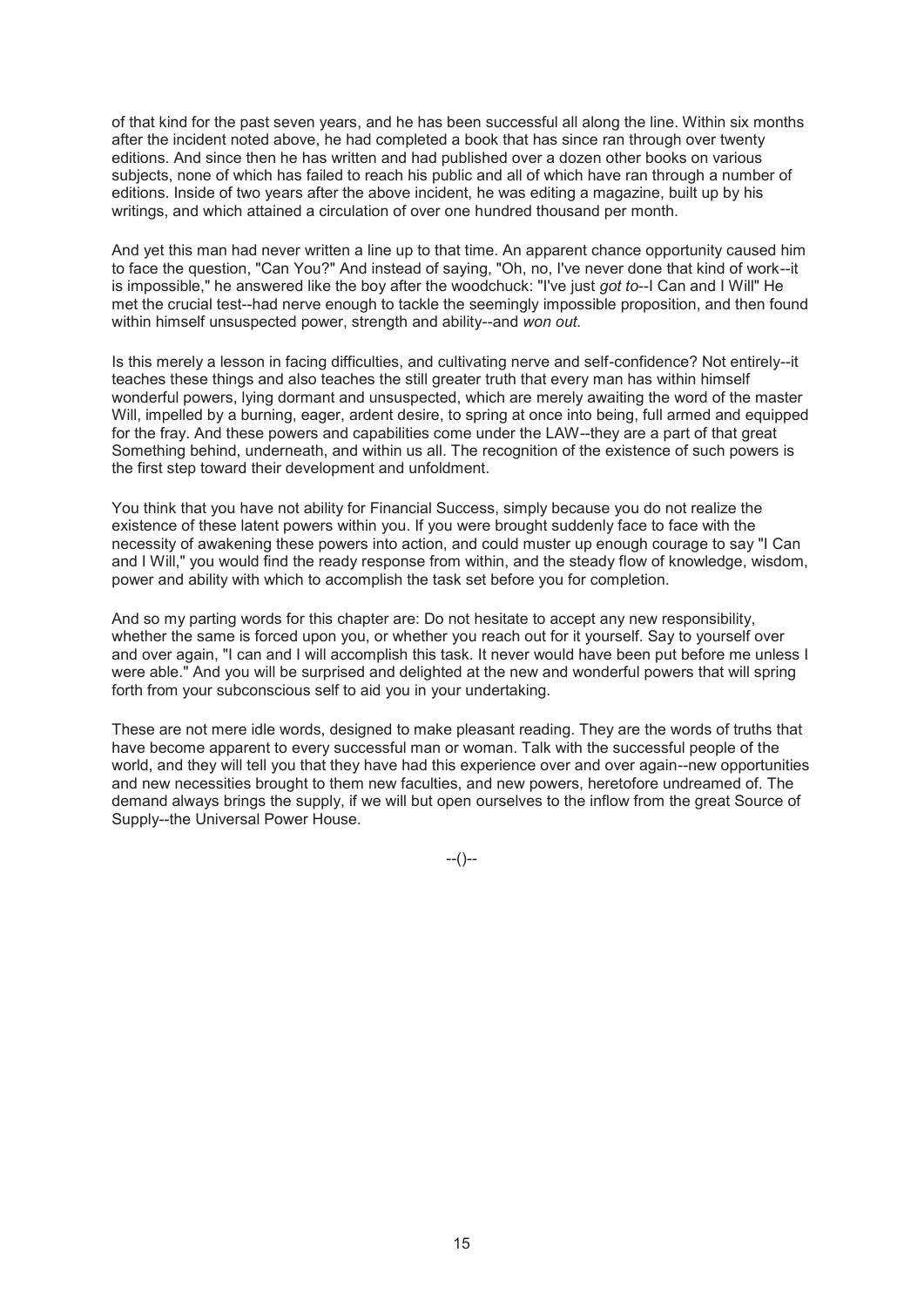of that kind for the past seven years, and he has been successful all along the line. Within six months after the incident noted above, he had completed a book that has since ran through over twenty editions. And since then he has written and had published over a dozen other books on various subjects, none of which has failed to reach his public and all of which have ran through a number of editions. Inside of two years after the above incident, he was editing a magazine, built up by his writings, and which attained a circulation of over one hundred thousand per month.

And yet this man had never written a line up to that time. An apparent chance opportunity caused him to face the question, "Can You?" And instead of saying, "Oh, no, I've never done that kind of work--it is impossible," he answered like the boy after the woodchuck: "I've just *got to*--I Can and I Will" He met the crucial test--had nerve enough to tackle the seemingly impossible proposition, and then found within himself unsuspected power, strength and ability--and *won out.*

Is this merely a lesson in facing difficulties, and cultivating nerve and self-confidence? Not entirely--it teaches these things and also teaches the still greater truth that every man has within himself wonderful powers, lying dormant and unsuspected, which are merely awaiting the word of the master Will, impelled by a burning, eager, ardent desire, to spring at once into being, full armed and equipped for the fray. And these powers and capabilities come under the LAW--they are a part of that great Something behind, underneath, and within us all. The recognition of the existence of such powers is the first step toward their development and unfoldment.

You think that you have not ability for Financial Success, simply because you do not realize the existence of these latent powers within you. If you were brought suddenly face to face with the necessity of awakening these powers into action, and could muster up enough courage to say "I Can and I Will," you would find the ready response from within, and the steady flow of knowledge, wisdom, power and ability with which to accomplish the task set before you for completion.

And so my parting words for this chapter are: Do not hesitate to accept any new responsibility, whether the same is forced upon you, or whether you reach out for it yourself. Say to yourself over and over again, "I can and I will accomplish this task. It never would have been put before me unless I were able." And you will be surprised and delighted at the new and wonderful powers that will spring forth from your subconscious self to aid you in your undertaking.

These are not mere idle words, designed to make pleasant reading. They are the words of truths that have become apparent to every successful man or woman. Talk with the successful people of the world, and they will tell you that they have had this experience over and over again--new opportunities and new necessities brought to them new faculties, and new powers, heretofore undreamed of. The demand always brings the supply, if we will but open ourselves to the inflow from the great Source of Supply--the Universal Power House.

--()--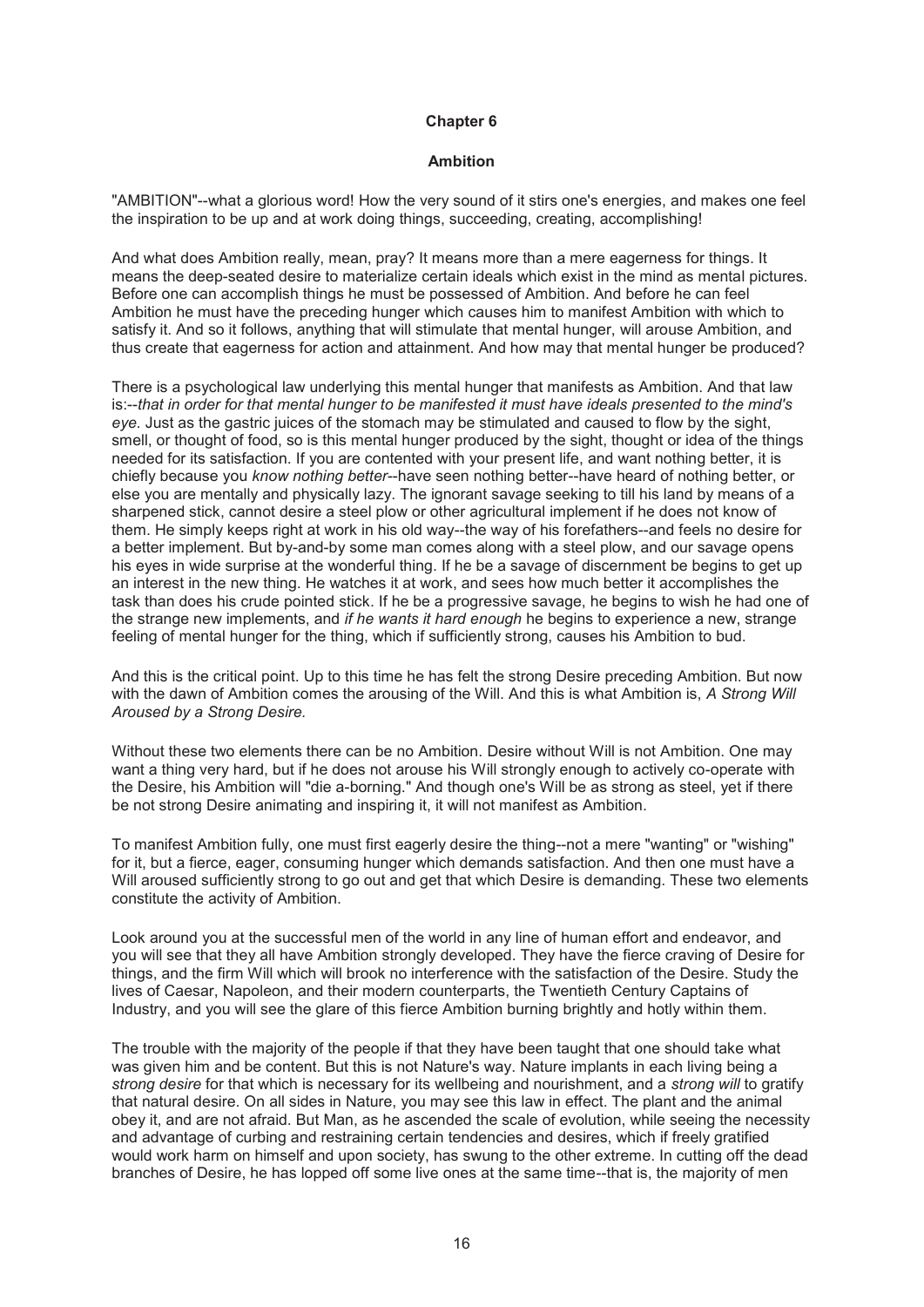## Chapter 6

### Ambition

"AMBITION"--what a glorious word! How the very sound of it stirs one's energies, and makes one feel the inspiration to be up and at work doing things, succeeding, creating, accomplishing!

And what does Ambition really, mean, pray? It means more than a mere eagerness for things. It means the deep-seated desire to materialize certain ideals which exist in the mind as mental pictures. Before one can accomplish things he must be possessed of Ambition. And before he can feel Ambition he must have the preceding hunger which causes him to manifest Ambition with which to satisfy it. And so it follows, anything that will stimulate that mental hunger, will arouse Ambition, and thus create that eagerness for action and attainment. And how may that mental hunger be produced?

There is a psychological law underlying this mental hunger that manifests as Ambition. And that law is:--*that in order for that mental hunger to be manifested it must have ideals presented to the mind's eye.* Just as the gastric juices of the stomach may be stimulated and caused to flow by the sight, smell, or thought of food, so is this mental hunger produced by the sight, thought or idea of the things needed for its satisfaction. If you are contented with your present life, and want nothing better, it is chiefly because you *know nothing better*--have seen nothing better--have heard of nothing better, or else you are mentally and physically lazy. The ignorant savage seeking to till his land by means of a sharpened stick, cannot desire a steel plow or other agricultural implement if he does not know of them. He simply keeps right at work in his old way--the way of his forefathers--and feels no desire for a better implement. But by-and-by some man comes along with a steel plow, and our savage opens his eyes in wide surprise at the wonderful thing. If he be a savage of discernment he begins to get up an interest in the new thing. He watches it at work, and sees how much better it accomplishes the task than does his crude pointed stick. If he be a progressive savage, he begins to wish he had one of the strange new implements, and *if he wants it hard enough* he begins to experience a new, strange feeling of mental hunger for the thing, which if sufficiently strong, causes his Ambition to bud.

And this is the critical point. Up to this time he has felt the strong Desire preceding Ambition. But now with the dawn of Ambition comes the arousing of the Will. And this is what Ambition is, *A Strong Will Aroused by a Strong Desire.*

Without these two elements there can be no Ambition. Desire without Will is not Ambition. One may want a thing very hard, but if he does not arouse his Will strongly enough to actively co-operate with the Desire, his Ambition will "die a-borning." And though one's Will be as strong as steel, yet if there be not strong Desire animating and inspiring it, it will not manifest as Ambition.

To manifest Ambition fully, one must first eagerly desire the thing--not a mere "wanting" or "wishing" for it, but a fierce, eager, consuming hunger which demands satisfaction. And then one must have a Will aroused sufficiently strong to go out and get that which Desire is demanding. These two elements constitute the activity of Ambition.

Look around you at the successful men of the world in any line of human effort and endeavor, and you will see that they all have Ambition strongly developed. They have the fierce craving of Desire for things, and the firm Will which will brook no interference with the satisfaction of the Desire. Study the lives of Caesar, Napoleon, and their modern counterparts, the Twentieth Century Captains of Industry, and you will see the glare of this fierce Ambition burning brightly and hotly within them.

The trouble with the majority of the people if that they have been taught that one should take what was given him and be content. But this is not Nature's way. Nature implants in each living being a *strong desire* for that which is necessary for its wellbeing and nourishment, and a *strong will* to gratify that natural desire. On all sides in Nature, you may see this law in effect. The plant and the animal obey it, and are not afraid. But Man, as he ascended the scale of evolution, while seeing the necessity and advantage of curbing and restraining certain tendencies and desires, which if freely gratified would work harm on himself and upon society, has swung to the other extreme. In cutting off the dead branches of Desire, he has lopped off some live ones at the same time--that is, the majority of men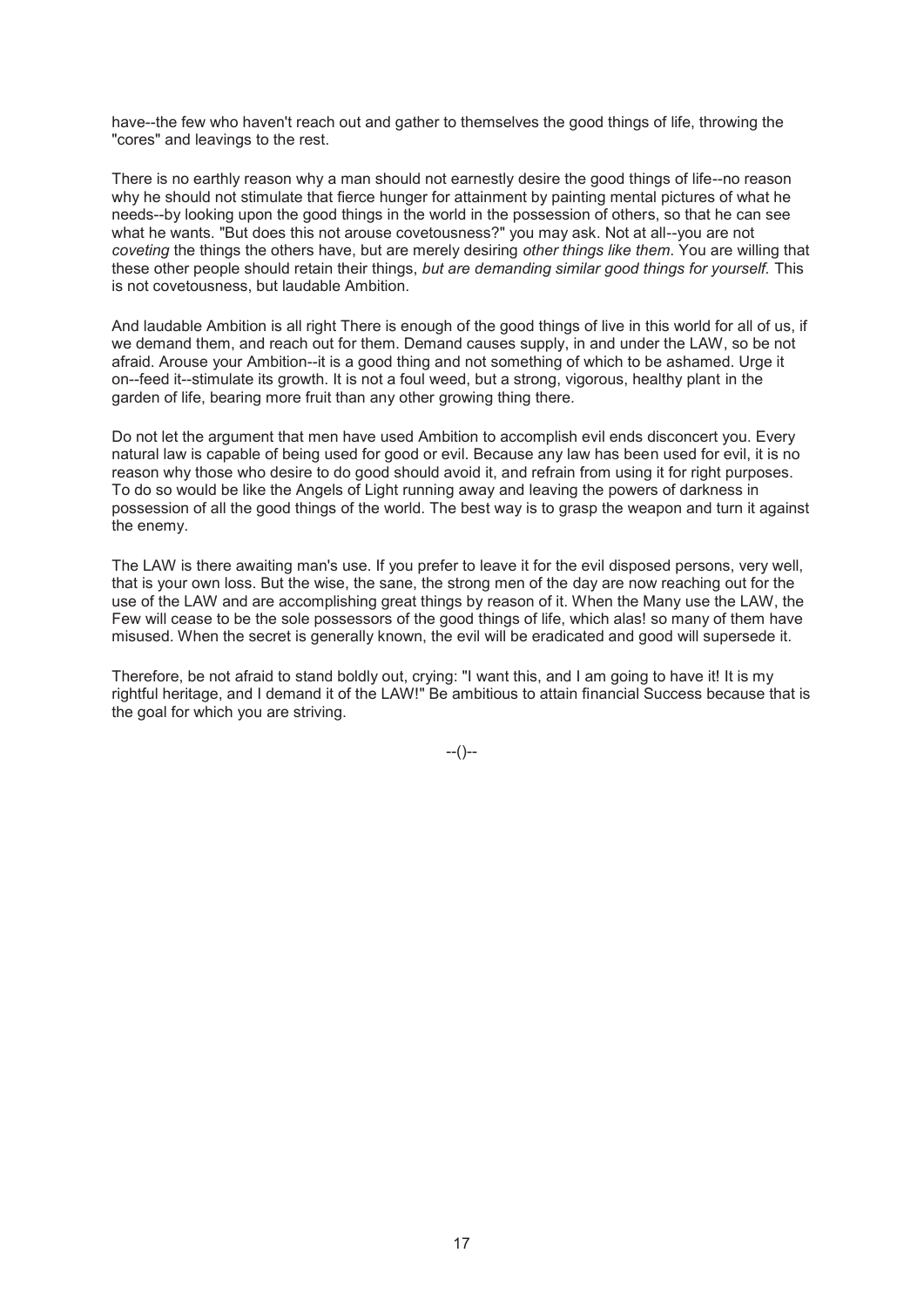have--the few who haven't reach out and gather to themselves the good things of life, throwing the "cores" and leavings to the rest.

There is no earthly reason why a man should not earnestly desire the good things of life--no reason why he should not stimulate that fierce hunger for attainment by painting mental pictures of what he needs--by looking upon the good things in the world in the possession of others, so that he can see what he wants. "But does this not arouse covetousness?" you may ask. Not at all--you are not *coveting* the things the others have, but are merely desiring *other things like them*. You are willing that these other people should retain their things, *but are demanding similar good things for yourself.* This is not covetousness, but laudable Ambition.

And laudable Ambition is all right There is enough of the good things of live in this world for all of us, if we demand them, and reach out for them. Demand causes supply, in and under the LAW, so be not afraid. Arouse your Ambition--it is a good thing and not something of which to be ashamed. Urge it on--feed it--stimulate its growth. It is not a foul weed, but a strong, vigorous, healthy plant in the garden of life, bearing more fruit than any other growing thing there.

Do not let the argument that men have used Ambition to accomplish evil ends disconcert you. Every natural law is capable of being used for good or evil. Because any law has been used for evil, it is no reason why those who desire to do good should avoid it, and refrain from using it for right purposes. To do so would be like the Angels of Light running away and leaving the powers of darkness in possession of all the good things of the world. The best way is to grasp the weapon and turn it against the enemy.

The LAW is there awaiting man's use. If you prefer to leave it for the evil disposed persons, very well, that is your own loss. But the wise, the sane, the strong men of the day are now reaching out for the use of the LAW and are accomplishing great things by reason of it. When the Many use the LAW, the Few will cease to be the sole possessors of the good things of life, which alas! so many of them have misused. When the secret is generally known, the evil will be eradicated and good will supersede it.

Therefore, be not afraid to stand boldly out, crying: "I want this, and I am going to have it! It is my rightful heritage, and I demand it of the LAW!" Be ambitious to attain financial Success because that is the goal for which you are striving.

--()--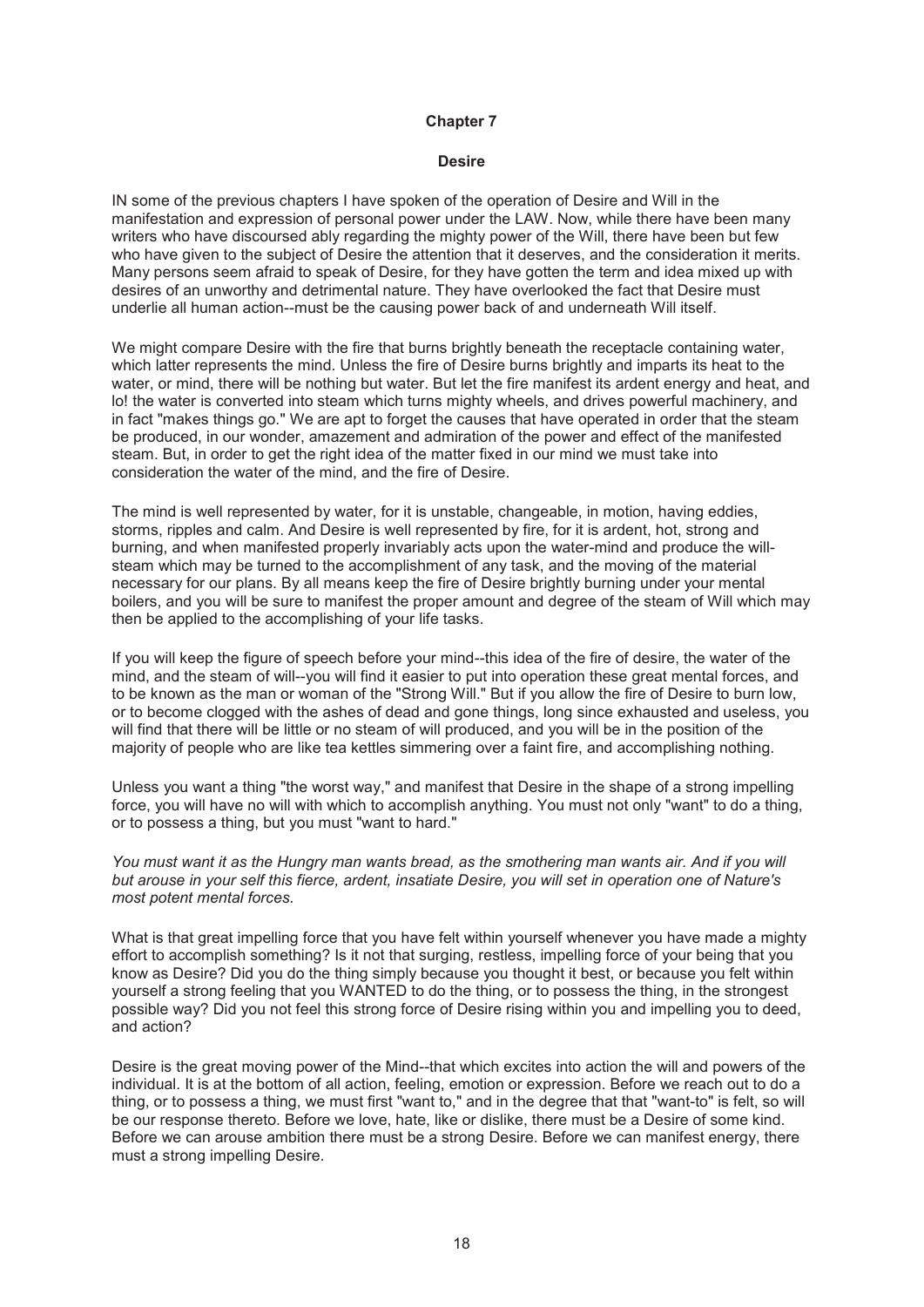# Chapter 7

## Desire

IN some of the previous chapters I have spoken of the operation of Desire and Will in the manifestation and expression of personal power under the LAW. Now, while there have been many writers who have discoursed ably regarding the mighty power of the Will, there have been but few who have given to the subject of Desire the attention that it deserves, and the consideration it merits. Many persons seem afraid to speak of Desire, for they have gotten the term and idea mixed up with desires of an unworthy and detrimental nature. They have overlooked the fact that Desire must underlie all human action--must be the causing power back of and underneath Will itself.

We might compare Desire with the fire that burns brightly beneath the receptacle containing water, which latter represents the mind. Unless the fire of Desire burns brightly and imparts its heat to the water, or mind, there will be nothing but water. But let the fire manifest its ardent energy and heat, and lo! the water is converted into steam which turns mighty wheels, and drives powerful machinery, and in fact "makes things go." We are apt to forget the causes that have operated in order that the steam be produced, in our wonder, amazement and admiration of the power and effect of the manifested steam. But, in order to get the right idea of the matter fixed in our mind we must take into consideration the water of the mind, and the fire of Desire.

The mind is well represented by water, for it is unstable, changeable, in motion, having eddies, storms, ripples and calm. And Desire is well represented by fire, for it is ardent, hot, strong and burning, and when manifested properly invariably acts upon the water-mind and produce the will-steam which may be turned to the accomplishment of any task, and the moving of the material necessary for our plans. By all means keep the fire of Desire brightly burning under your mental boilers, and you will be sure to manifest the proper amount and degree of the steam of Will which may then be applied to the accomplishing of your life tasks.

If you will keep the figure of speech before your mind--this idea of the fire of desire, the water of the mind, and the steam of will--you will find it easier to put into operation these great mental forces, and to be known as the man or woman of the "Strong Will." But if you allow the fire of Desire to burn low, or to become clogged with the ashes of dead and gone things, long since exhausted and useless, you will find that there will be little or no steam of will produced, and you will be in the position of the majority of people who are like tea kettles simmering over a faint fire, and accomplishing nothing.

Unless you want a thing "the worst way," and manifest that Desire in the shape of a strong impelling force, you will have no will with which to accomplish anything. You must not only "want" to do a thing, or to possess a thing, but you must "want to hard."

*You must want it as the Hungry man wants bread, as the smothering man wants air. And if you will but arouse in your self this fierce, ardent, insatiate Desire, you will set in operation one of Nature's most potent mental forces.*

What is that great impelling force that you have felt within yourself whenever you have made a mighty effort to accomplish something? Is it not that surging, restless, impelling force of your being that you know as Desire? Did you do the thing simply because you thought it best, or because you felt within yourself a strong feeling that you WANTED to do the thing, or to possess the thing, in the strongest possible way? Did you not feel this strong force of Desire rising within you and impelling you to deed, and action?

Desire is the great moving power of the Mind--that which excites into action the will and powers of the individual. It is at the bottom of all action, feeling, emotion or expression. Before we reach out to do a thing, or to possess a thing, we must first "want to," and in the degree that that "want-to" is felt, so will be our response thereto. Before we love, hate, like or dislike, there must be a Desire of some kind. Before we can arouse ambition there must be a strong Desire. Before we can manifest energy, there must a strong impelling Desire.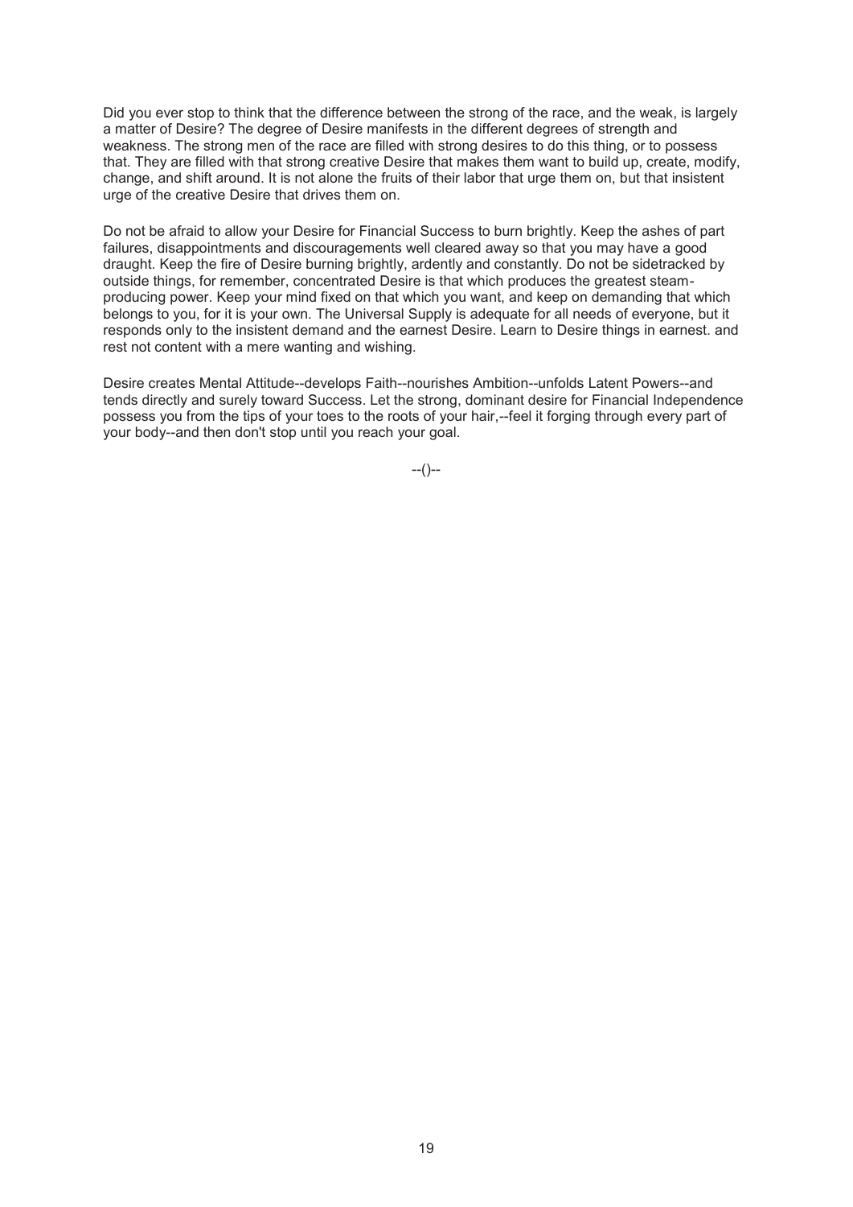Did you ever stop to think that the difference between the strong of the race, and the weak, is largely a matter of Desire? The degree of Desire manifests in the different degrees of strength and weakness. The strong men of the race are filled with strong desires to do this thing, or to possess that. They are filled with that strong creative Desire that makes them want to build up, create, modify, change, and shift around. It is not alone the fruits of their labor that urge them on, but that insistent urge of the creative Desire that drives them on.

Do not be afraid to allow your Desire for Financial Success to burn brightly. Keep the ashes of part failures, disappointments and discouragements well cleared away so that you may have a good draught. Keep the fire of Desire burning brightly, ardently and constantly. Do not be sidetracked by outside things, for remember, concentrated Desire is that which produces the greatest steam-producing power. Keep your mind fixed on that which you want, and keep on demanding that which belongs to you, for it is your own. The Universal Supply is adequate for all needs of everyone, but it responds only to the insistent demand and the earnest Desire. Learn to Desire things in earnest. and rest not content with a mere wanting and wishing.

Desire creates Mental Attitude--develops Faith--nourishes Ambition--unfolds Latent Powers--and tends directly and surely toward Success. Let the strong, dominant desire for Financial Independence possess you from the tips of your toes to the roots of your hair,--feel it forging through every part of your body--and then don't stop until you reach your goal.

--()--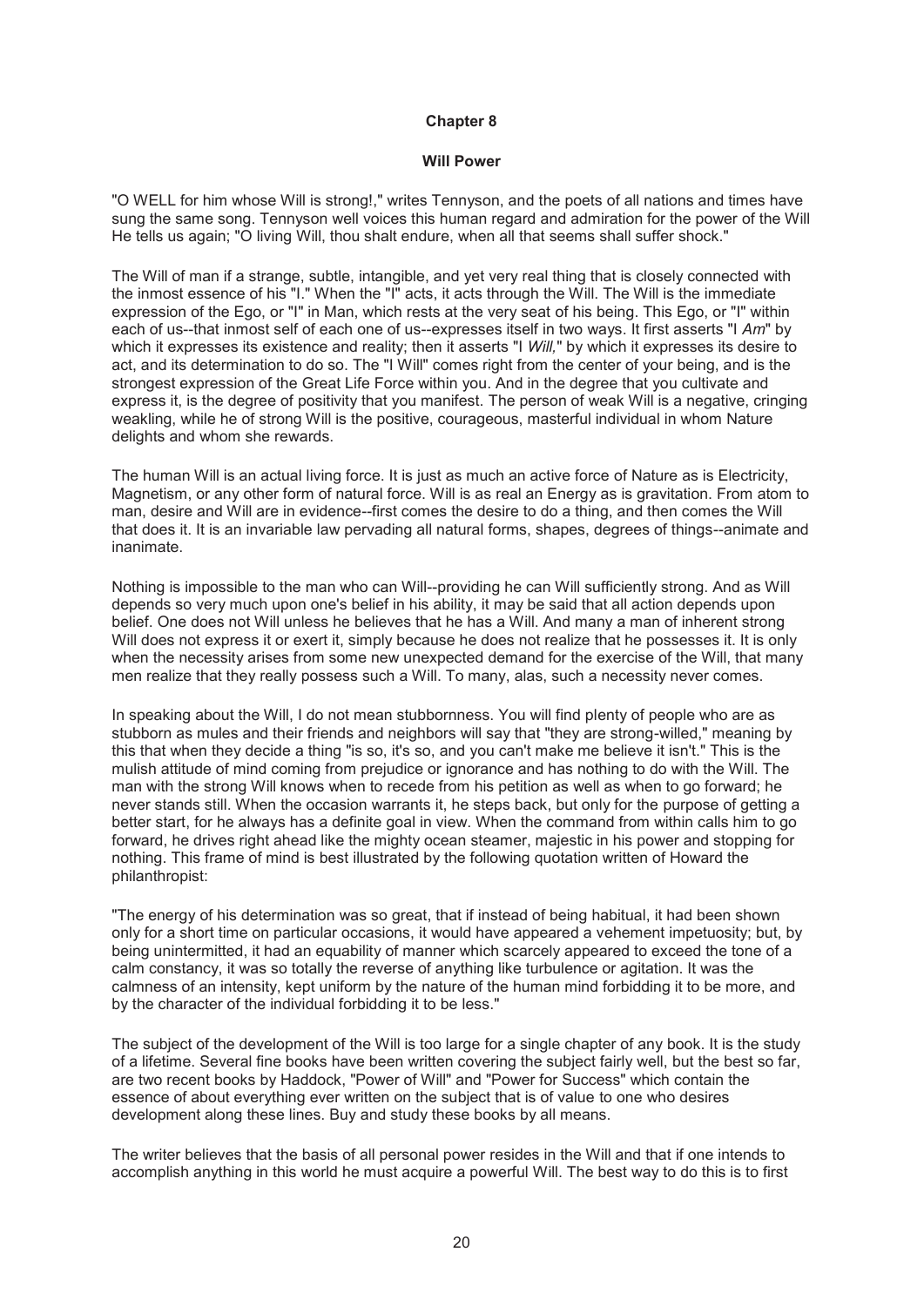# Chapter 8

## Will Power

"O WELL for him whose Will is strong!," writes Tennyson, and the poets of all nations and times have sung the same song. Tennyson well voices this human regard and admiration for the power of the Will He tells us again; "O living Will, thou shalt endure, when all that seems shall suffer shock."

The Will of man if a strange, subtle, intangible, and yet very real thing that is closely connected with the inmost essence of his "I." When the "I" acts, it acts through the Will. The Will is the immediate expression of the Ego, or "I" in Man, which rests at the very seat of his being. This Ego, or "I" within each of us--that inmost self of each one of us--expresses itself in two ways. It first asserts "I *Am*" by which it expresses its existence and reality; then it asserts "I *Will,*" by which it expresses its desire to act, and its determination to do so. The "I Will" comes right from the center of your being, and is the strongest expression of the Great Life Force within you. And in the degree that you cultivate and express it, is the degree of positivity that you manifest. The person of weak Will is a negative, cringing weakling, while he of strong Will is the positive, courageous, masterful individual in whom Nature delights and whom she rewards.

The human Will is an actual living force. It is just as much an active force of Nature as is Electricity, Magnetism, or any other form of natural force. Will is as real an Energy as is gravitation. From atom to man, desire and Will are in evidence--first comes the desire to do a thing, and then comes the Will that does it. It is an invariable law pervading all natural forms, shapes, degrees of things--animate and inanimate.

Nothing is impossible to the man who can Will--providing he can Will sufficiently strong. And as Will depends so very much upon one's belief in his ability, it may be said that all action depends upon belief. One does not Will unless he believes that he has a Will. And many a man of inherent strong Will does not express it or exert it, simply because he does not realize that he possesses it. It is only when the necessity arises from some new unexpected demand for the exercise of the Will, that many men realize that they really possess such a Will. To many, alas, such a necessity never comes.

In speaking about the Will, I do not mean stubbornness. You will find plenty of people who are as stubborn as mules and their friends and neighbors will say that "they are strong-willed," meaning by this that when they decide a thing "is so, it's so, and you can't make me believe it isn't." This is the mulish attitude of mind coming from prejudice or ignorance and has nothing to do with the Will. The man with the strong Will knows when to recede from his petition as well as when to go forward; he never stands still. When the occasion warrants it, he steps back, but only for the purpose of getting a better start, for he always has a definite goal in view. When the command from within calls him to go forward, he drives right ahead like the mighty ocean steamer, majestic in his power and stopping for nothing. This frame of mind is best illustrated by the following quotation written of Howard the philanthropist:

"The energy of his determination was so great, that if instead of being habitual, it had been shown only for a short time on particular occasions, it would have appeared a vehement impetuosity; but, by being unintermitted, it had an equability of manner which scarcely appeared to exceed the tone of a calm constancy, it was so totally the reverse of anything like turbulence or agitation. It was the calmness of an intensity, kept uniform by the nature of the human mind forbidding it to be more, and by the character of the individual forbidding it to be less."

The subject of the development of the Will is too large for a single chapter of any book. It is the study of a lifetime. Several fine books have been written covering the subject fairly well, but the best so far, are two recent books by Haddock, "Power of Will" and "Power for Success" which contain the essence of about everything ever written on the subject that is of value to one who desires development along these lines. Buy and study these books by all means.

The writer believes that the basis of all personal power resides in the Will and that if one intends to accomplish anything in this world he must acquire a powerful Will. The best way to do this is to first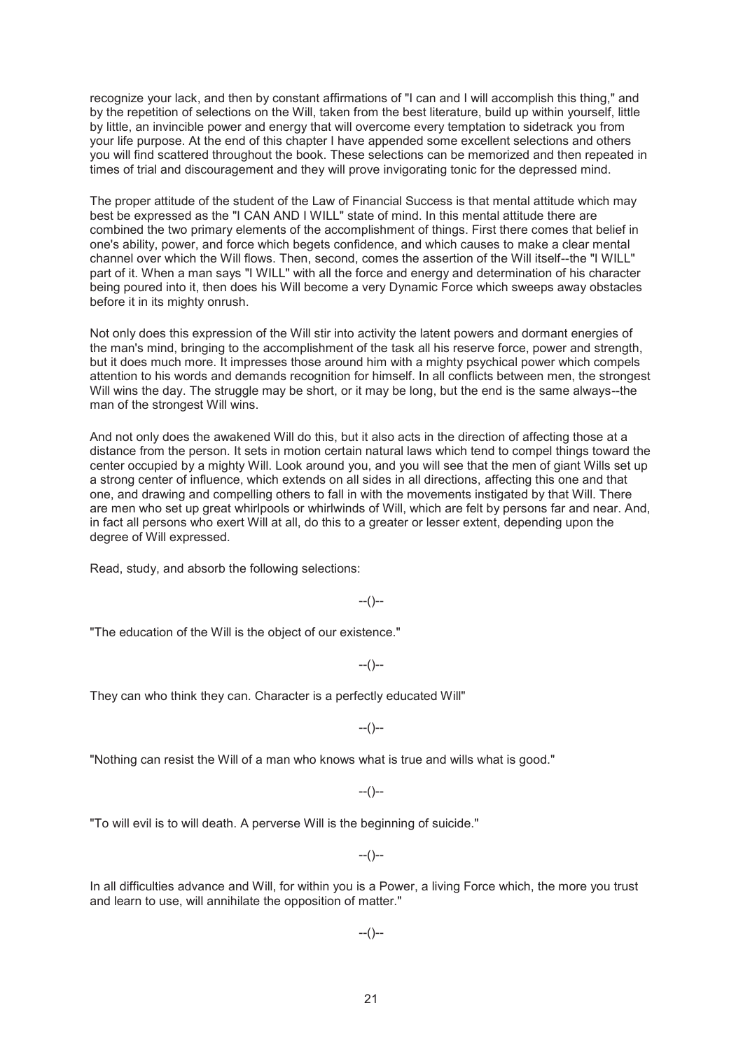recognize your lack, and then by constant affirmations of "I can and I will accomplish this thing," and by the repetition of selections on the Will, taken from the best literature, build up within yourself, little by little, an invincible power and energy that will overcome every temptation to sidetrack you from your life purpose. At the end of this chapter I have appended some excellent selections and others you will find scattered throughout the book. These selections can be memorized and then repeated in times of trial and discouragement and they will prove invigorating tonic for the depressed mind.

The proper attitude of the student of the Law of Financial Success is that mental attitude which may best be expressed as the "I CAN AND I WILL" state of mind. In this mental attitude there are combined the two primary elements of the accomplishment of things. First there comes that belief in one's ability, power, and force which begets confidence, and which causes to make a clear mental channel over which the Will flows. Then, second, comes the assertion of the Will itself--the "I WILL" part of it. When a man says "I WILL" with all the force and energy and determination of his character being poured into it, then does his Will become a very Dynamic Force which sweeps away obstacles before it in its mighty onrush.

Not only does this expression of the Will stir into activity the latent powers and dormant energies of the man's mind, bringing to the accomplishment of the task all his reserve force, power and strength, but it does much more. It impresses those around him with a mighty psychical power which compels attention to his words and demands recognition for himself. In all conflicts between men, the strongest Will wins the day. The struggle may be short, or it may be long, but the end is the same always--the man of the strongest Will wins.

And not only does the awakened Will do this, but it also acts in the direction of affecting those at a distance from the person. It sets in motion certain natural laws which tend to compel things toward the center occupied by a mighty Will. Look around you, and you will see that the men of giant Wills set up a strong center of influence, which extends on all sides in all directions, affecting this one and that one, and drawing and compelling others to fall in with the movements instigated by that Will. There are men who set up great whirlpools or whirlwinds of Will, which are felt by persons far and near. And, in fact all persons who exert Will at all, do this to a greater or lesser extent, depending upon the degree of Will expressed.

Read, study, and absorb the following selections:

--()--

"The education of the Will is the object of our existence."

--()--

They can who think they can. Character is a perfectly educated Will"

--()--

"Nothing can resist the Will of a man who knows what is true and wills what is good."

--()--

"To will evil is to will death. A perverse Will is the beginning of suicide."

--()--

In all difficulties advance and Will, for within you is a Power, a living Force which, the more you trust and learn to use, will annihilate the opposition of matter."

--()--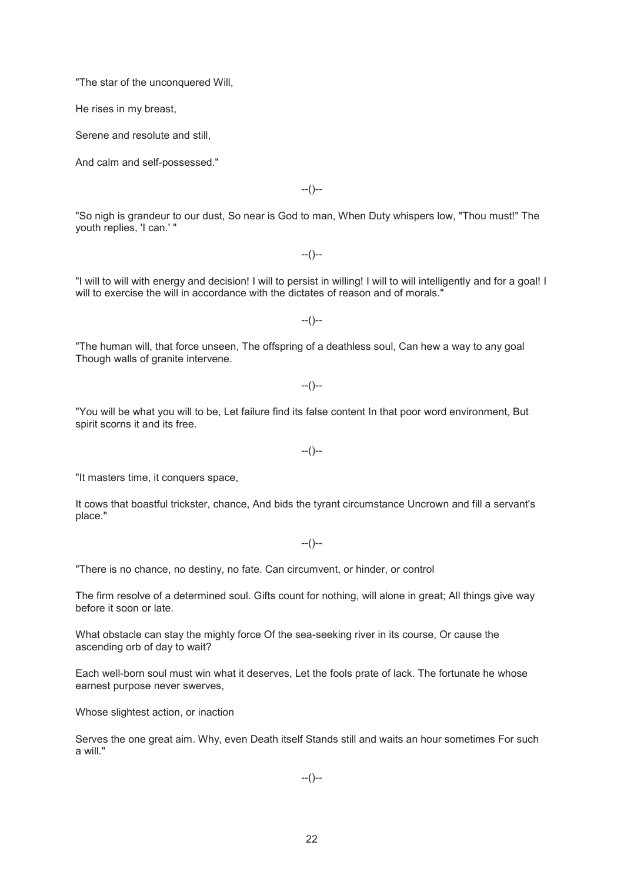"The star of the unconquered Will,

He rises in my breast,

Serene and resolute and still,

And calm and self-possessed."

--()--

"So nigh is grandeur to our dust, So near is God to man, When Duty whispers low, "Thou must!" The youth replies, 'I can.' "

--()--

"I will to will with energy and decision! I will to persist in willing! I will to will intelligently and for a goal! I will to exercise the will in accordance with the dictates of reason and of morals."

--()--

"The human will, that force unseen, The offspring of a deathless soul, Can hew a way to any goal Though walls of granite intervene.

--()--

"You will be what you will to be, Let failure find its false content In that poor word environment, But spirit scorns it and its free.

--()--

"It masters time, it conquers space,

It cows that boastful trickster, chance, And bids the tyrant circumstance Uncrown and fill a servant's place."

--()--

"There is no chance, no destiny, no fate. Can circumvent, or hinder, or control

The firm resolve of a determined soul. Gifts count for nothing, will alone in great; All things give way before it soon or late.

What obstacle can stay the mighty force Of the sea-seeking river in its course, Or cause the ascending orb of day to wait?

Each well-born soul must win what it deserves, Let the fools prate of lack. The fortunate he whose earnest purpose never swerves,

Whose slightest action, or inaction

Serves the one great aim. Why, even Death itself Stands still and waits an hour sometimes For such a will."

--()--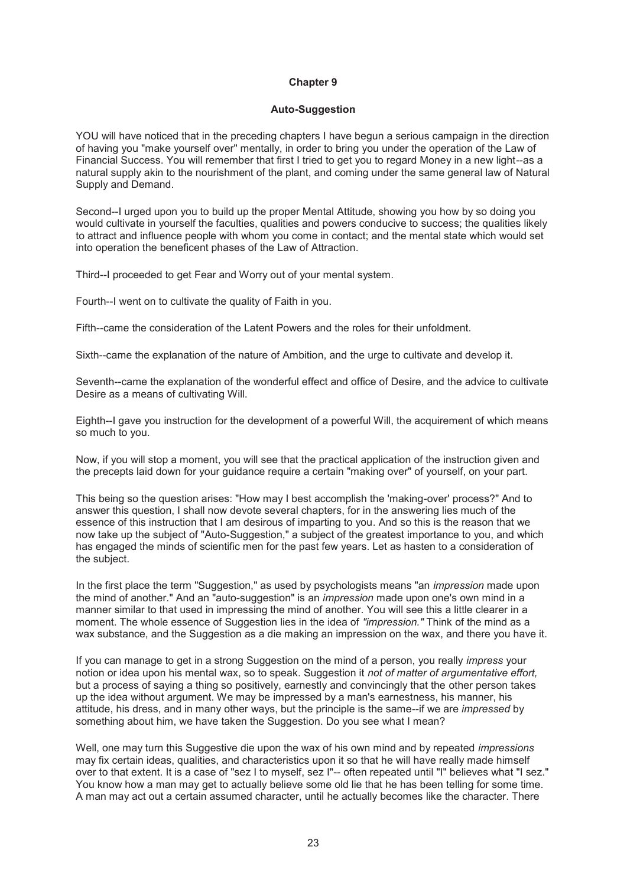# Chapter 9

## Auto-Suggestion

YOU will have noticed that in the preceding chapters I have begun a serious campaign in the direction of having you "make yourself over" mentally, in order to bring you under the operation of the Law of Financial Success. You will remember that first I tried to get you to regard Money in a new light--as a natural supply akin to the nourishment of the plant, and coming under the same general law of Natural Supply and Demand.

Second--I urged upon you to build up the proper Mental Attitude, showing you how by so doing you would cultivate in yourself the faculties, qualities and powers conducive to success; the qualities likely to attract and influence people with whom you come in contact; and the mental state which would set into operation the beneficent phases of the Law of Attraction.

Third--I proceeded to get Fear and Worry out of your mental system.

Fourth--I went on to cultivate the quality of Faith in you.

Fifth--came the consideration of the Latent Powers and the roles for their unfoldment.

Sixth--came the explanation of the nature of Ambition, and the urge to cultivate and develop it.

Seventh--came the explanation of the wonderful effect and office of Desire, and the advice to cultivate Desire as a means of cultivating Will.

Eighth--I gave you instruction for the development of a powerful Will, the acquirement of which means so much to you.

Now, if you will stop a moment, you will see that the practical application of the instruction given and the precepts laid down for your guidance require a certain "making over" of yourself, on your part.

This being so the question arises: "How may I best accomplish the 'making-over' process?" And to answer this question, I shall now devote several chapters, for in the answering lies much of the essence of this instruction that I am desirous of imparting to you. And so this is the reason that we now take up the subject of "Auto-Suggestion," a subject of the greatest importance to you, and which has engaged the minds of scientific men for the past few years. Let as hasten to a consideration of the subject.

In the first place the term "Suggestion," as used by psychologists means "an *impression* made upon the mind of another." And an "auto-suggestion" is an *impression* made upon one's own mind in a manner similar to that used in impressing the mind of another. You will see this a little clearer in a moment. The whole essence of Suggestion lies in the idea of *"impression."* Think of the mind as a wax substance, and the Suggestion as a die making an impression on the wax, and there you have it.

If you can manage to get in a strong Suggestion on the mind of a person, you really *impress* your notion or idea upon his mental wax, so to speak. Suggestion it *not of matter of argumentative effort,* but a process of saying a thing so positively, earnestly and convincingly that the other person takes up the idea without argument. We may be impressed by a man's earnestness, his manner, his attitude, his dress, and in many other ways, but the principle is the same--if we are *impressed* by something about him, we have taken the Suggestion. Do you see what I mean?

Well, one may turn this Suggestive die upon the wax of his own mind and by repeated *impressions* may fix certain ideas, qualities, and characteristics upon it so that he will have really made himself over to that extent. It is a case of "sez I to myself, sez I"-- often repeated until "I" believes what "I sez." You know how a man may get to actually believe some old lie that he has been telling for some time. A man may act out a certain assumed character, until he actually becomes like the character. There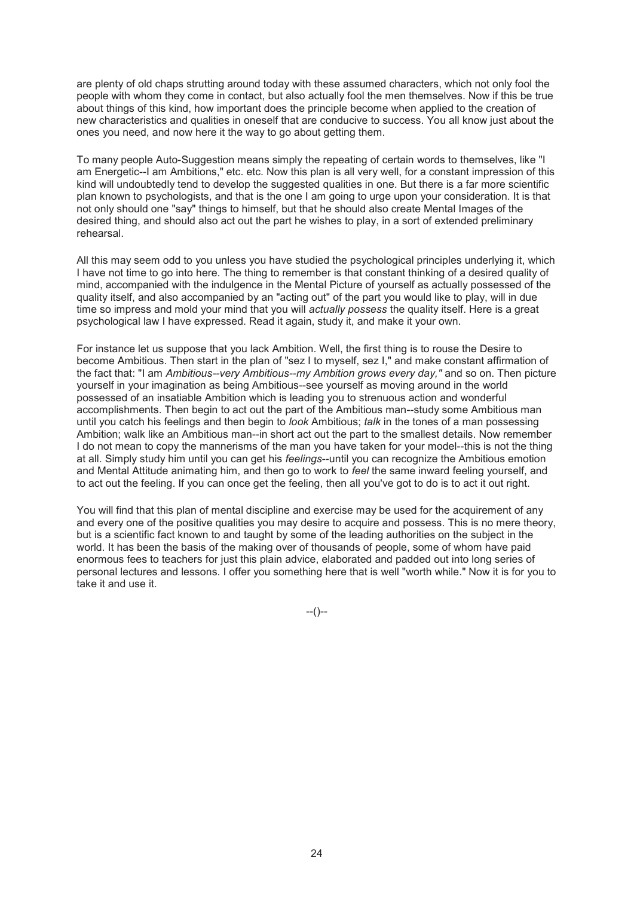are plenty of old chaps strutting around today with these assumed characters, which not only fool the people with whom they come in contact, but also actually fool the men themselves. Now if this be true about things of this kind, how important does the principle become when applied to the creation of new characteristics and qualities in oneself that are conducive to success. You all know just about the ones you need, and now here it the way to go about getting them.

To many people Auto-Suggestion means simply the repeating of certain words to themselves, like "I am Energetic--I am Ambitions," etc. etc. Now this plan is all very well, for a constant impression of this kind will undoubtedly tend to develop the suggested qualities in one. But there is a far more scientific plan known to psychologists, and that is the one I am going to urge upon your consideration. It is that not only should one "say" things to himself, but that he should also create Mental Images of the desired thing, and should also act out the part he wishes to play, in a sort of extended preliminary rehearsal.

All this may seem odd to you unless you have studied the psychological principles underlying it, which I have not time to go into here. The thing to remember is that constant thinking of a desired quality of mind, accompanied with the indulgence in the Mental Picture of yourself as actually possessed of the quality itself, and also accompanied by an "acting out" of the part you would like to play, will in due time so impress and mold your mind that you will *actually possess* the quality itself. Here is a great psychological law I have expressed. Read it again, study it, and make it your own.

For instance let us suppose that you lack Ambition. Well, the first thing is to rouse the Desire to become Ambitious. Then start in the plan of "sez I to myself, sez I," and make constant affirmation of the fact that: "I am *Ambitious--very Ambitious--my Ambition grows every day,"* and so on. Then picture yourself in your imagination as being Ambitious--see yourself as moving around in the world possessed of an insatiable Ambition which is leading you to strenuous action and wonderful accomplishments. Then begin to act out the part of the Ambitious man--study some Ambitious man until you catch his feelings and then begin to *look* Ambitious; *talk* in the tones of a man possessing Ambition; walk like an Ambitious man--in short act out the part to the smallest details. Now remember I do not mean to copy the mannerisms of the man you have taken for your model--this is not the thing at all. Simply study him until you can get his *feelings*--until you can recognize the Ambitious emotion and Mental Attitude animating him, and then go to work to *feel* the same inward feeling yourself, and to act out the feeling. If you can once get the feeling, then all you've got to do is to act it out right.

You will find that this plan of mental discipline and exercise may be used for the acquirement of any and every one of the positive qualities you may desire to acquire and possess. This is no mere theory, but is a scientific fact known to and taught by some of the leading authorities on the subject in the world. It has been the basis of the making over of thousands of people, some of whom have paid enormous fees to teachers for just this plain advice, elaborated and padded out into long series of personal lectures and lessons. I offer you something here that is well "worth while." Now it is for you to take it and use it.

--()--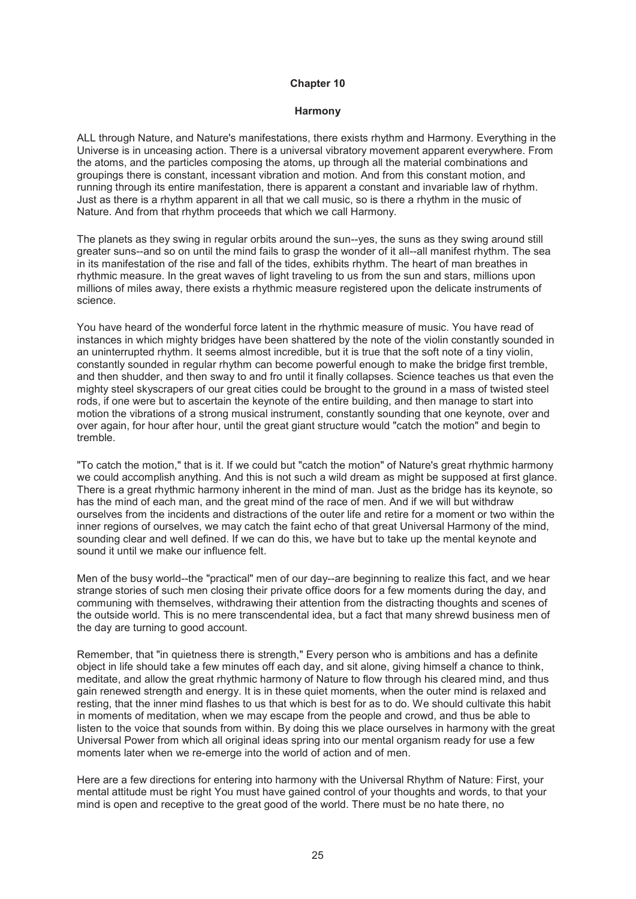## Chapter 10

### Harmony

ALL through Nature, and Nature's manifestations, there exists rhythm and Harmony. Everything in the Universe is in unceasing action. There is a universal vibratory movement apparent everywhere. From the atoms, and the particles composing the atoms, up through all the material combinations and groupings there is constant, incessant vibration and motion. And from this constant motion, and running through its entire manifestation, there is apparent a constant and invariable law of rhythm. Just as there is a rhythm apparent in all that we call music, so is there a rhythm in the music of Nature. And from that rhythm proceeds that which we call Harmony.

The planets as they swing in regular orbits around the sun--yes, the suns as they swing around still greater suns--and so on until the mind fails to grasp the wonder of it all--all manifest rhythm. The sea in its manifestation of the rise and fall of the tides, exhibits rhythm. The heart of man breathes in rhythmic measure. In the great waves of light traveling to us from the sun and stars, millions upon millions of miles away, there exists a rhythmic measure registered upon the delicate instruments of science.

You have heard of the wonderful force latent in the rhythmic measure of music. You have read of instances in which mighty bridges have been shattered by the note of the violin constantly sounded in an uninterrupted rhythm. It seems almost incredible, but it is true that the soft note of a tiny violin, constantly sounded in regular rhythm can become powerful enough to make the bridge first tremble, and then shudder, and then sway to and fro until it finally collapses. Science teaches us that even the mighty steel skyscrapers of our great cities could be brought to the ground in a mass of twisted steel rods, if one were but to ascertain the keynote of the entire building, and then manage to start into motion the vibrations of a strong musical instrument, constantly sounding that one keynote, over and over again, for hour after hour, until the great giant structure would "catch the motion" and begin to tremble.

"To catch the motion," that is it. If we could but "catch the motion" of Nature's great rhythmic harmony we could accomplish anything. And this is not such a wild dream as might be supposed at first glance. There is a great rhythmic harmony inherent in the mind of man. Just as the bridge has its keynote, so has the mind of each man, and the great mind of the race of men. And if we will but withdraw ourselves from the incidents and distractions of the outer life and retire for a moment or two within the inner regions of ourselves, we may catch the faint echo of that great Universal Harmony of the mind, sounding clear and well defined. If we can do this, we have but to take up the mental keynote and sound it until we make our influence felt.

Men of the busy world--the "practical" men of our day--are beginning to realize this fact, and we hear strange stories of such men closing their private office doors for a few moments during the day, and communing with themselves, withdrawing their attention from the distracting thoughts and scenes of the outside world. This is no mere transcendental idea, but a fact that many shrewd business men of the day are turning to good account.

Remember, that "in quietness there is strength," Every person who is ambitions and has a definite object in life should take a few minutes off each day, and sit alone, giving himself a chance to think, meditate, and allow the great rhythmic harmony of Nature to flow through his cleared mind, and thus gain renewed strength and energy. It is in these quiet moments, when the outer mind is relaxed and resting, that the inner mind flashes to us that which is best for as to do. We should cultivate this habit in moments of meditation, when we may escape from the people and crowd, and thus be able to listen to the voice that sounds from within. By doing this we place ourselves in harmony with the great Universal Power from which all original ideas spring into our mental organism ready for use a few moments later when we re-emerge into the world of action and of men.

Here are a few directions for entering into harmony with the Universal Rhythm of Nature: First, your mental attitude must be right You must have gained control of your thoughts and words, to that your mind is open and receptive to the great good of the world. There must be no hate there, no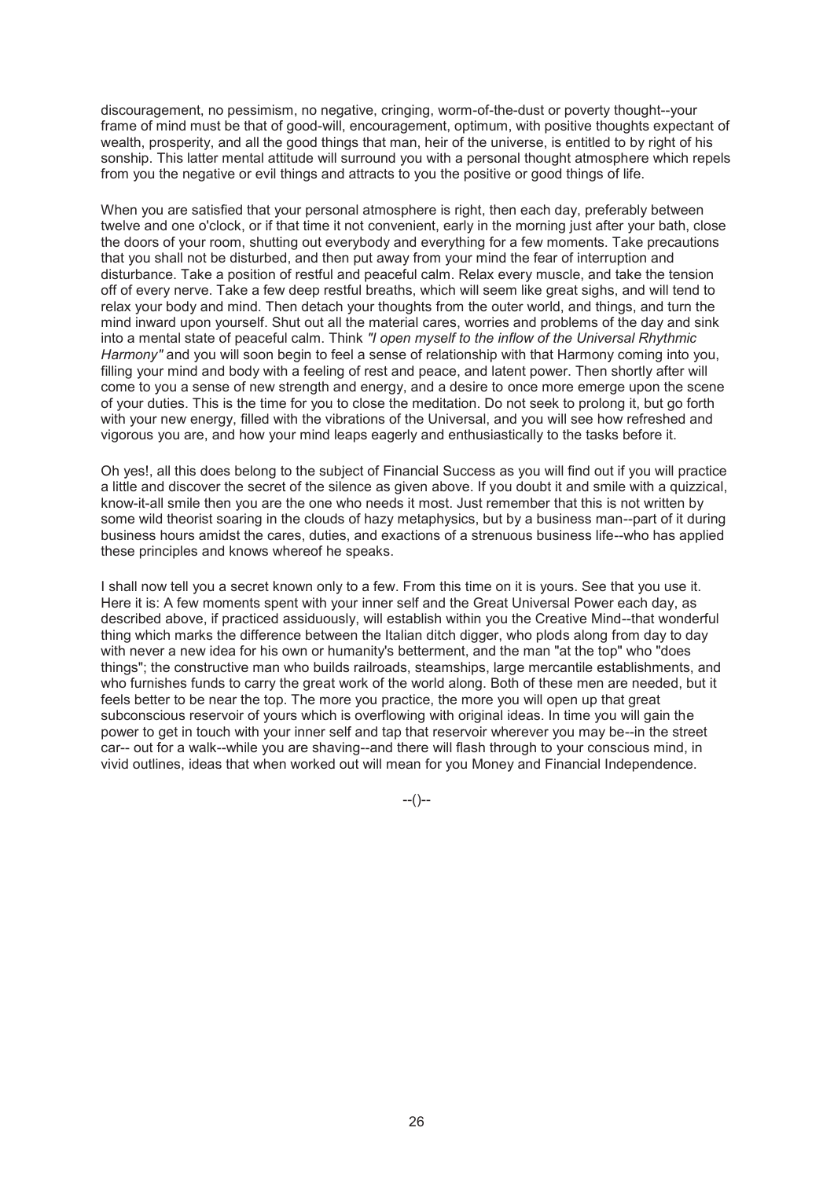discouragement, no pessimism, no negative, cringing, worm-of-the-dust or poverty thought--your frame of mind must be that of good-will, encouragement, optimum, with positive thoughts expectant of wealth, prosperity, and all the good things that man, heir of the universe, is entitled to by right of his sonship. This latter mental attitude will surround you with a personal thought atmosphere which repels from you the negative or evil things and attracts to you the positive or good things of life.

When you are satisfied that your personal atmosphere is right, then each day, preferably between twelve and one o'clock, or if that time it not convenient, early in the morning just after your bath, close the doors of your room, shutting out everybody and everything for a few moments. Take precautions that you shall not be disturbed, and then put away from your mind the fear of interruption and disturbance. Take a position of restful and peaceful calm. Relax every muscle, and take the tension off of every nerve. Take a few deep restful breaths, which will seem like great sighs, and will tend to relax your body and mind. Then detach your thoughts from the outer world, and things, and turn the mind inward upon yourself. Shut out all the material cares, worries and problems of the day and sink into a mental state of peaceful calm. Think *"I open myself to the inflow of the Universal Rhythmic Harmony"* and you will soon begin to feel a sense of relationship with that Harmony coming into you, filling your mind and body with a feeling of rest and peace, and latent power. Then shortly after will come to you a sense of new strength and energy, and a desire to once more emerge upon the scene of your duties. This is the time for you to close the meditation. Do not seek to prolong it, but go forth with your new energy, filled with the vibrations of the Universal, and you will see how refreshed and vigorous you are, and how your mind leaps eagerly and enthusiastically to the tasks before it.

Oh yes!, all this does belong to the subject of Financial Success as you will find out if you will practice a little and discover the secret of the silence as given above. If you doubt it and smile with a quizzical, know-it-all smile then you are the one who needs it most. Just remember that this is not written by some wild theorist soaring in the clouds of hazy metaphysics, but by a business man--part of it during business hours amidst the cares, duties, and exactions of a strenuous business life--who has applied these principles and knows whereof he speaks.

I shall now tell you a secret known only to a few. From this time on it is yours. See that you use it. Here it is: A few moments spent with your inner self and the Great Universal Power each day, as described above, if practiced assiduously, will establish within you the Creative Mind--that wonderful thing which marks the difference between the Italian ditch digger, who plods along from day to day with never a new idea for his own or humanity's betterment, and the man "at the top" who "does things"; the constructive man who builds railroads, steamships, large mercantile establishments, and who furnishes funds to carry the great work of the world along. Both of these men are needed, but it feels better to be near the top. The more you practice, the more you will open up that great subconscious reservoir of yours which is overflowing with original ideas. In time you will gain the power to get in touch with your inner self and tap that reservoir wherever you may be--in the street car-- out for a walk--while you are shaving--and there will flash through to your conscious mind, in vivid outlines, ideas that when worked out will mean for you Money and Financial Independence.

--()--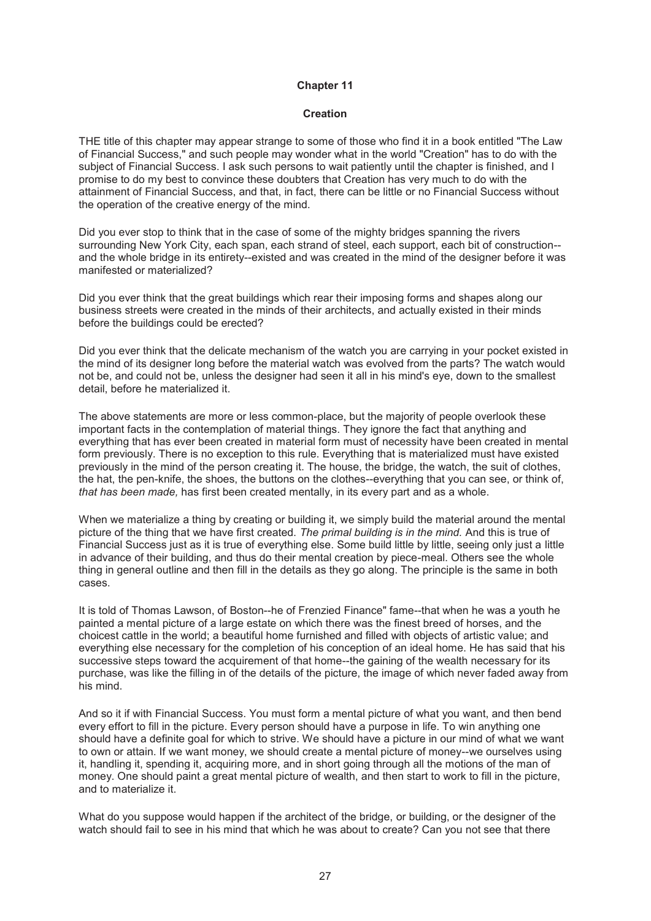## Chapter 11

### Creation

THE title of this chapter may appear strange to some of those who find it in a book entitled "The Law of Financial Success," and such people may wonder what in the world "Creation" has to do with the subject of Financial Success. I ask such persons to wait patiently until the chapter is finished, and I promise to do my best to convince these doubters that Creation has very much to do with the attainment of Financial Success, and that, in fact, there can be little or no Financial Success without the operation of the creative energy of the mind.

Did you ever stop to think that in the case of some of the mighty bridges spanning the rivers surrounding New York City, each span, each strand of steel, each support, each bit of construction--and the whole bridge in its entirety--existed and was created in the mind of the designer before it was manifested or materialized?

Did you ever think that the great buildings which rear their imposing forms and shapes along our business streets were created in the minds of their architects, and actually existed in their minds before the buildings could be erected?

Did you ever think that the delicate mechanism of the watch you are carrying in your pocket existed in the mind of its designer long before the material watch was evolved from the parts? The watch would not be, and could not be, unless the designer had seen it all in his mind's eye, down to the smallest detail, before he materialized it.

The above statements are more or less common-place, but the majority of people overlook these important facts in the contemplation of material things. They ignore the fact that anything and everything that has ever been created in material form must of necessity have been created in mental form previously. There is no exception to this rule. Everything that is materialized must have existed previously in the mind of the person creating it. The house, the bridge, the watch, the suit of clothes, the hat, the pen-knife, the shoes, the buttons on the clothes--everything that you can see, or think of, *that has been made,* has first been created mentally, in its every part and as a whole.

When we materialize a thing by creating or building it, we simply build the material around the mental picture of the thing that we have first created. *The primal building is in the mind.* And this is true of Financial Success just as it is true of everything else. Some build little by little, seeing only just a little in advance of their building, and thus do their mental creation by piece-meal. Others see the whole thing in general outline and then fill in the details as they go along. The principle is the same in both cases.

It is told of Thomas Lawson, of Boston--he of Frenzied Finance" fame--that when he was a youth he painted a mental picture of a large estate on which there was the finest breed of horses, and the choicest cattle in the world; a beautiful home furnished and filled with objects of artistic value; and everything else necessary for the completion of his conception of an ideal home. He has said that his successive steps toward the acquirement of that home--the gaining of the wealth necessary for its purchase, was like the filling in of the details of the picture, the image of which never faded away from his mind.

And so it if with Financial Success. You must form a mental picture of what you want, and then bend every effort to fill in the picture. Every person should have a purpose in life. To win anything one should have a definite goal for which to strive. We should have a picture in our mind of what we want to own or attain. If we want money, we should create a mental picture of money--we ourselves using it, handling it, spending it, acquiring more, and in short going through all the motions of the man of money. One should paint a great mental picture of wealth, and then start to work to fill in the picture, and to materialize it.

What do you suppose would happen if the architect of the bridge, or building, or the designer of the watch should fail to see in his mind that which he was about to create? Can you not see that there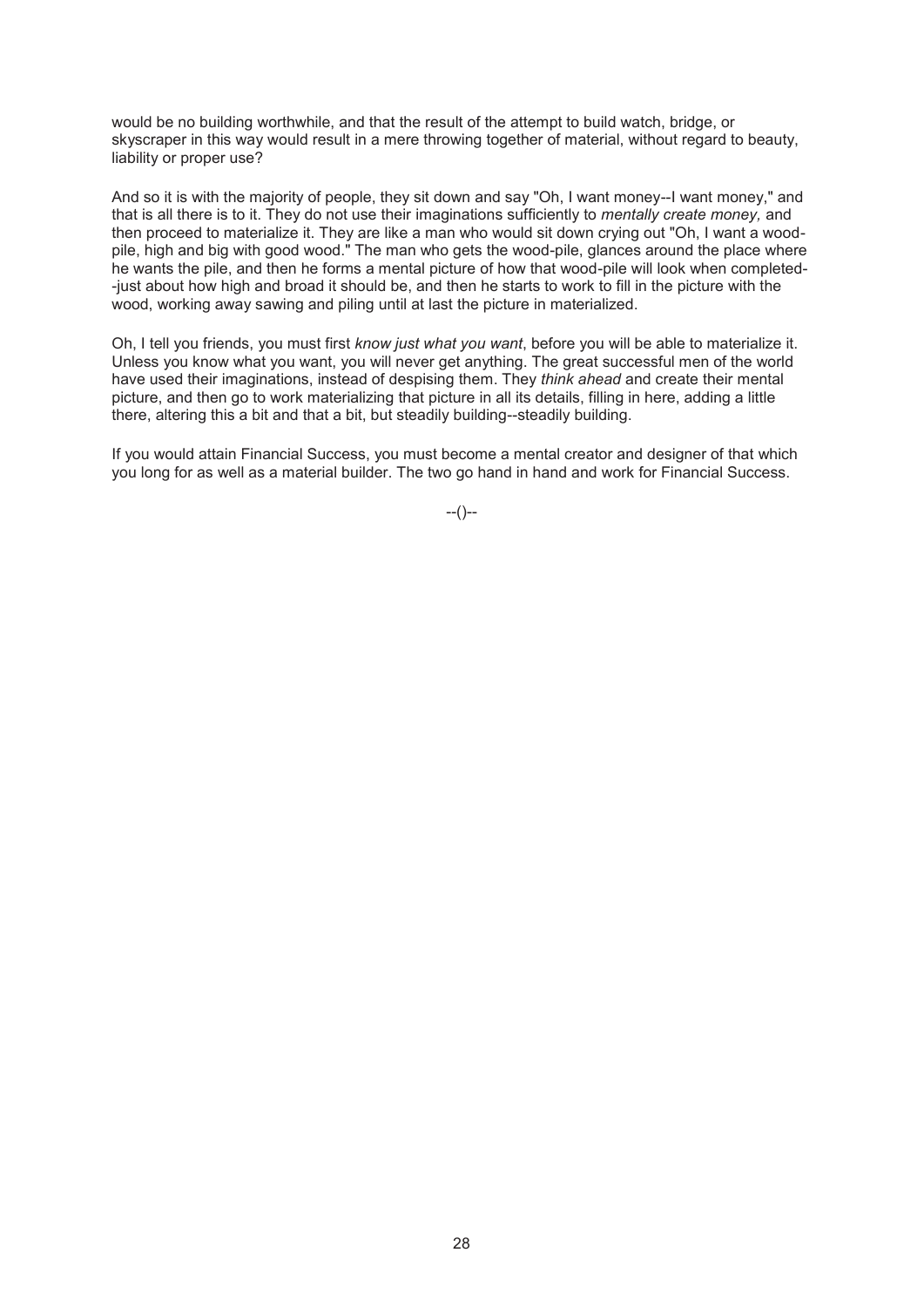would be no building worthwhile, and that the result of the attempt to build watch, bridge, or skyscraper in this way would result in a mere throwing together of material, without regard to beauty, liability or proper use?

And so it is with the majority of people, they sit down and say "Oh, I want money--I want money," and that is all there is to it. They do not use their imaginations sufficiently to *mentally create money,* and then proceed to materialize it. They are like a man who would sit down crying out "Oh, I want a wood-pile, high and big with good wood." The man who gets the wood-pile, glances around the place where he wants the pile, and then he forms a mental picture of how that wood-pile will look when completed--just about how high and broad it should be, and then he starts to work to fill in the picture with the wood, working away sawing and piling until at last the picture in materialized.

Oh, I tell you friends, you must first *know just what you want*, before you will be able to materialize it. Unless you know what you want, you will never get anything. The great successful men of the world have used their imaginations, instead of despising them. They *think ahead* and create their mental picture, and then go to work materializing that picture in all its details, filling in here, adding a little there, altering this a bit and that a bit, but steadily building--steadily building.

If you would attain Financial Success, you must become a mental creator and designer of that which you long for as well as a material builder. The two go hand in hand and work for Financial Success.

--()--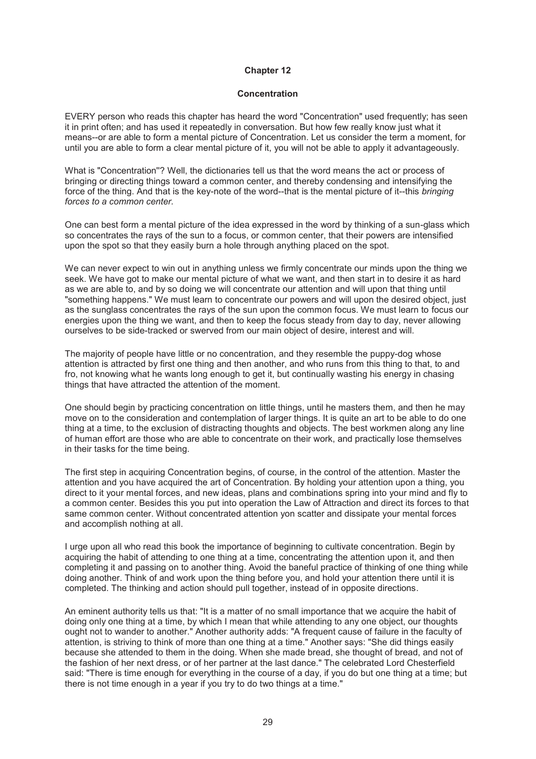# Chapter 12

## Concentration

EVERY person who reads this chapter has heard the word "Concentration" used frequently; has seen it in print often; and has used it repeatedly in conversation. But how few really know just what it means--or are able to form a mental picture of Concentration. Let us consider the term a moment, for until you are able to form a clear mental picture of it, you will not be able to apply it advantageously.

What is "Concentration''? Well, the dictionaries tell us that the word means the act or process of bringing or directing things toward a common center, and thereby condensing and intensifying the force of the thing. And that is the key-note of the word--that is the mental picture of it--this *bringing forces to a common center.*

One can best form a mental picture of the idea expressed in the word by thinking of a sun-glass which so concentrates the rays of the sun to a focus, or common center, that their powers are intensified upon the spot so that they easily burn a hole through anything placed on the spot.

We can never expect to win out in anything unless we firmly concentrate our minds upon the thing we seek. We have got to make our mental picture of what we want, and then start in to desire it as hard as we are able to, and by so doing we will concentrate our attention and will upon that thing until "something happens." We must learn to concentrate our powers and will upon the desired object, just as the sunglass concentrates the rays of the sun upon the common focus. We must learn to focus our energies upon the thing we want, and then to keep the focus steady from day to day, never allowing ourselves to be side-tracked or swerved from our main object of desire, interest and will.

The majority of people have little or no concentration, and they resemble the puppy-dog whose attention is attracted by first one thing and then another, and who runs from this thing to that, to and fro, not knowing what he wants long enough to get it, but continually wasting his energy in chasing things that have attracted the attention of the moment.

One should begin by practicing concentration on little things, until he masters them, and then he may move on to the consideration and contemplation of larger things. It is quite an art to be able to do one thing at a time, to the exclusion of distracting thoughts and objects. The best workmen along any line of human effort are those who are able to concentrate on their work, and practically lose themselves in their tasks for the time being.

The first step in acquiring Concentration begins, of course, in the control of the attention. Master the attention and you have acquired the art of Concentration. By holding your attention upon a thing, you direct to it your mental forces, and new ideas, plans and combinations spring into your mind and fly to a common center. Besides this you put into operation the Law of Attraction and direct its forces to that same common center. Without concentrated attention yon scatter and dissipate your mental forces and accomplish nothing at all.

I urge upon all who read this book the importance of beginning to cultivate concentration. Begin by acquiring the habit of attending to one thing at a time, concentrating the attention upon it, and then completing it and passing on to another thing. Avoid the baneful practice of thinking of one thing while doing another. Think of and work upon the thing before you, and hold your attention there until it is completed. The thinking and action should pull together, instead of in opposite directions.

An eminent authority tells us that: "It is a matter of no small importance that we acquire the habit of doing only one thing at a time, by which I mean that while attending to any one object, our thoughts ought not to wander to another." Another authority adds: "A frequent cause of failure in the faculty of attention, is striving to think of more than one thing at a time." Another says: "She did things easily because she attended to them in the doing. When she made bread, she thought of bread, and not of the fashion of her next dress, or of her partner at the last dance." The celebrated Lord Chesterfield said: "There is time enough for everything in the course of a day, if you do but one thing at a time; but there is not time enough in a year if you try to do two things at a time."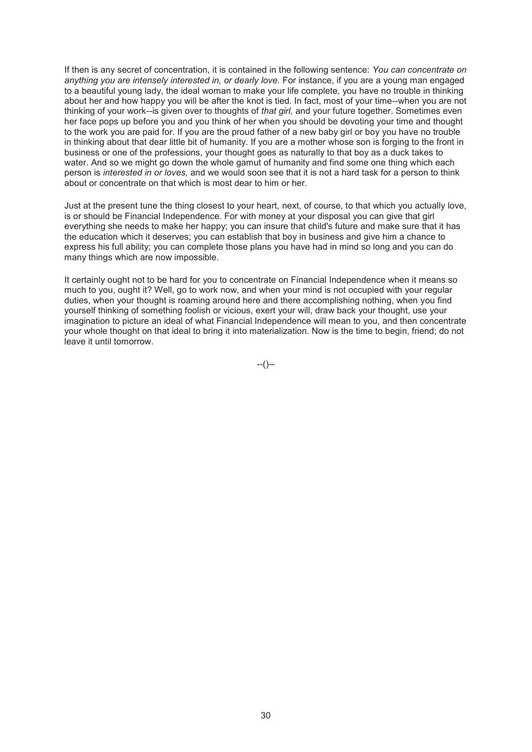If then is any secret of concentration, it is contained in the following sentence: *You can concentrate on anything you are intensely interested in, or dearly love.* For instance, if you are a young man engaged to a beautiful young lady, the ideal woman to make your life complete, you have no trouble in thinking about her and how happy you will be after the knot is tied. In fact, most of your time--when you are not thinking of your work--is given over to thoughts of *that girl,* and your future together. Sometimes even her face pops up before you and you think of her when you should be devoting your time and thought to the work you are paid for. If you are the proud father of a new baby girl or boy you have no trouble in thinking about that dear little bit of humanity. If you are a mother whose son is forging to the front in business or one of the professions, your thought goes as naturally to that boy as a duck takes to water. And so we might go down the whole gamut of humanity and find some one thing which each person is *interested in or loves,* and we would soon see that it is not a hard task for a person to think about or concentrate on that which is most dear to him or her.

Just at the present tune the thing closest to your heart, next, of course, to that which you actually love, is or should be Financial Independence. For with money at your disposal you can give that girl everything she needs to make her happy; you can insure that child's future and make sure that it has the education which it deserves; you can establish that boy in business and give him a chance to express his full ability; you can complete those plans you have had in mind so long and you can do many things which are now impossible.

It certainly ought not to be hard for you to concentrate on Financial Independence when it means so much to you, ought it? Well, go to work now, and when your mind is not occupied with your regular duties, when your thought is roaming around here and there accomplishing nothing, when you find yourself thinking of something foolish or vicious, exert your will, draw back your thought, use your imagination to picture an ideal of what Financial Independence will mean to you, and then concentrate your whole thought on that ideal to bring it into materialization. Now is the time to begin, friend; do not leave it until tomorrow.

--()--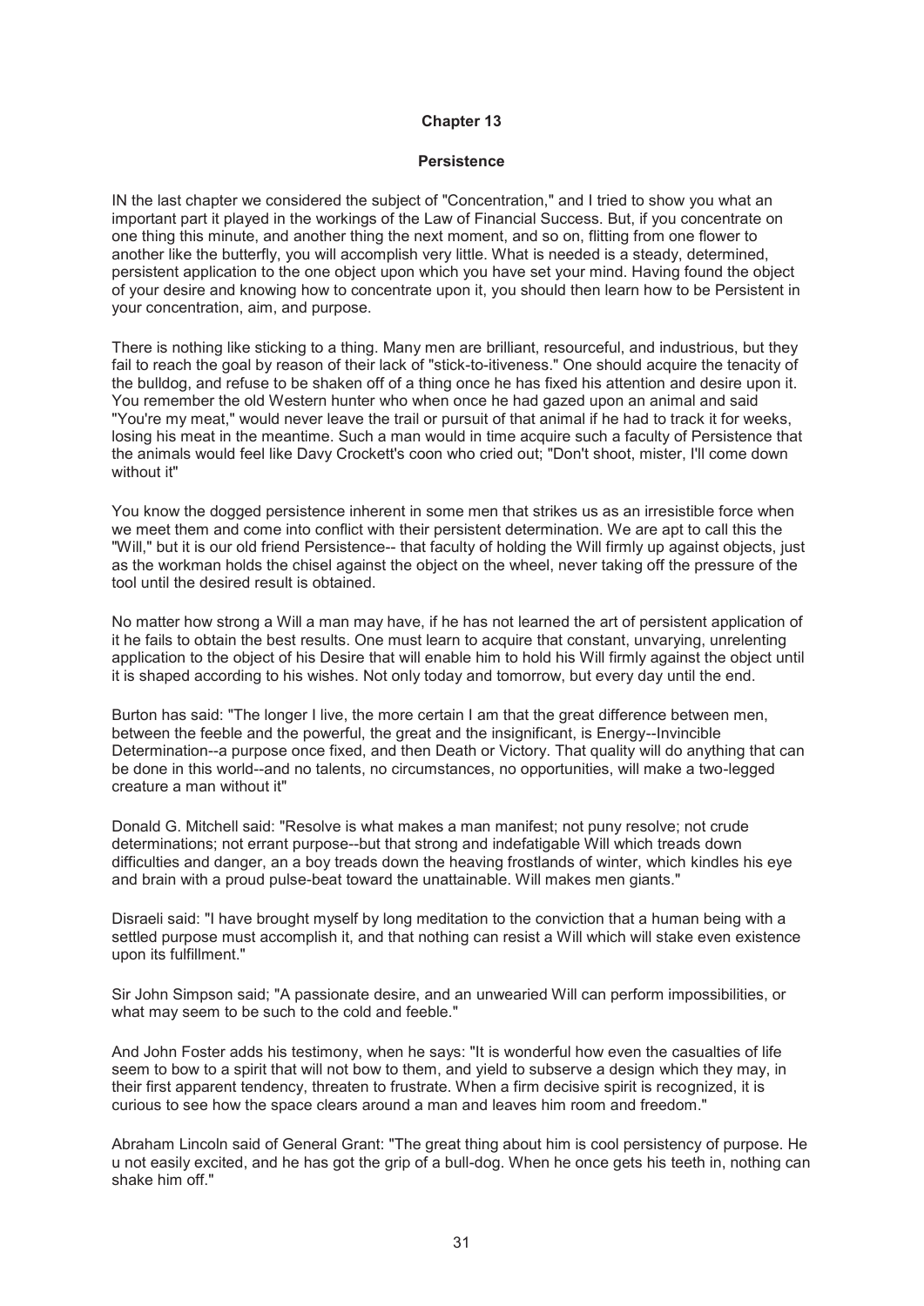## Chapter 13

### Persistence

IN the last chapter we considered the subject of "Concentration," and I tried to show you what an important part it played in the workings of the Law of Financial Success. But, if you concentrate on one thing this minute, and another thing the next moment, and so on, flitting from one flower to another like the butterfly, you will accomplish very little. What is needed is a steady, determined, persistent application to the one object upon which you have set your mind. Having found the object of your desire and knowing how to concentrate upon it, you should then learn how to be Persistent in your concentration, aim, and purpose.

There is nothing like sticking to a thing. Many men are brilliant, resourceful, and industrious, but they fail to reach the goal by reason of their lack of "stick-to-itiveness." One should acquire the tenacity of the bulldog, and refuse to be shaken off of a thing once he has fixed his attention and desire upon it. You remember the old Western hunter who when once he had gazed upon an animal and said "You're my meat," would never leave the trail or pursuit of that animal if he had to track it for weeks, losing his meat in the meantime. Such a man would in time acquire such a faculty of Persistence that the animals would feel like Davy Crockett's coon who cried out; "Don't shoot, mister, I'll come down without it"

You know the dogged persistence inherent in some men that strikes us as an irresistible force when we meet them and come into conflict with their persistent determination. We are apt to call this the "Will," but it is our old friend Persistence-- that faculty of holding the Will firmly up against objects, just as the workman holds the chisel against the object on the wheel, never taking off the pressure of the tool until the desired result is obtained.

No matter how strong a Will a man may have, if he has not learned the art of persistent application of it he fails to obtain the best results. One must learn to acquire that constant, unvarying, unrelenting application to the object of his Desire that will enable him to hold his Will firmly against the object until it is shaped according to his wishes. Not only today and tomorrow, but every day until the end.

Burton has said: "The longer I live, the more certain I am that the great difference between men, between the feeble and the powerful, the great and the insignificant, is Energy--Invincible Determination--a purpose once fixed, and then Death or Victory. That quality will do anything that can be done in this world--and no talents, no circumstances, no opportunities, will make a two-legged creature a man without it"

Donald G. Mitchell said: "Resolve is what makes a man manifest; not puny resolve; not crude determinations; not errant purpose--but that strong and indefatigable Will which treads down difficulties and danger, an a boy treads down the heaving frostlands of winter, which kindles his eye and brain with a proud pulse-beat toward the unattainable. Will makes men giants."

Disraeli said: "I have brought myself by long meditation to the conviction that a human being with a settled purpose must accomplish it, and that nothing can resist a Will which will stake even existence upon its fulfillment."

Sir John Simpson said; "A passionate desire, and an unwearied Will can perform impossibilities, or what may seem to be such to the cold and feeble."

And John Foster adds his testimony, when he says: "It is wonderful how even the casualties of life seem to bow to a spirit that will not bow to them, and yield to subserve a design which they may, in their first apparent tendency, threaten to frustrate. When a firm decisive spirit is recognized, it is curious to see how the space clears around a man and leaves him room and freedom."

Abraham Lincoln said of General Grant: "The great thing about him is cool persistency of purpose. He u not easily excited, and he has got the grip of a bull-dog. When he once gets his teeth in, nothing can shake him off."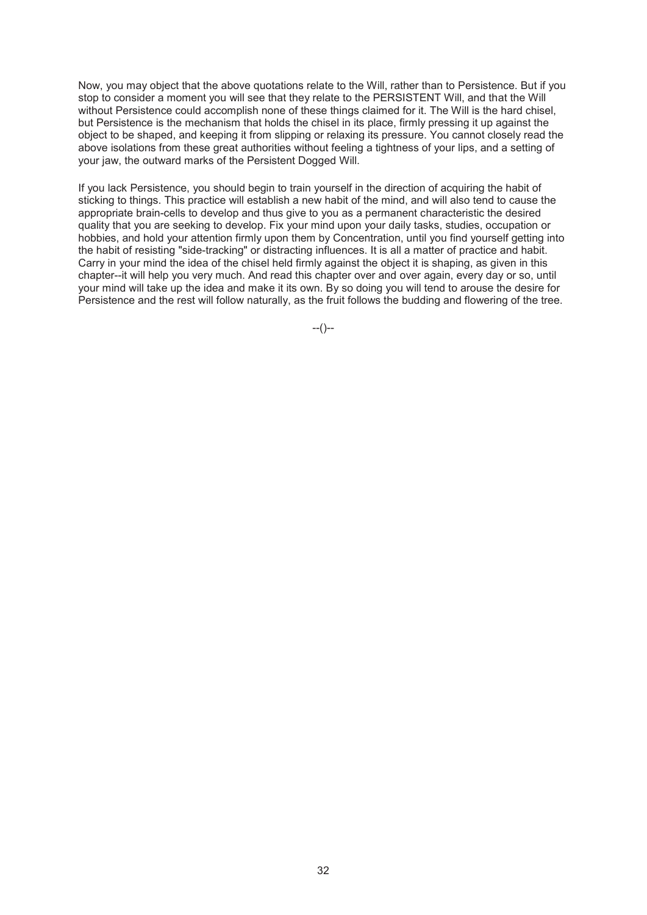Now, you may object that the above quotations relate to the Will, rather than to Persistence. But if you stop to consider a moment you will see that they relate to the PERSISTENT Will, and that the Will without Persistence could accomplish none of these things claimed for it. The Will is the hard chisel, but Persistence is the mechanism that holds the chisel in its place, firmly pressing it up against the object to be shaped, and keeping it from slipping or relaxing its pressure. You cannot closely read the above isolations from these great authorities without feeling a tightness of your lips, and a setting of your jaw, the outward marks of the Persistent Dogged Will.

If you lack Persistence, you should begin to train yourself in the direction of acquiring the habit of sticking to things. This practice will establish a new habit of the mind, and will also tend to cause the appropriate brain-cells to develop and thus give to you as a permanent characteristic the desired quality that you are seeking to develop. Fix your mind upon your daily tasks, studies, occupation or hobbies, and hold your attention firmly upon them by Concentration, until you find yourself getting into the habit of resisting "side-tracking" or distracting influences. It is all a matter of practice and habit. Carry in your mind the idea of the chisel held firmly against the object it is shaping, as given in this chapter--it will help you very much. And read this chapter over and over again, every day or so, until your mind will take up the idea and make it its own. By so doing you will tend to arouse the desire for Persistence and the rest will follow naturally, as the fruit follows the budding and flowering of the tree.

--()--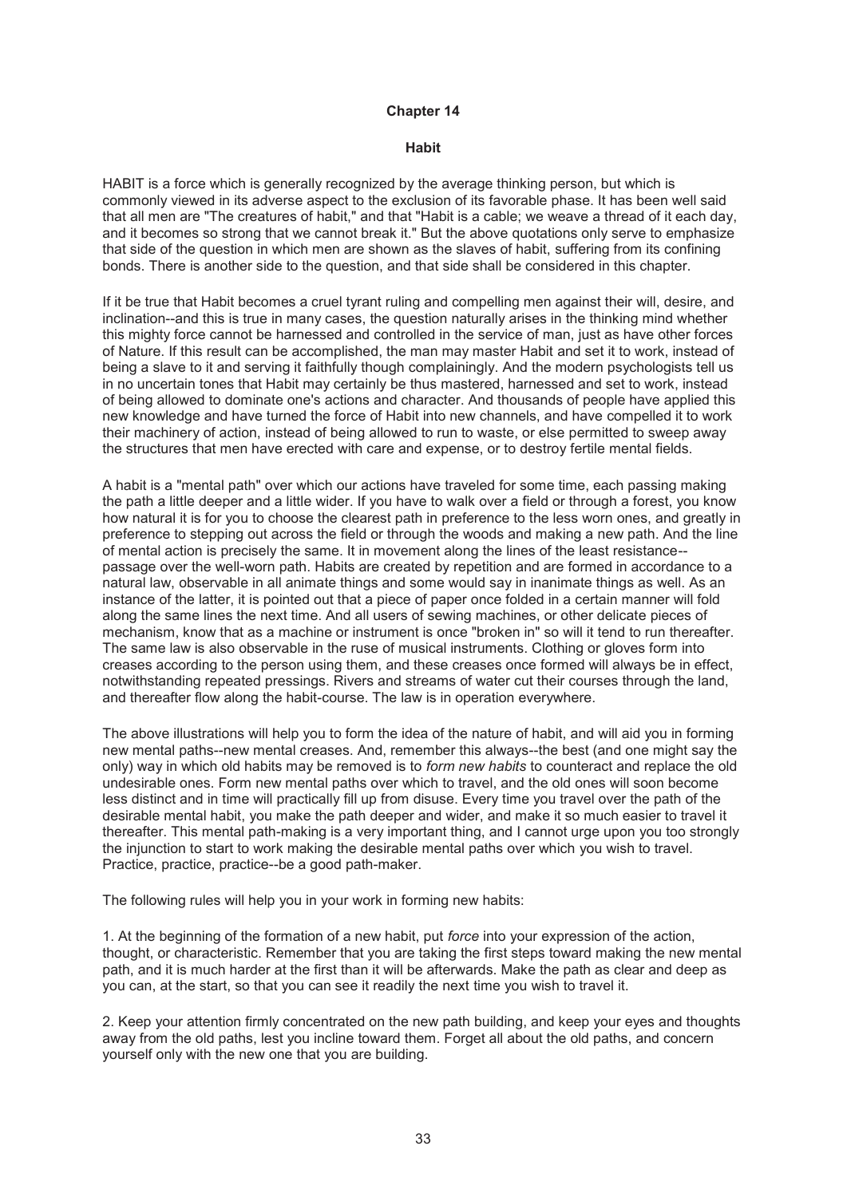# Chapter 14

## Habit

HABIT is a force which is generally recognized by the average thinking person, but which is commonly viewed in its adverse aspect to the exclusion of its favorable phase. It has been well said that all men are "The creatures of habit," and that "Habit is a cable; we weave a thread of it each day, and it becomes so strong that we cannot break it." But the above quotations only serve to emphasize that side of the question in which men are shown as the slaves of habit, suffering from its confining bonds. There is another side to the question, and that side shall be considered in this chapter.

If it be true that Habit becomes a cruel tyrant ruling and compelling men against their will, desire, and inclination--and this is true in many cases, the question naturally arises in the thinking mind whether this mighty force cannot be harnessed and controlled in the service of man, just as have other forces of Nature. If this result can be accomplished, the man may master Habit and set it to work, instead of being a slave to it and serving it faithfully though complainingly. And the modern psychologists tell us in no uncertain tones that Habit may certainly be thus mastered, harnessed and set to work, instead of being allowed to dominate one's actions and character. And thousands of people have applied this new knowledge and have turned the force of Habit into new channels, and have compelled it to work their machinery of action, instead of being allowed to run to waste, or else permitted to sweep away the structures that men have erected with care and expense, or to destroy fertile mental fields.

A habit is a "mental path" over which our actions have traveled for some time, each passing making the path a little deeper and a little wider. If you have to walk over a field or through a forest, you know how natural it is for you to choose the clearest path in preference to the less worn ones, and greatly in preference to stepping out across the field or through the woods and making a new path. And the line of mental action is precisely the same. It in movement along the lines of the least resistance--passage over the well-worn path. Habits are created by repetition and are formed in accordance to a natural law, observable in all animate things and some would say in inanimate things as well. As an instance of the latter, it is pointed out that a piece of paper once folded in a certain manner will fold along the same lines the next time. And all users of sewing machines, or other delicate pieces of mechanism, know that as a machine or instrument is once "broken in" so will it tend to run thereafter. The same law is also observable in the ruse of musical instruments. Clothing or gloves form into creases according to the person using them, and these creases once formed will always be in effect, notwithstanding repeated pressings. Rivers and streams of water cut their courses through the land, and thereafter flow along the habit-course. The law is in operation everywhere.

The above illustrations will help you to form the idea of the nature of habit, and will aid you in forming new mental paths--new mental creases. And, remember this always--the best (and one might say the only) way in which old habits may be removed is to *form new habits* to counteract and replace the old undesirable ones. Form new mental paths over which to travel, and the old ones will soon become less distinct and in time will practically fill up from disuse. Every time you travel over the path of the desirable mental habit, you make the path deeper and wider, and make it so much easier to travel it thereafter. This mental path-making is a very important thing, and I cannot urge upon you too strongly the injunction to start to work making the desirable mental paths over which you wish to travel. Practice, practice, practice--be a good path-maker.

The following rules will help you in your work in forming new habits:

1. At the beginning of the formation of a new habit, put *force* into your expression of the action, thought, or characteristic. Remember that you are taking the first steps toward making the new mental path, and it is much harder at the first than it will be afterwards. Make the path as clear and deep as you can, at the start, so that you can see it readily the next time you wish to travel it.

2. Keep your attention firmly concentrated on the new path building, and keep your eyes and thoughts away from the old paths, lest you incline toward them. Forget all about the old paths, and concern yourself only with the new one that you are building.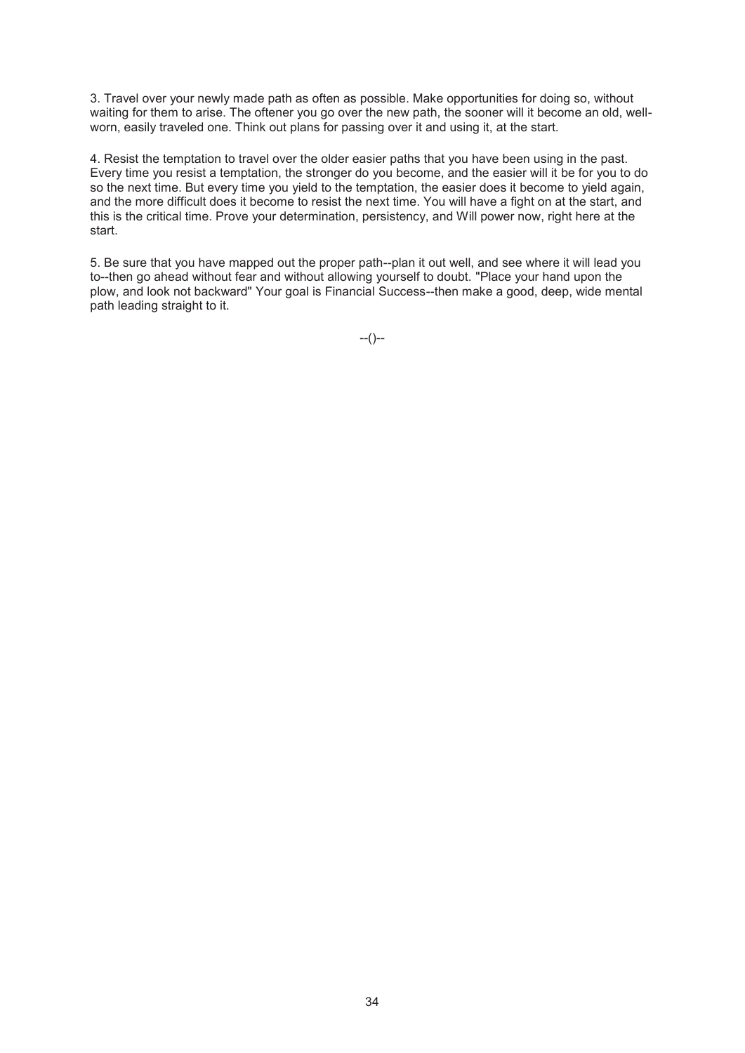3. Travel over your newly made path as often as possible. Make opportunities for doing so, without waiting for them to arise. The oftener you go over the new path, the sooner will it become an old, well-worn, easily traveled one. Think out plans for passing over it and using it, at the start.

4. Resist the temptation to travel over the older easier paths that you have been using in the past. Every time you resist a temptation, the stronger do you become, and the easier will it be for you to do so the next time. But every time you yield to the temptation, the easier does it become to yield again, and the more difficult does it become to resist the next time. You will have a fight on at the start, and this is the critical time. Prove your determination, persistency, and Will power now, right here at the start.

5. Be sure that you have mapped out the proper path--plan it out well, and see where it will lead you to--then go ahead without fear and without allowing yourself to doubt. "Place your hand upon the plow, and look not backward" Your goal is Financial Success--then make a good, deep, wide mental path leading straight to it.

--()--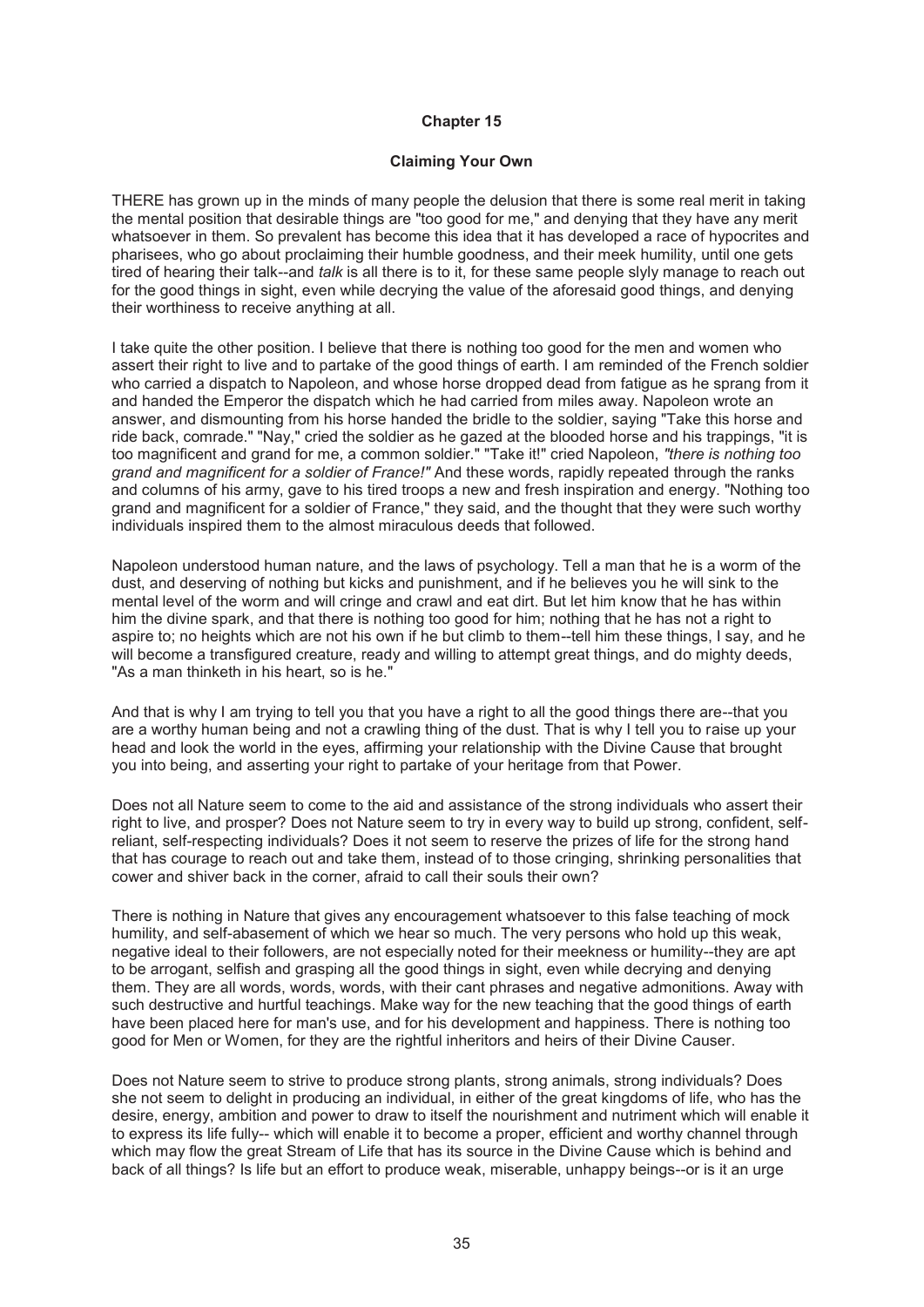## Chapter 15

### Claiming Your Own

THERE has grown up in the minds of many people the delusion that there is some real merit in taking the mental position that desirable things are "too good for me," and denying that they have any merit whatsoever in them. So prevalent has become this idea that it has developed a race of hypocrites and pharisees, who go about proclaiming their humble goodness, and their meek humility, until one gets tired of hearing their talk--and *talk* is all there is to it, for these same people slyly manage to reach out for the good things in sight, even while decrying the value of the aforesaid good things, and denying their worthiness to receive anything at all.

I take quite the other position. I believe that there is nothing too good for the men and women who assert their right to live and to partake of the good things of earth. I am reminded of the French soldier who carried a dispatch to Napoleon, and whose horse dropped dead from fatigue as he sprang from it and handed the Emperor the dispatch which he had carried from miles away. Napoleon wrote an answer, and dismounting from his horse handed the bridle to the soldier, saying "Take this horse and ride back, comrade." "Nay," cried the soldier as he gazed at the blooded horse and his trappings, "it is too magnificent and grand for me, a common soldier." "Take it!" cried Napoleon, *"there is nothing too grand and magnificent for a soldier of France!"* And these words, rapidly repeated through the ranks and columns of his army, gave to his tired troops a new and fresh inspiration and energy. "Nothing too grand and magnificent for a soldier of France," they said, and the thought that they were such worthy individuals inspired them to the almost miraculous deeds that followed.

Napoleon understood human nature, and the laws of psychology. Tell a man that he is a worm of the dust, and deserving of nothing but kicks and punishment, and if he believes you he will sink to the mental level of the worm and will cringe and crawl and eat dirt. But let him know that he has within him the divine spark, and that there is nothing too good for him; nothing that he has not a right to aspire to; no heights which are not his own if he but climb to them--tell him these things, I say, and he will become a transfigured creature, ready and willing to attempt great things, and do mighty deeds, "As a man thinketh in his heart, so is he."

And that is why I am trying to tell you that you have a right to all the good things there are--that you are a worthy human being and not a crawling thing of the dust. That is why I tell you to raise up your head and look the world in the eyes, affirming your relationship with the Divine Cause that brought you into being, and asserting your right to partake of your heritage from that Power.

Does not all Nature seem to come to the aid and assistance of the strong individuals who assert their right to live, and prosper? Does not Nature seem to try in every way to build up strong, confident, self-reliant, self-respecting individuals? Does it not seem to reserve the prizes of life for the strong hand that has courage to reach out and take them, instead of to those cringing, shrinking personalities that cower and shiver back in the corner, afraid to call their souls their own?

There is nothing in Nature that gives any encouragement whatsoever to this false teaching of mock humility, and self-abasement of which we hear so much. The very persons who hold up this weak, negative ideal to their followers, are not especially noted for their meekness or humility--they are apt to be arrogant, selfish and grasping all the good things in sight, even while decrying and denying them. They are all words, words, words, with their cant phrases and negative admonitions. Away with such destructive and hurtful teachings. Make way for the new teaching that the good things of earth have been placed here for man's use, and for his development and happiness. There is nothing too good for Men or Women, for they are the rightful inheritors and heirs of their Divine Causer.

Does not Nature seem to strive to produce strong plants, strong animals, strong individuals? Does she not seem to delight in producing an individual, in either of the great kingdoms of life, who has the desire, energy, ambition and power to draw to itself the nourishment and nutriment which will enable it to express its life fully-- which will enable it to become a proper, efficient and worthy channel through which may flow the great Stream of Life that has its source in the Divine Cause which is behind and back of all things? Is life but an effort to produce weak, miserable, unhappy beings--or is it an urge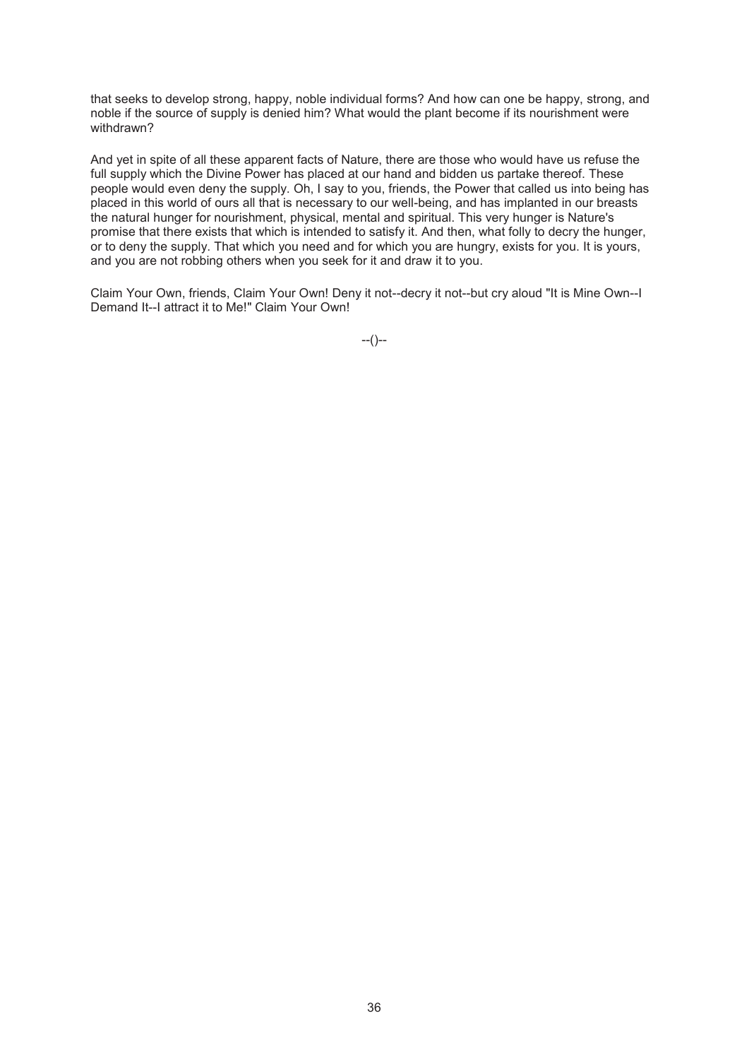that seeks to develop strong, happy, noble individual forms? And how can one be happy, strong, and noble if the source of supply is denied him? What would the plant become if its nourishment were withdrawn?

And yet in spite of all these apparent facts of Nature, there are those who would have us refuse the full supply which the Divine Power has placed at our hand and bidden us partake thereof. These people would even deny the supply. Oh, I say to you, friends, the Power that called us into being has placed in this world of ours all that is necessary to our well-being, and has implanted in our breasts the natural hunger for nourishment, physical, mental and spiritual. This very hunger is Nature's promise that there exists that which is intended to satisfy it. And then, what folly to decry the hunger, or to deny the supply. That which you need and for which you are hungry, exists for you. It is yours, and you are not robbing others when you seek for it and draw it to you.

Claim Your Own, friends, Claim Your Own! Deny it not--decry it not--but cry aloud "It is Mine Own--I Demand It--I attract it to Me!" Claim Your Own!

--()--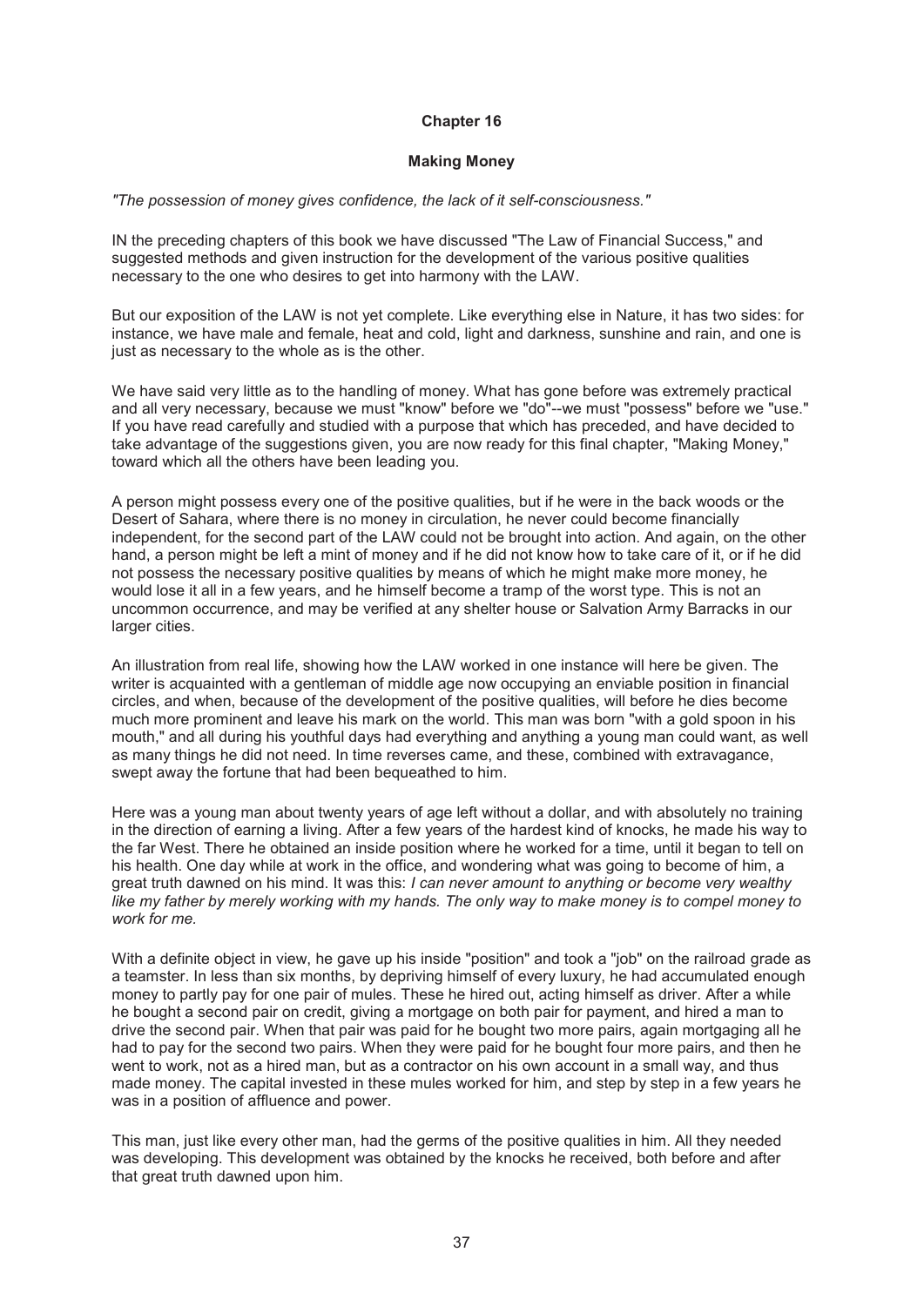# Chapter 16

## Making Money

*"The possession of money gives confidence, the lack of it self-consciousness."*

IN the preceding chapters of this book we have discussed "The Law of Financial Success," and suggested methods and given instruction for the development of the various positive qualities necessary to the one who desires to get into harmony with the LAW.

But our exposition of the LAW is not yet complete. Like everything else in Nature, it has two sides: for instance, we have male and female, heat and cold, light and darkness, sunshine and rain, and one is just as necessary to the whole as is the other.

We have said very little as to the handling of money. What has gone before was extremely practical and all very necessary, because we must "know" before we "do"--we must "possess" before we "use." If you have read carefully and studied with a purpose that which has preceded, and have decided to take advantage of the suggestions given, you are now ready for this final chapter, "Making Money," toward which all the others have been leading you.

A person might possess every one of the positive qualities, but if he were in the back woods or the Desert of Sahara, where there is no money in circulation, he never could become financially independent, for the second part of the LAW could not be brought into action. And again, on the other hand, a person might be left a mint of money and if he did not know how to take care of it, or if he did not possess the necessary positive qualities by means of which he might make more money, he would lose it all in a few years, and he himself become a tramp of the worst type. This is not an uncommon occurrence, and may be verified at any shelter house or Salvation Army Barracks in our larger cities.

An illustration from real life, showing how the LAW worked in one instance will here be given. The writer is acquainted with a gentleman of middle age now occupying an enviable position in financial circles, and when, because of the development of the positive qualities, will before he dies become much more prominent and leave his mark on the world. This man was born "with a gold spoon in his mouth," and all during his youthful days had everything and anything a young man could want, as well as many things he did not need. In time reverses came, and these, combined with extravagance, swept away the fortune that had been bequeathed to him.

Here was a young man about twenty years of age left without a dollar, and with absolutely no training in the direction of earning a living. After a few years of the hardest kind of knocks, he made his way to the far West. There he obtained an inside position where he worked for a time, until it began to tell on his health. One day while at work in the office, and wondering what was going to become of him, a great truth dawned on his mind. It was this: *I can never amount to anything or become very wealthy like my father by merely working with my hands. The only way to make money is to compel money to work for me.*

With a definite object in view, he gave up his inside "position" and took a "job" on the railroad grade as a teamster. In less than six months, by depriving himself of every luxury, he had accumulated enough money to partly pay for one pair of mules. These he hired out, acting himself as driver. After a while he bought a second pair on credit, giving a mortgage on both pair for payment, and hired a man to drive the second pair. When that pair was paid for he bought two more pairs, again mortgaging all he had to pay for the second two pairs. When they were paid for he bought four more pairs, and then he went to work, not as a hired man, but as a contractor on his own account in a small way, and thus made money. The capital invested in these mules worked for him, and step by step in a few years he was in a position of affluence and power.

This man, just like every other man, had the germs of the positive qualities in him. All they needed was developing. This development was obtained by the knocks he received, both before and after that great truth dawned upon him.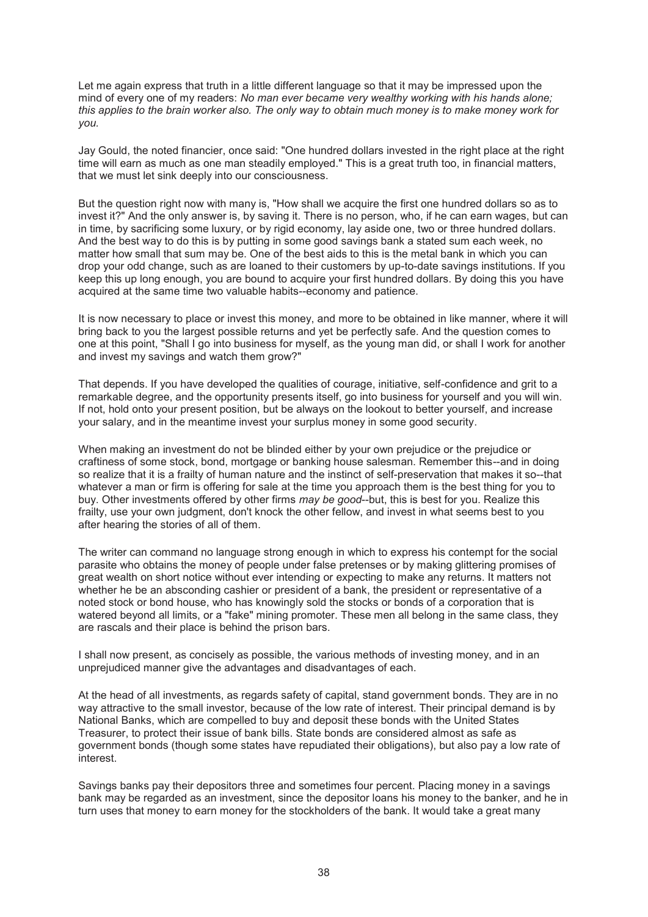Let me again express that truth in a little different language so that it may be impressed upon the mind of every one of my readers: *No man ever became very wealthy working with his hands alone; this applies to the brain worker also. The only way to obtain much money is to make money work for you.*

Jay Gould, the noted financier, once said: "One hundred dollars invested in the right place at the right time will earn as much as one man steadily employed." This is a great truth too, in financial matters, that we must let sink deeply into our consciousness.

But the question right now with many is, "How shall we acquire the first one hundred dollars so as to invest it?" And the only answer is, by saving it. There is no person, who, if he can earn wages, but can in time, by sacrificing some luxury, or by rigid economy, lay aside one, two or three hundred dollars. And the best way to do this is by putting in some good savings bank a stated sum each week, no matter how small that sum may be. One of the best aids to this is the metal bank in which you can drop your odd change, such as are loaned to their customers by up-to-date savings institutions. If you keep this up long enough, you are bound to acquire your first hundred dollars. By doing this you have acquired at the same time two valuable habits--economy and patience.

It is now necessary to place or invest this money, and more to be obtained in like manner, where it will bring back to you the largest possible returns and yet be perfectly safe. And the question comes to one at this point, "Shall I go into business for myself, as the young man did, or shall I work for another and invest my savings and watch them grow?"

That depends. If you have developed the qualities of courage, initiative, self-confidence and grit to a remarkable degree, and the opportunity presents itself, go into business for yourself and you will win. If not, hold onto your present position, but be always on the lookout to better yourself, and increase your salary, and in the meantime invest your surplus money in some good security.

When making an investment do not be blinded either by your own prejudice or the prejudice or craftiness of some stock, bond, mortgage or banking house salesman. Remember this--and in doing so realize that it is a frailty of human nature and the instinct of self-preservation that makes it so--that whatever a man or firm is offering for sale at the time you approach them is the best thing for you to buy. Other investments offered by other firms *may be good*--but, this is best for you. Realize this frailty, use your own judgment, don't knock the other fellow, and invest in what seems best to you after hearing the stories of all of them.

The writer can command no language strong enough in which to express his contempt for the social parasite who obtains the money of people under false pretenses or by making glittering promises of great wealth on short notice without ever intending or expecting to make any returns. It matters not whether he be an absconding cashier or president of a bank, the president or representative of a noted stock or bond house, who has knowingly sold the stocks or bonds of a corporation that is watered beyond all limits, or a "fake" mining promoter. These men all belong in the same class, they are rascals and their place is behind the prison bars.

I shall now present, as concisely as possible, the various methods of investing money, and in an unprejudiced manner give the advantages and disadvantages of each.

At the head of all investments, as regards safety of capital, stand government bonds. They are in no way attractive to the small investor, because of the low rate of interest. Their principal demand is by National Banks, which are compelled to buy and deposit these bonds with the United States Treasurer, to protect their issue of bank bills. State bonds are considered almost as safe as government bonds (though some states have repudiated their obligations), but also pay a low rate of interest.

Savings banks pay their depositors three and sometimes four percent. Placing money in a savings bank may be regarded as an investment, since the depositor loans his money to the banker, and he in turn uses that money to earn money for the stockholders of the bank. It would take a great many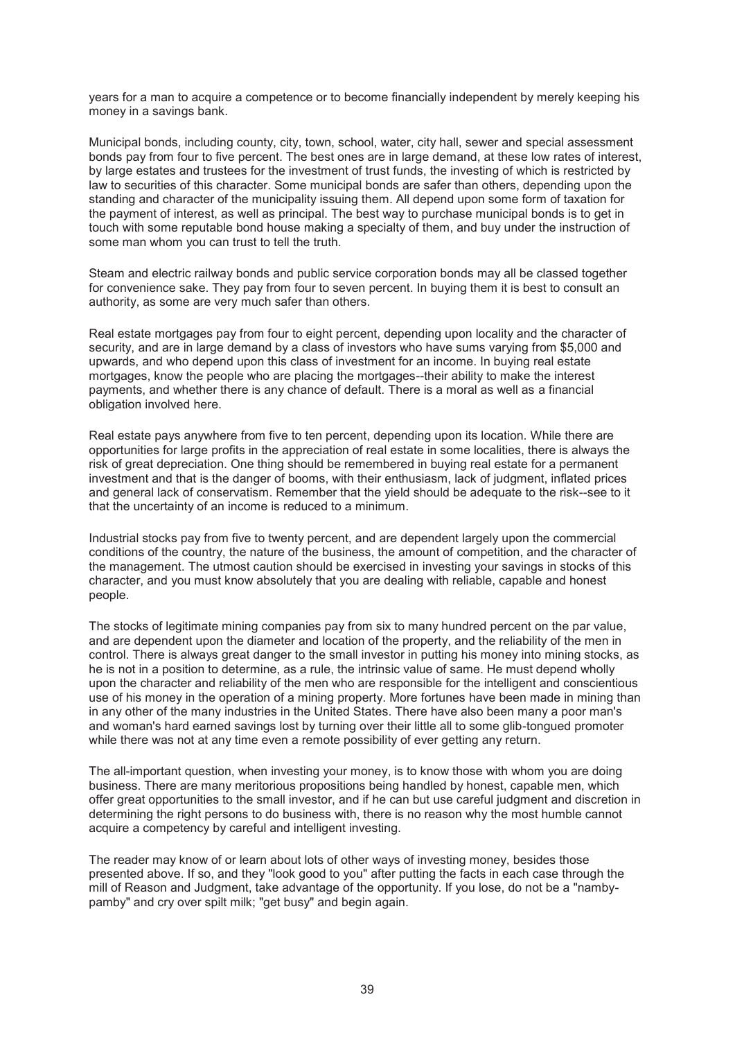years for a man to acquire a competence or to become financially independent by merely keeping his money in a savings bank.

Municipal bonds, including county, city, town, school, water, city hall, sewer and special assessment bonds pay from four to five percent. The best ones are in large demand, at these low rates of interest, by large estates and trustees for the investment of trust funds, the investing of which is restricted by law to securities of this character. Some municipal bonds are safer than others, depending upon the standing and character of the municipality issuing them. All depend upon some form of taxation for the payment of interest, as well as principal. The best way to purchase municipal bonds is to get in touch with some reputable bond house making a specialty of them, and buy under the instruction of some man whom you can trust to tell the truth.

Steam and electric railway bonds and public service corporation bonds may all be classed together for convenience sake. They pay from four to seven percent. In buying them it is best to consult an authority, as some are very much safer than others.

Real estate mortgages pay from four to eight percent, depending upon locality and the character of security, and are in large demand by a class of investors who have sums varying from $5,000 and upwards, and who depend upon this class of investment for an income. In buying real estate mortgages, know the people who are placing the mortgages--their ability to make the interest payments, and whether there is any chance of default. There is a moral as well as a financial obligation involved here.

Real estate pays anywhere from five to ten percent, depending upon its location. While there are opportunities for large profits in the appreciation of real estate in some localities, there is always the risk of great depreciation. One thing should be remembered in buying real estate for a permanent investment and that is the danger of booms, with their enthusiasm, lack of judgment, inflated prices and general lack of conservatism. Remember that the yield should be adequate to the risk--see to it that the uncertainty of an income is reduced to a minimum.

Industrial stocks pay from five to twenty percent, and are dependent largely upon the commercial conditions of the country, the nature of the business, the amount of competition, and the character of the management. The utmost caution should be exercised in investing your savings in stocks of this character, and you must know absolutely that you are dealing with reliable, capable and honest people.

The stocks of legitimate mining companies pay from six to many hundred percent on the par value, and are dependent upon the diameter and location of the property, and the reliability of the men in control. There is always great danger to the small investor in putting his money into mining stocks, as he is not in a position to determine, as a rule, the intrinsic value of same. He must depend wholly upon the character and reliability of the men who are responsible for the intelligent and conscientious use of his money in the operation of a mining property. More fortunes have been made in mining than in any other of the many industries in the United States. There have also been many a poor man's and woman's hard earned savings lost by turning over their little all to some glib-tongued promoter while there was not at any time even a remote possibility of ever getting any return.

The all-important question, when investing your money, is to know those with whom you are doing business. There are many meritorious propositions being handled by honest, capable men, which offer great opportunities to the small investor, and if he can but use careful judgment and discretion in determining the right persons to do business with, there is no reason why the most humble cannot acquire a competency by careful and intelligent investing.

The reader may know of or learn about lots of other ways of investing money, besides those presented above. If so, and they "look good to you" after putting the facts in each case through the mill of Reason and Judgment, take advantage of the opportunity. If you lose, do not be a "namby-pamby" and cry over spilt milk; "get busy" and begin again.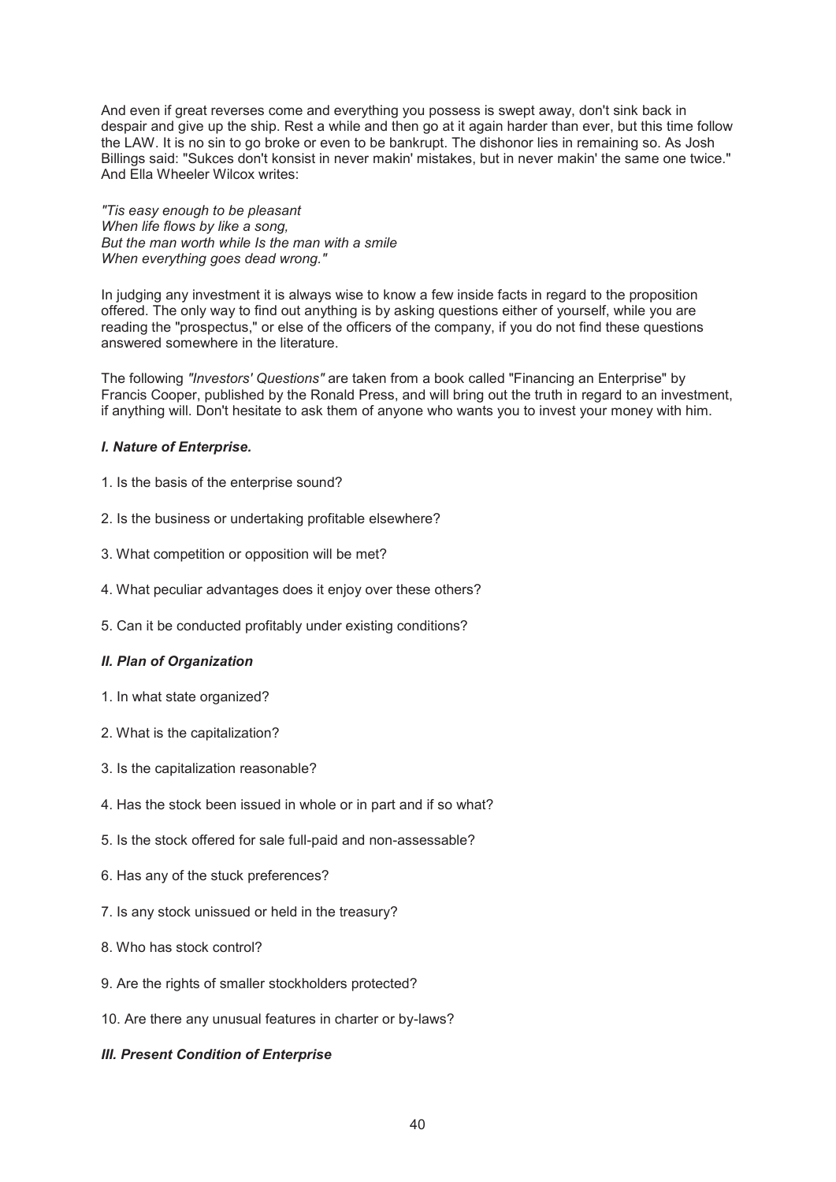And even if great reverses come and everything you possess is swept away, don't sink back in despair and give up the ship. Rest a while and then go at it again harder than ever, but this time follow the LAW. It is no sin to go broke or even to be bankrupt. The dishonor lies in remaining so. As Josh Billings said: "Sukces don't konsist in never makin' mistakes, but in never makin' the same one twice." And Ella Wheeler Wilcox writes:

*"Tis easy enough to be pleasant*
*When life flows by like a song,*
*But the man worth while Is the man with a smile*
*When everything goes dead wrong."*

In judging any investment it is always wise to know a few inside facts in regard to the proposition offered. The only way to find out anything is by asking questions either of yourself, while you are reading the "prospectus," or else of the officers of the company, if you do not find these questions answered somewhere in the literature.

The following *"Investors' Questions"* are taken from a book called "Financing an Enterprise" by Francis Cooper, published by the Ronald Press, and will bring out the truth in regard to an investment, if anything will. Don't hesitate to ask them of anyone who wants you to invest your money with him.

***I. Nature of Enterprise.***

1. Is the basis of the enterprise sound?

2. Is the business or undertaking profitable elsewhere?

3. What competition or opposition will be met?

4. What peculiar advantages does it enjoy over these others?

5. Can it be conducted profitably under existing conditions?

***II. Plan of Organization***

1. In what state organized?

2. What is the capitalization?

3. Is the capitalization reasonable?

4. Has the stock been issued in whole or in part and if so what?

5. Is the stock offered for sale full-paid and non-assessable?

6. Has any of the stuck preferences?

7. Is any stock unissued or held in the treasury?

8. Who has stock control?

9. Are the rights of smaller stockholders protected?

10. Are there any unusual features in charter or by-laws?

***III. Present Condition of Enterprise***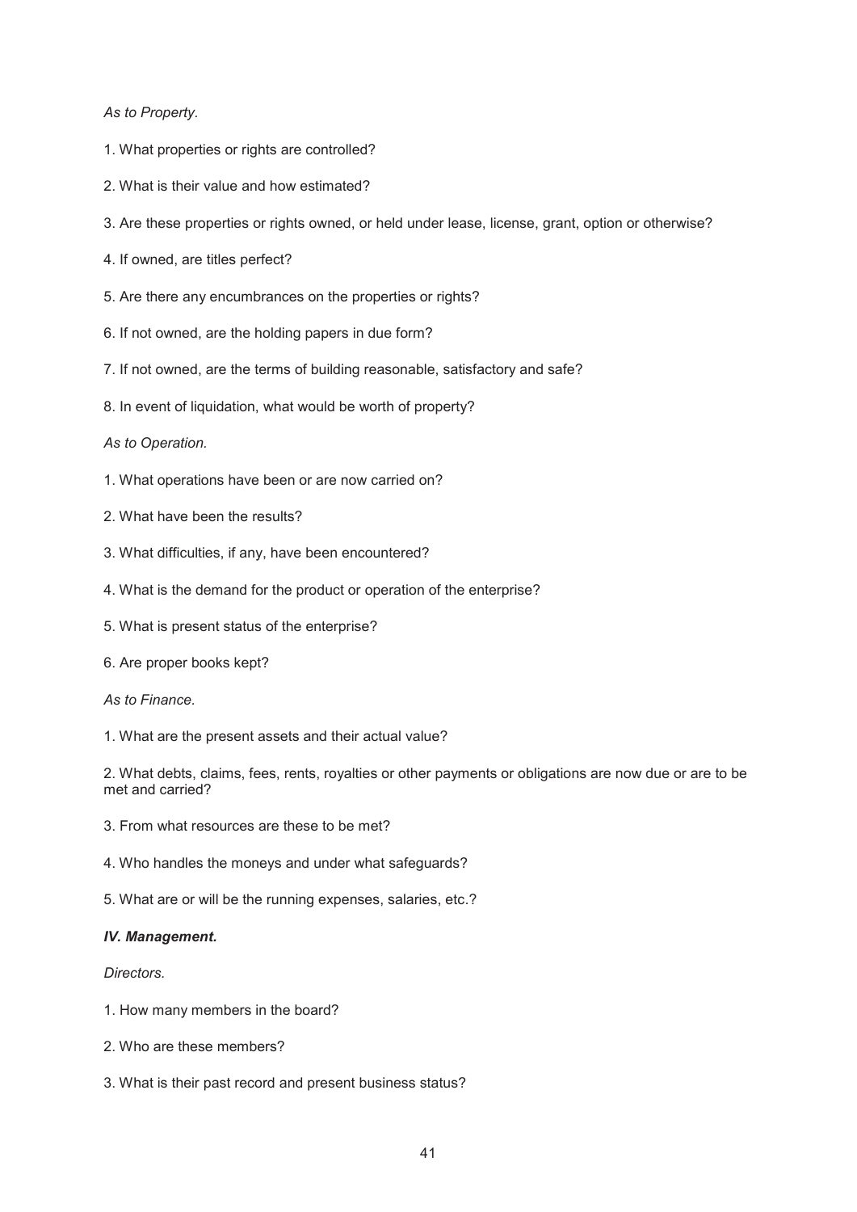*As to Property.*

1. What properties or rights are controlled?

2. What is their value and how estimated?

3. Are these properties or rights owned, or held under lease, license, grant, option or otherwise?

4. If owned, are titles perfect?

5. Are there any encumbrances on the properties or rights?

6. If not owned, are the holding papers in due form?

7. If not owned, are the terms of building reasonable, satisfactory and safe?

8. In event of liquidation, what would be worth of property?

*As to Operation.*

1. What operations have been or are now carried on?

2. What have been the results?

3. What difficulties, if any, have been encountered?

4. What is the demand for the product or operation of the enterprise?

5. What is present status of the enterprise?

6. Are proper books kept?

*As to Finance.*

1. What are the present assets and their actual value?

2. What debts, claims, fees, rents, royalties or other payments or obligations are now due or are to be met and carried?

3. From what resources are these to be met?

4. Who handles the moneys and under what safeguards?

5. What are or will be the running expenses, salaries, etc.?

***IV. Management.***

*Directors.*

1. How many members in the board?

2. Who are these members?

3. What is their past record and present business status?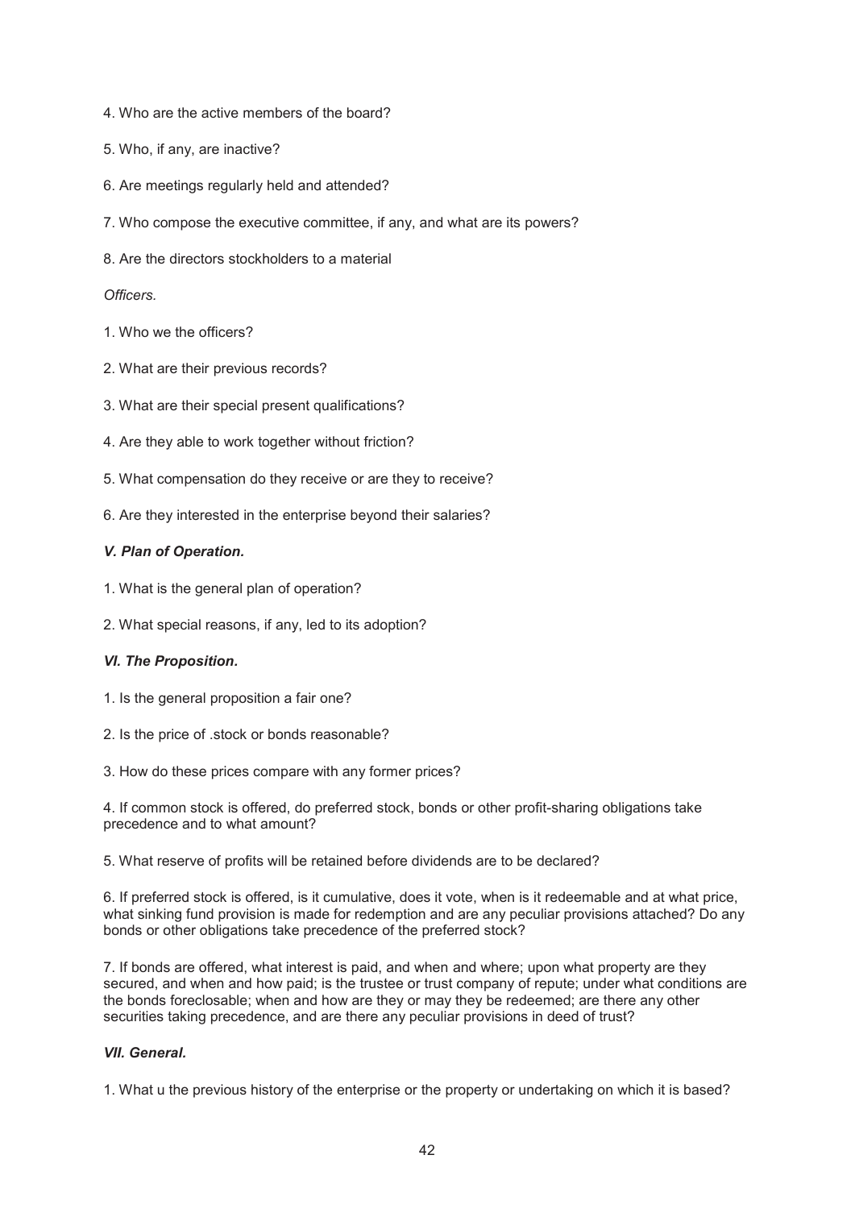4. Who are the active members of the board?

5. Who, if any, are inactive?

6. Are meetings regularly held and attended?

7. Who compose the executive committee, if any, and what are its powers?

8. Are the directors stockholders to a material

*Officers.*

1. Who we the officers?

2. What are their previous records?

3. What are their special present qualifications?

4. Are they able to work together without friction?

5. What compensation do they receive or are they to receive?

6. Are they interested in the enterprise beyond their salaries?

### *V. Plan of Operation.*

1. What is the general plan of operation?

2. What special reasons, if any, led to its adoption?

### *VI. The Proposition.*

1. Is the general proposition a fair one?

2. Is the price of .stock or bonds reasonable?

3. How do these prices compare with any former prices?

4. If common stock is offered, do preferred stock, bonds or other profit-sharing obligations take precedence and to what amount?

5. What reserve of profits will be retained before dividends are to be declared?

6. If preferred stock is offered, is it cumulative, does it vote, when is it redeemable and at what price, what sinking fund provision is made for redemption and are any peculiar provisions attached? Do any bonds or other obligations take precedence of the preferred stock?

7. If bonds are offered, what interest is paid, and when and where; upon what property are they secured, and when and how paid; is the trustee or trust company of repute; under what conditions are the bonds foreclosable; when and how are they or may they be redeemed; are there any other securities taking precedence, and are there any peculiar provisions in deed of trust?

### *VII. General.*

1. What u the previous history of the enterprise or the property or undertaking on which it is based?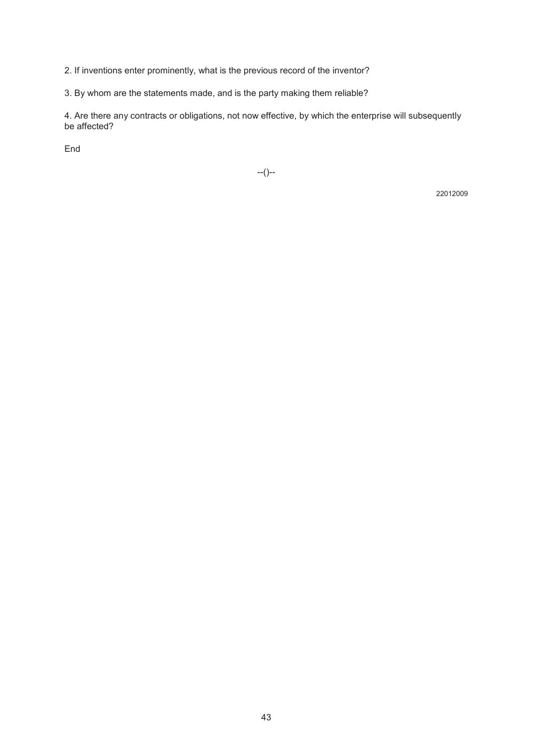2. If inventions enter prominently, what is the previous record of the inventor?

3. By whom are the statements made, and is the party making them reliable?

4. Are there any contracts or obligations, not now effective, by which the enterprise will subsequently be affected?

End

--()--

22012009